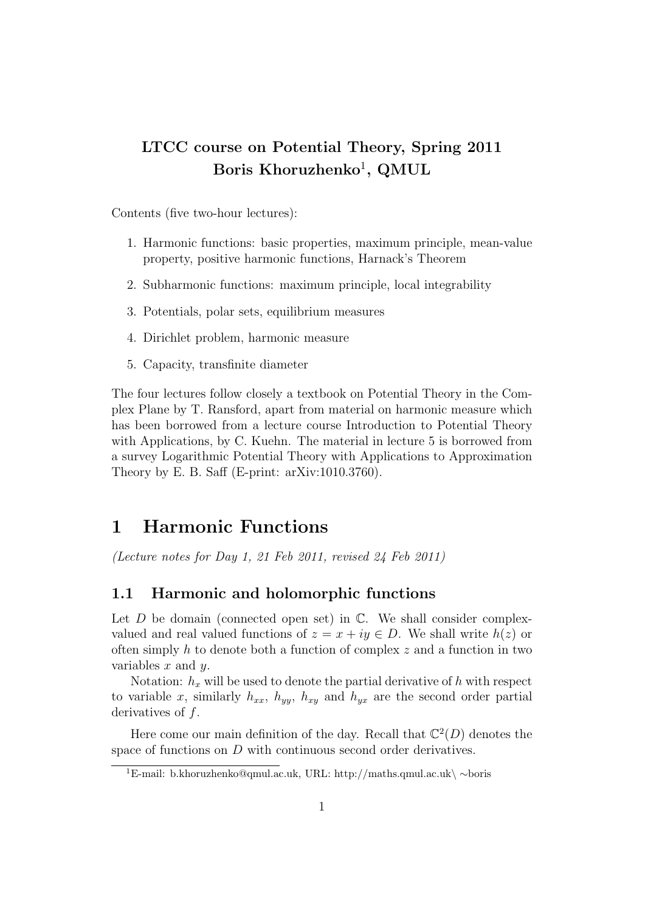**LTCC course on Potential Theory, Spring 2011**
**Boris Khoruzhenko[1], QMUL**

Contents (five two-hour lectures):

1. Harmonic functions: basic properties, maximum principle, mean-value property, positive harmonic functions, Harnack's Theorem
2. Subharmonic functions: maximum principle, local integrability
3. Potentials, polar sets, equilibrium measures
4. Dirichlet problem, harmonic measure
5. Capacity, transfinite diameter

The four lectures follow closely a textbook on Potential Theory in the Complex Plane by T. Ransford, apart from material on harmonic measure which has been borrowed from a lecture course Introduction to Potential Theory with Applications, by C. Kuehn. The material in lecture 5 is borrowed from a survey Logarithmic Potential Theory with Applications to Approximation Theory by E. B. Saff (E-print: arXiv:1010.3760).

# 1 Harmonic Functions

*(Lecture notes for Day 1, 21 Feb 2011, revised 24 Feb 2011)*

## 1.1 Harmonic and holomorphic functions

Let $D$ be domain (connected open set) in $\mathbb{C}$. We shall consider complex-valued and real valued functions of $z = x + iy \in D$. We shall write $h(z)$ or often simply $h$ to denote both a function of complex $z$ and a function in two variables $x$ and $y$.

Notation: $h_x$ will be used to denote the partial derivative of $h$ with respect to variable $x$, similarly $h_{xx}$, $h_{yy}$, $h_{xy}$ and $h_{yx}$ are the second order partial derivatives of $f$.

Here come our main definition of the day. Recall that $\mathbb{C}^2(D)$ denotes the space of functions on $D$ with continuous second order derivatives.

[1]E-mail: b.khoruzhenko@qmul.ac.uk, URL: http://maths.qmul.ac.uk\ ∼boris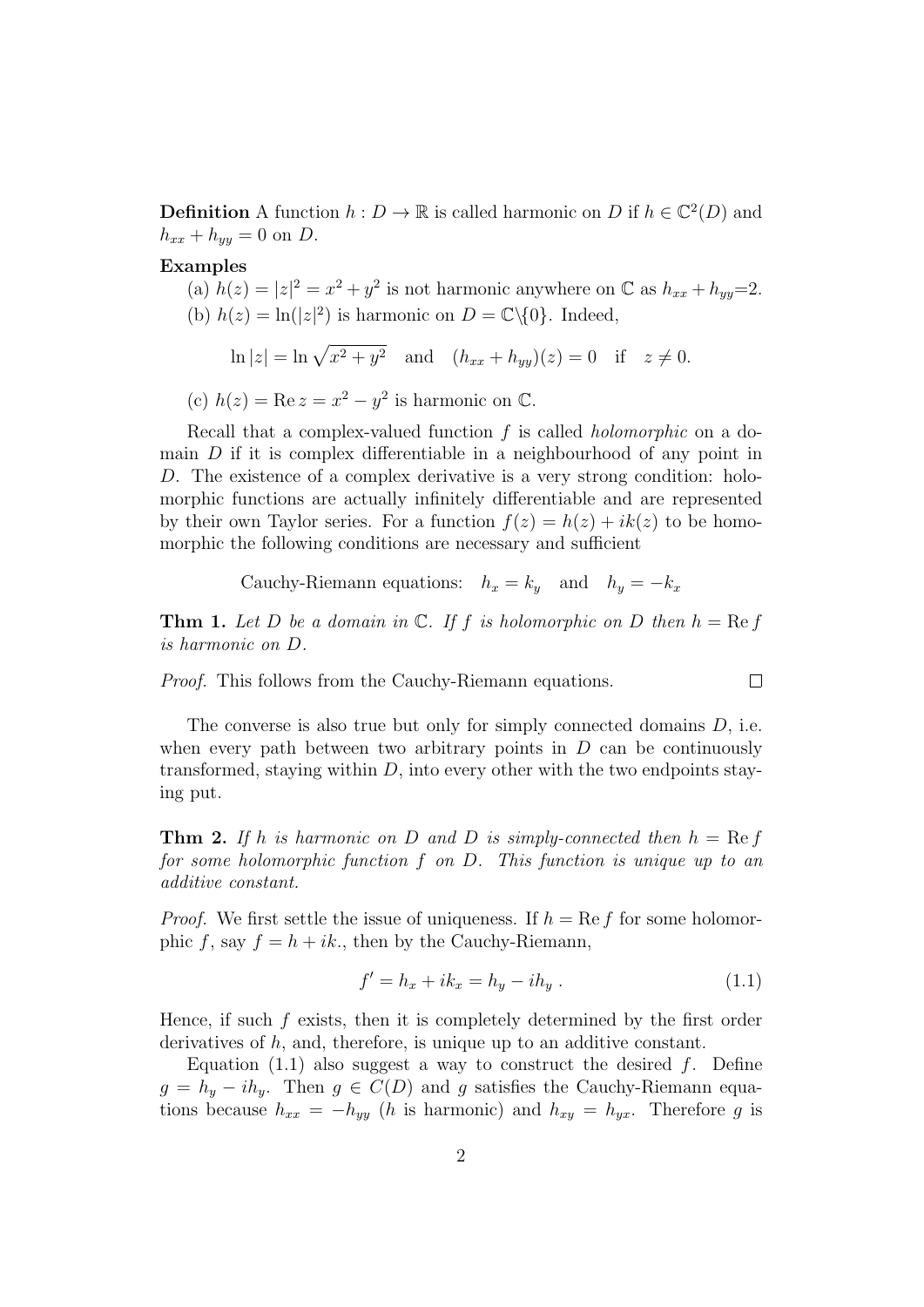**Definition** A function $h : D \to \mathbb{R}$ is called harmonic on $D$ if $h \in \mathbb{C}^2(D)$ and $h_{xx} + h_{yy} = 0$ on $D$.

**Examples**

(a) $h(z) = |z|^2 = x^2 + y^2$ is not harmonic anywhere on $\mathbb{C}$ as $h_{xx} + h_{yy}$=2.

(b) $h(z) = \ln(|z|^2)$ is harmonic on $D = \mathbb{C}\backslash\{0\}$. Indeed,

$$\ln |z| = \ln \sqrt{x^2 + y^2} \quad \text{and} \quad (h_{xx} + h_{yy})(z) = 0 \quad \text{if} \quad z \neq 0.$$

(c) $h(z) = \operatorname{Re} z = x^2 - y^2$ is harmonic on $\mathbb{C}$.

Recall that a complex-valued function $f$ is called *holomorphic* on a domain $D$ if it is complex differentiable in a neighbourhood of any point in $D$. The existence of a complex derivative is a very strong condition: holomorphic functions are actually infinitely differentiable and are represented by their own Taylor series. For a function $f(z) = h(z) + ik(z)$ to be homomorphic the following conditions are necessary and sufficient

$$\text{Cauchy-Riemann equations:} \quad h_x = k_y \quad \text{and} \quad h_y = -k_x$$

**Thm 1.** *Let $D$ be a domain in $\mathbb{C}$. If $f$ is holomorphic on $D$ then $h = \operatorname{Re} f$ is harmonic on $D$.*

*Proof.* This follows from the Cauchy-Riemann equations. □

The converse is also true but only for simply connected domains $D$, i.e. when every path between two arbitrary points in $D$ can be continuously transformed, staying within $D$, into every other with the two endpoints staying put.

**Thm 2.** *If $h$ is harmonic on $D$ and $D$ is simply-connected then $h = \operatorname{Re} f$ for some holomorphic function $f$ on $D$. This function is unique up to an additive constant.*

*Proof.* We first settle the issue of uniqueness. If $h = \operatorname{Re} f$ for some holomorphic $f$, say $f = h + ik.$, then by the Cauchy-Riemann,

$$f' = h_x + ik_x = h_y - ih_y \ . \tag{1.1}$$

Hence, if such $f$ exists, then it is completely determined by the first order derivatives of $h$, and, therefore, is unique up to an additive constant.

Equation (1.1) also suggest a way to construct the desired $f$. Define $g = h_y - ih_y$. Then $g \in C(D)$ and $g$ satisfies the Cauchy-Riemann equations because $h_{xx} = -h_{yy}$ ($h$ is harmonic) and $h_{xy} = h_{yx}$. Therefore $g$ is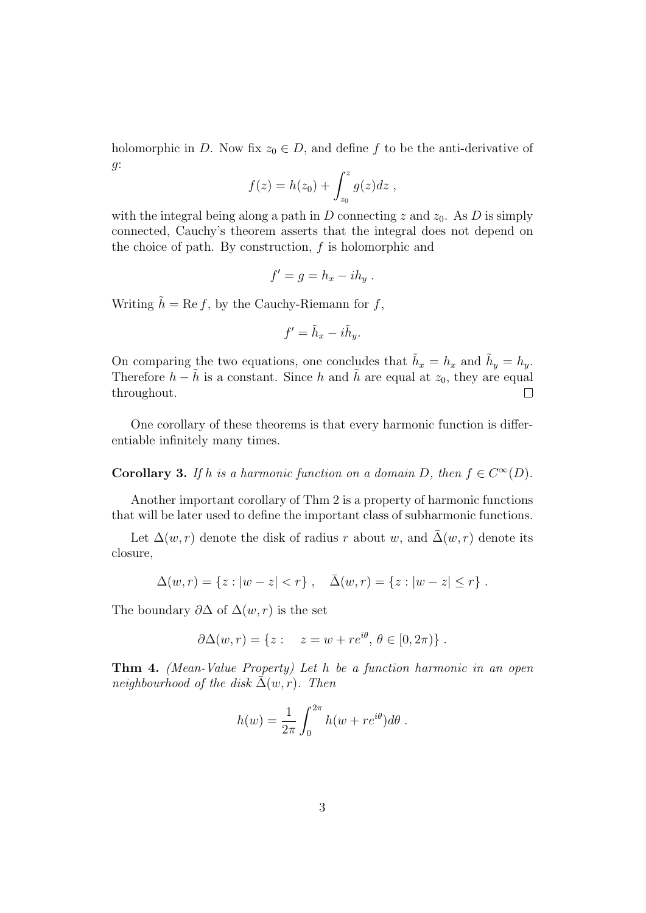holomorphic in $D$. Now fix $z_0 \in D$, and define $f$ to be the anti-derivative of $g$:

$$f(z) = h(z_0) + \int_{z_0}^{z} g(z)dz ,$$

with the integral being along a path in $D$ connecting $z$ and $z_0$. As $D$ is simply connected, Cauchy's theorem asserts that the integral does not depend on the choice of path. By construction, $f$ is holomorphic and

$$f' = g = h_x - ih_y .$$

Writing $\tilde{h} = \operatorname{Re} f$, by the Cauchy-Riemann for $f$,

$$f' = \tilde{h}_x - i\tilde{h}_y.$$

On comparing the two equations, one concludes that $\tilde{h}_x = h_x$ and $\tilde{h}_y = h_y$. Therefore $h - \tilde{h}$ is a constant. Since $h$ and $\tilde{h}$ are equal at $z_0$, they are equal throughout. $\square$

One corollary of these theorems is that every harmonic function is differentiable infinitely many times.

**Corollary 3.** *If $h$ is a harmonic function on a domain $D$, then $f \in C^\infty(D)$.*

Another important corollary of Thm 2 is a property of harmonic functions that will be later used to define the important class of subharmonic functions.

Let $\Delta(w, r)$ denote the disk of radius $r$ about $w$, and $\bar{\Delta}(w, r)$ denote its closure,

$$\Delta(w, r) = \{z : |w - z| < r\} , \quad \bar{\Delta}(w, r) = \{z : |w - z| \le r\} .$$

The boundary $\partial\Delta$ of $\Delta(w, r)$ is the set

$$\partial\Delta(w, r) = \{z : \quad z = w + re^{i\theta}, \, \theta \in [0, 2\pi)\} .$$

**Thm 4.** *(Mean-Value Property) Let $h$ be a function harmonic in an open neighbourhood of the disk $\bar{\Delta}(w, r)$. Then*

$$h(w) = \frac{1}{2\pi} \int_0^{2\pi} h(w + re^{i\theta})d\theta .$$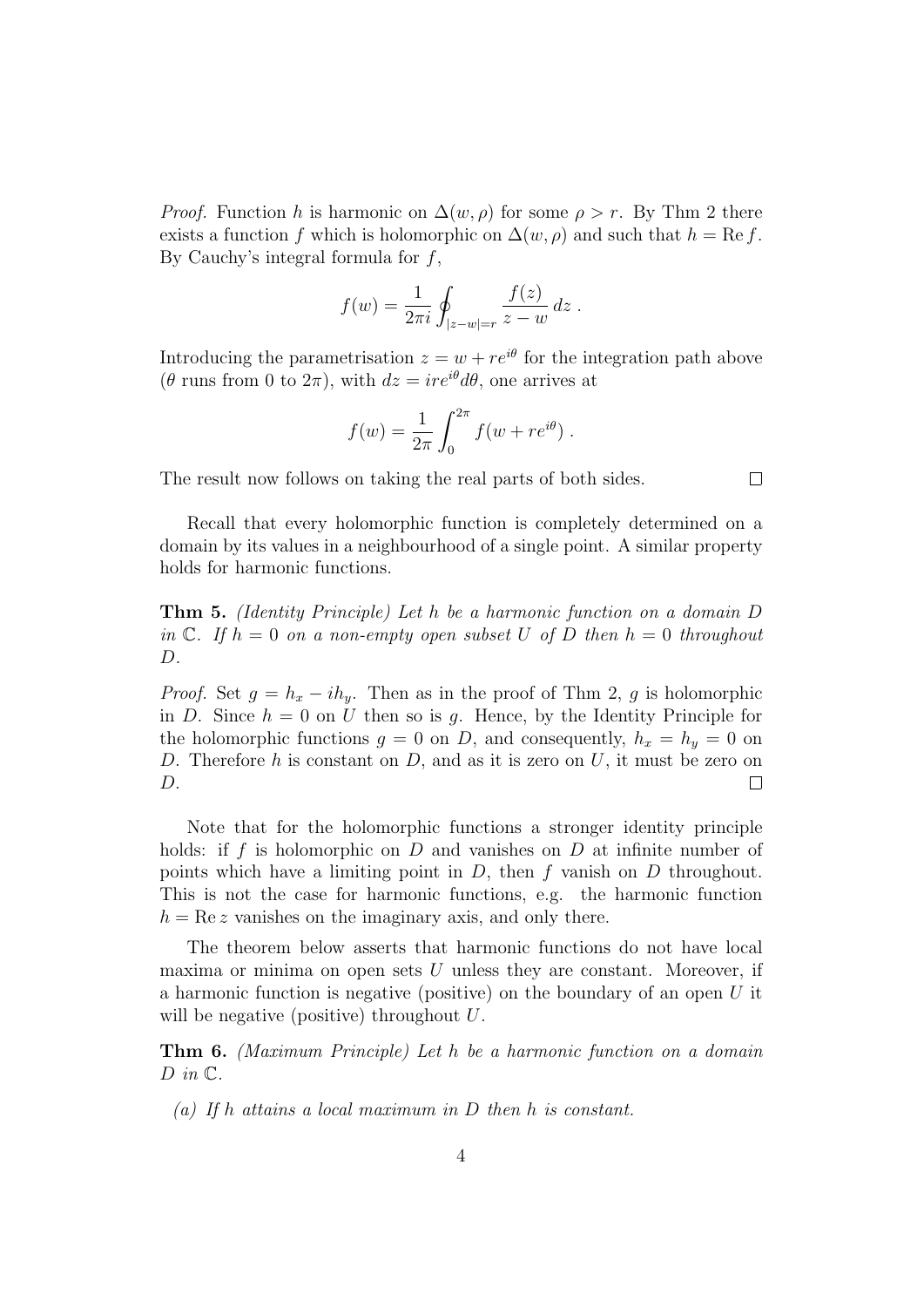*Proof.* Function $h$ is harmonic on $\Delta(w, \rho)$ for some $\rho > r$. By Thm 2 there exists a function $f$ which is holomorphic on $\Delta(w, \rho)$ and such that $h = \operatorname{Re} f$. By Cauchy's integral formula for $f$,

$$f(w) = \frac{1}{2\pi i} \oint_{|z-w|=r} \frac{f(z)}{z-w} \, dz \, .$$

Introducing the parametrisation $z = w + re^{i\theta}$ for the integration path above ($\theta$ runs from 0 to $2\pi$), with $dz = ire^{i\theta} d\theta$, one arrives at

$$f(w) = \frac{1}{2\pi} \int_0^{2\pi} f(w + re^{i\theta}) \, .$$

The result now follows on taking the real parts of both sides. □

Recall that every holomorphic function is completely determined on a domain by its values in a neighbourhood of a single point. A similar property holds for harmonic functions.

**Thm 5.** *(Identity Principle) Let $h$ be a harmonic function on a domain $D$ in $\mathbb{C}$. If $h = 0$ on a non-empty open subset $U$ of $D$ then $h = 0$ throughout $D$.*

*Proof.* Set $g = h_x - ih_y$. Then as in the proof of Thm 2, $g$ is holomorphic in $D$. Since $h = 0$ on $U$ then so is $g$. Hence, by the Identity Principle for the holomorphic functions $g = 0$ on $D$, and consequently, $h_x = h_y = 0$ on $D$. Therefore $h$ is constant on $D$, and as it is zero on $U$, it must be zero on $D$. □

Note that for the holomorphic functions a stronger identity principle holds: if $f$ is holomorphic on $D$ and vanishes on $D$ at infinite number of points which have a limiting point in $D$, then $f$ vanish on $D$ throughout. This is not the case for harmonic functions, e.g. the harmonic function $h = \operatorname{Re} z$ vanishes on the imaginary axis, and only there.

The theorem below asserts that harmonic functions do not have local maxima or minima on open sets $U$ unless they are constant. Moreover, if a harmonic function is negative (positive) on the boundary of an open $U$ it will be negative (positive) throughout $U$.

**Thm 6.** *(Maximum Principle) Let $h$ be a harmonic function on a domain $D$ in $\mathbb{C}$.*

*(a) If $h$ attains a local maximum in $D$ then $h$ is constant.*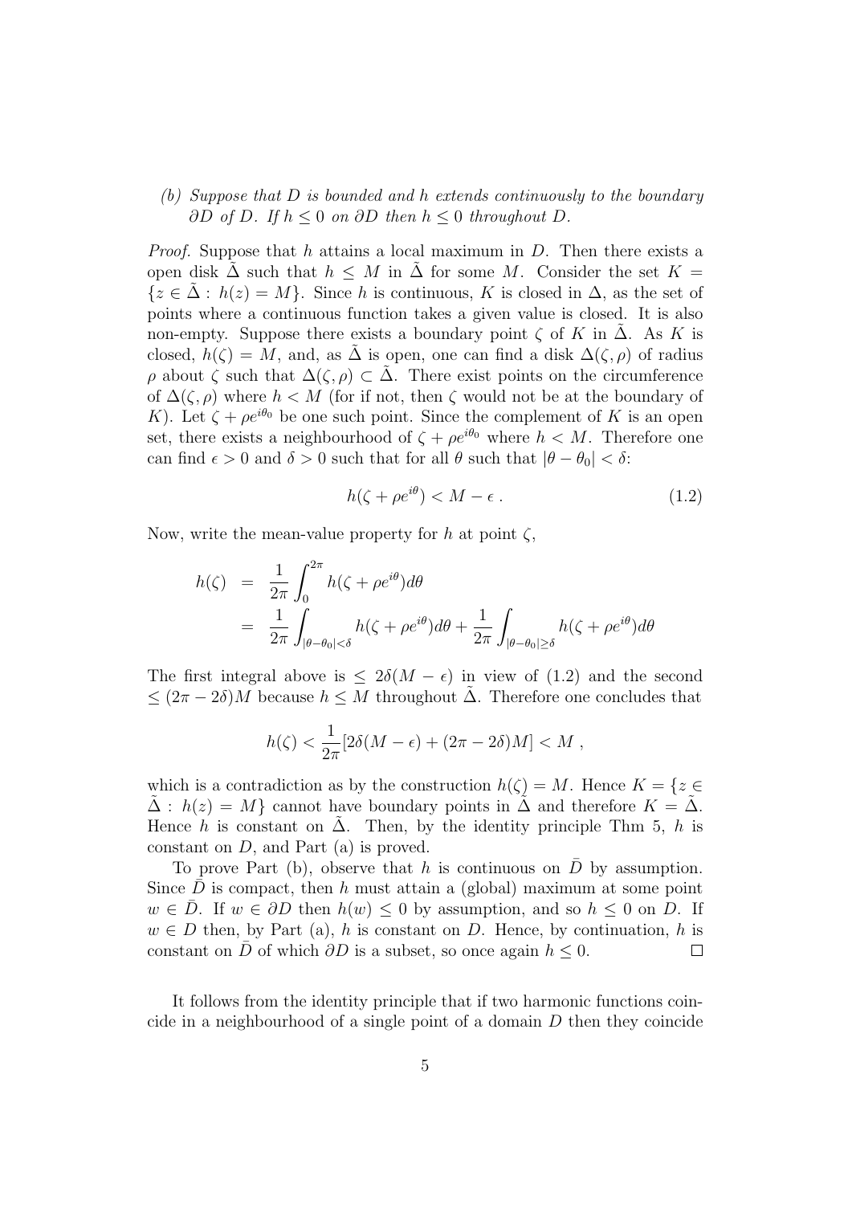*(b) Suppose that $D$ is bounded and $h$ extends continuously to the boundary $\partial D$ of $D$. If $h \leq 0$ on $\partial D$ then $h \leq 0$ throughout $D$.*

*Proof.* Suppose that $h$ attains a local maximum in $D$. Then there exists a open disk $\tilde{\Delta}$ such that $h \leq M$ in $\tilde{\Delta}$ for some $M$. Consider the set $K = \{z \in \tilde{\Delta} : h(z) = M\}$. Since $h$ is continuous, $K$ is closed in $\Delta$, as the set of points where a continuous function takes a given value is closed. It is also non-empty. Suppose there exists a boundary point $\zeta$ of $K$ in $\tilde{\Delta}$. As $K$ is closed, $h(\zeta) = M$, and, as $\tilde{\Delta}$ is open, one can find a disk $\Delta(\zeta, \rho)$ of radius $\rho$ about $\zeta$ such that $\Delta(\zeta, \rho) \subset \tilde{\Delta}$. There exist points on the circumference of $\Delta(\zeta, \rho)$ where $h < M$ (for if not, then $\zeta$ would not be at the boundary of $K$). Let $\zeta + \rho e^{i\theta_0}$ be one such point. Since the complement of $K$ is an open set, there exists a neighbourhood of $\zeta + \rho e^{i\theta_0}$ where $h < M$. Therefore one can find $\epsilon > 0$ and $\delta > 0$ such that for all $\theta$ such that $|\theta - \theta_0| < \delta$:

$$h(\zeta + \rho e^{i\theta}) < M - \epsilon \, . \tag{1.2}$$

Now, write the mean-value property for $h$ at point $\zeta$,

$$\begin{aligned} h(\zeta) &= \frac{1}{2\pi} \int_0^{2\pi} h(\zeta + \rho e^{i\theta}) d\theta \\ &= \frac{1}{2\pi} \int_{|\theta - \theta_0| < \delta} h(\zeta + \rho e^{i\theta}) d\theta + \frac{1}{2\pi} \int_{|\theta - \theta_0| \geq \delta} h(\zeta + \rho e^{i\theta}) d\theta \end{aligned}$$

The first integral above is $\leq 2\delta(M - \epsilon)$ in view of (1.2) and the second $\leq (2\pi - 2\delta)M$ because $h \leq M$ throughout $\tilde{\Delta}$. Therefore one concludes that

$$h(\zeta) < \frac{1}{2\pi} [2\delta(M - \epsilon) + (2\pi - 2\delta)M] < M \, ,$$

which is a contradiction as by the construction $h(\zeta) = M$. Hence $K = \{z \in \tilde{\Delta} : h(z) = M\}$ cannot have boundary points in $\tilde{\Delta}$ and therefore $K = \tilde{\Delta}$. Hence $h$ is constant on $\tilde{\Delta}$. Then, by the identity principle Thm 5, $h$ is constant on $D$, and Part (a) is proved.

To prove Part (b), observe that $h$ is continuous on $\bar{D}$ by assumption. Since $\bar{D}$ is compact, then $h$ must attain a (global) maximum at some point $w \in \bar{D}$. If $w \in \partial D$ then $h(w) \leq 0$ by assumption, and so $h \leq 0$ on $D$. If $w \in D$ then, by Part (a), $h$ is constant on $D$. Hence, by continuation, $h$ is constant on $\bar{D}$ of which $\partial D$ is a subset, so once again $h \leq 0$. ∎

It follows from the identity principle that if two harmonic functions coincide in a neighbourhood of a single point of a domain $D$ then they coincide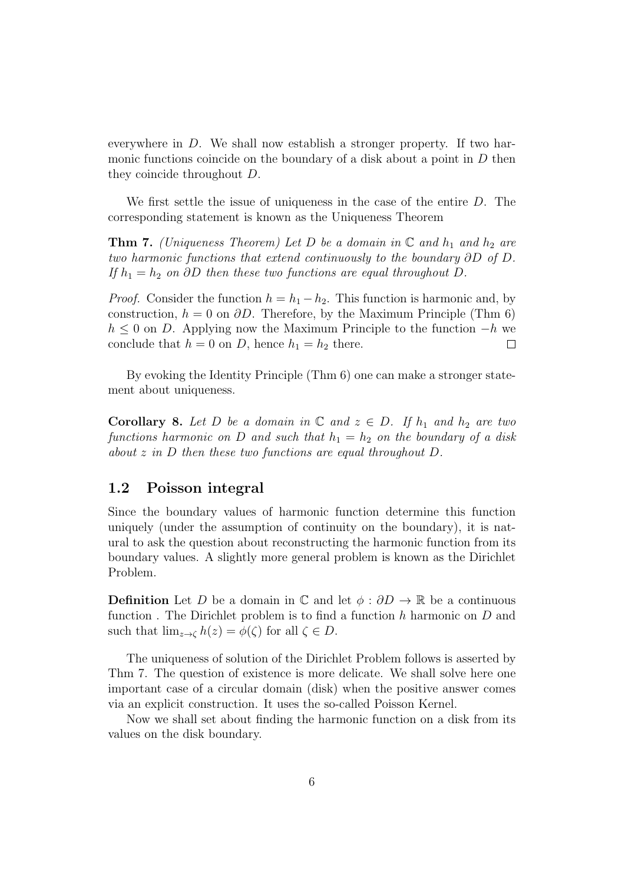everywhere in $D$. We shall now establish a stronger property. If two harmonic functions coincide on the boundary of a disk about a point in $D$ then they coincide throughout $D$.

We first settle the issue of uniqueness in the case of the entire $D$. The corresponding statement is known as the Uniqueness Theorem

**Thm 7.** *(Uniqueness Theorem) Let $D$ be a domain in $\mathbb{C}$ and $h_1$ and $h_2$ are two harmonic functions that extend continuously to the boundary $\partial D$ of $D$. If $h_1 = h_2$ on $\partial D$ then these two functions are equal throughout $D$.*

*Proof.* Consider the function $h = h_1 - h_2$. This function is harmonic and, by construction, $h = 0$ on $\partial D$. Therefore, by the Maximum Principle (Thm 6) $h \leq 0$ on $D$. Applying now the Maximum Principle to the function $-h$ we conclude that $h = 0$ on $D$, hence $h_1 = h_2$ there. $\square$

By evoking the Identity Principle (Thm 6) one can make a stronger statement about uniqueness.

**Corollary 8.** *Let $D$ be a domain in $\mathbb{C}$ and $z \in D$. If $h_1$ and $h_2$ are two functions harmonic on $D$ and such that $h_1 = h_2$ on the boundary of a disk about $z$ in $D$ then these two functions are equal throughout $D$.*

## 1.2 Poisson integral

Since the boundary values of harmonic function determine this function uniquely (under the assumption of continuity on the boundary), it is natural to ask the question about reconstructing the harmonic function from its boundary values. A slightly more general problem is known as the Dirichlet Problem.

**Definition** Let $D$ be a domain in $\mathbb{C}$ and let $\phi : \partial D \to \mathbb{R}$ be a continuous function . The Dirichlet problem is to find a function $h$ harmonic on $D$ and such that $\lim_{z \to \zeta} h(z) = \phi(\zeta)$ for all $\zeta \in D$.

The uniqueness of solution of the Dirichlet Problem follows is asserted by Thm 7. The question of existence is more delicate. We shall solve here one important case of a circular domain (disk) when the positive answer comes via an explicit construction. It uses the so-called Poisson Kernel.

Now we shall set about finding the harmonic function on a disk from its values on the disk boundary.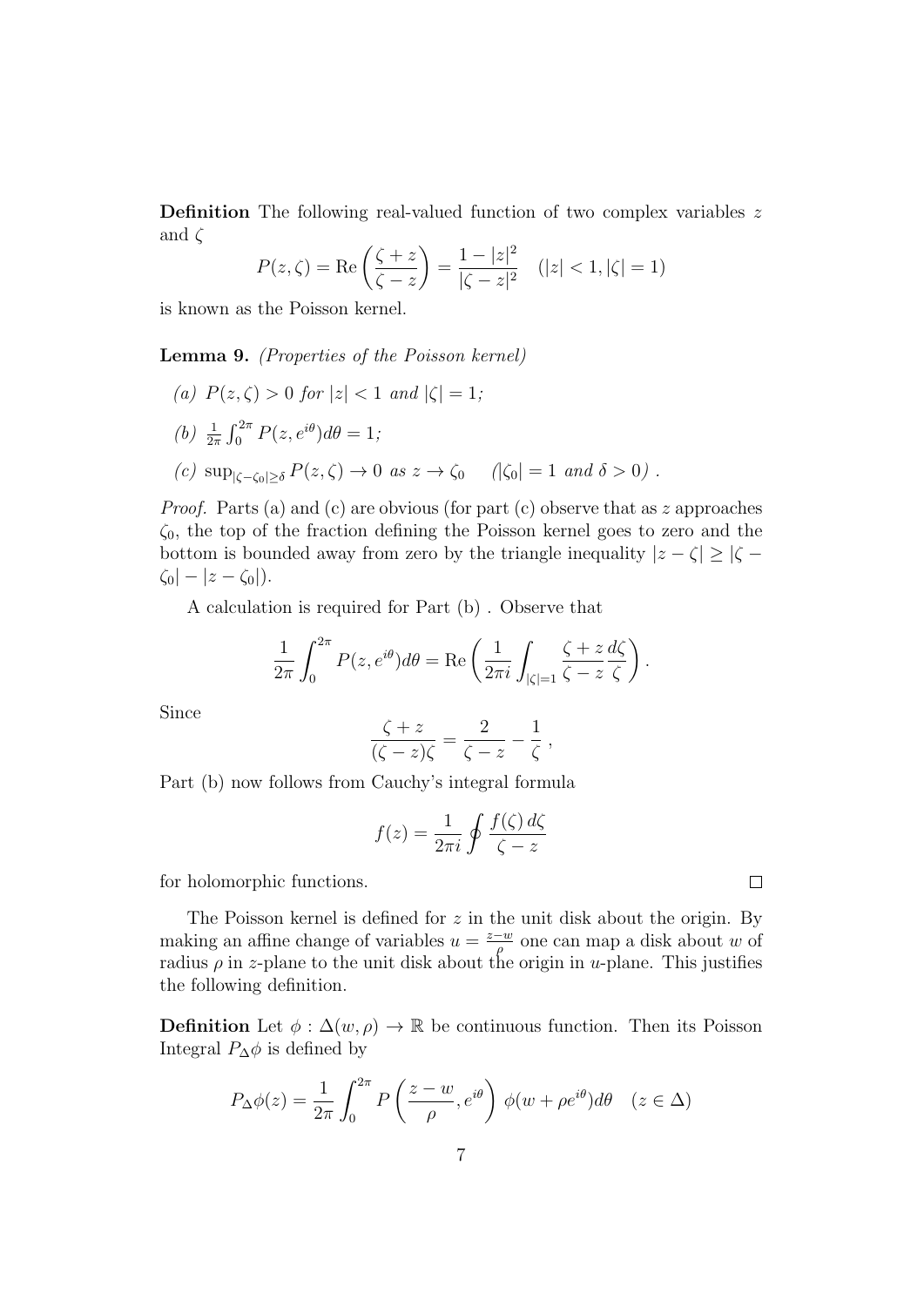**Definition** The following real-valued function of two complex variables $z$ and $\zeta$

$$P(z, \zeta) = \text{Re}\left(\frac{\zeta + z}{\zeta - z}\right) = \frac{1 - |z|^2}{|\zeta - z|^2} \quad (|z| < 1, |\zeta| = 1)$$

is known as the Poisson kernel.

**Lemma 9.** *(Properties of the Poisson kernel)*

*(a)* $P(z, \zeta) > 0$ *for* $|z| < 1$ *and* $|\zeta| = 1$*;*

*(b)* $\frac{1}{2\pi}\int_0^{2\pi} P(z, e^{i\theta})d\theta = 1$*;*

*(c)* $\sup_{|\zeta - \zeta_0| \geq \delta} P(z, \zeta) \to 0$ *as* $z \to \zeta_0$ $\quad$ *(*$|\zeta_0| = 1$ *and* $\delta > 0$*) .*

*Proof.* Parts (a) and (c) are obvious (for part (c) observe that as $z$ approaches $\zeta_0$, the top of the fraction defining the Poisson kernel goes to zero and the bottom is bounded away from zero by the triangle inequality $|z - \zeta| \geq |\zeta - \zeta_0| - |z - \zeta_0|$).

A calculation is required for Part (b) . Observe that

$$\frac{1}{2\pi}\int_0^{2\pi} P(z, e^{i\theta})d\theta = \text{Re}\left(\frac{1}{2\pi i}\int_{|\zeta|=1} \frac{\zeta + z}{\zeta - z}\frac{d\zeta}{\zeta}\right).$$

Since

$$\frac{\zeta + z}{(\zeta - z)\zeta} = \frac{2}{\zeta - z} - \frac{1}{\zeta}\,,$$

Part (b) now follows from Cauchy's integral formula

$$f(z) = \frac{1}{2\pi i}\oint \frac{f(\zeta)\,d\zeta}{\zeta - z}$$

for holomorphic functions. $\square$

The Poisson kernel is defined for $z$ in the unit disk about the origin. By making an affine change of variables $u = \frac{z-w}{\rho}$ one can map a disk about $w$ of radius $\rho$ in $z$-plane to the unit disk about the origin in $u$-plane. This justifies the following definition.

**Definition** Let $\phi : \Delta(w, \rho) \to \mathbb{R}$ be continuous function. Then its Poisson Integral $P_\Delta\phi$ is defined by

$$P_\Delta\phi(z) = \frac{1}{2\pi}\int_0^{2\pi} P\left(\frac{z - w}{\rho}, e^{i\theta}\right)\,\phi(w + \rho e^{i\theta})d\theta \quad (z \in \Delta)$$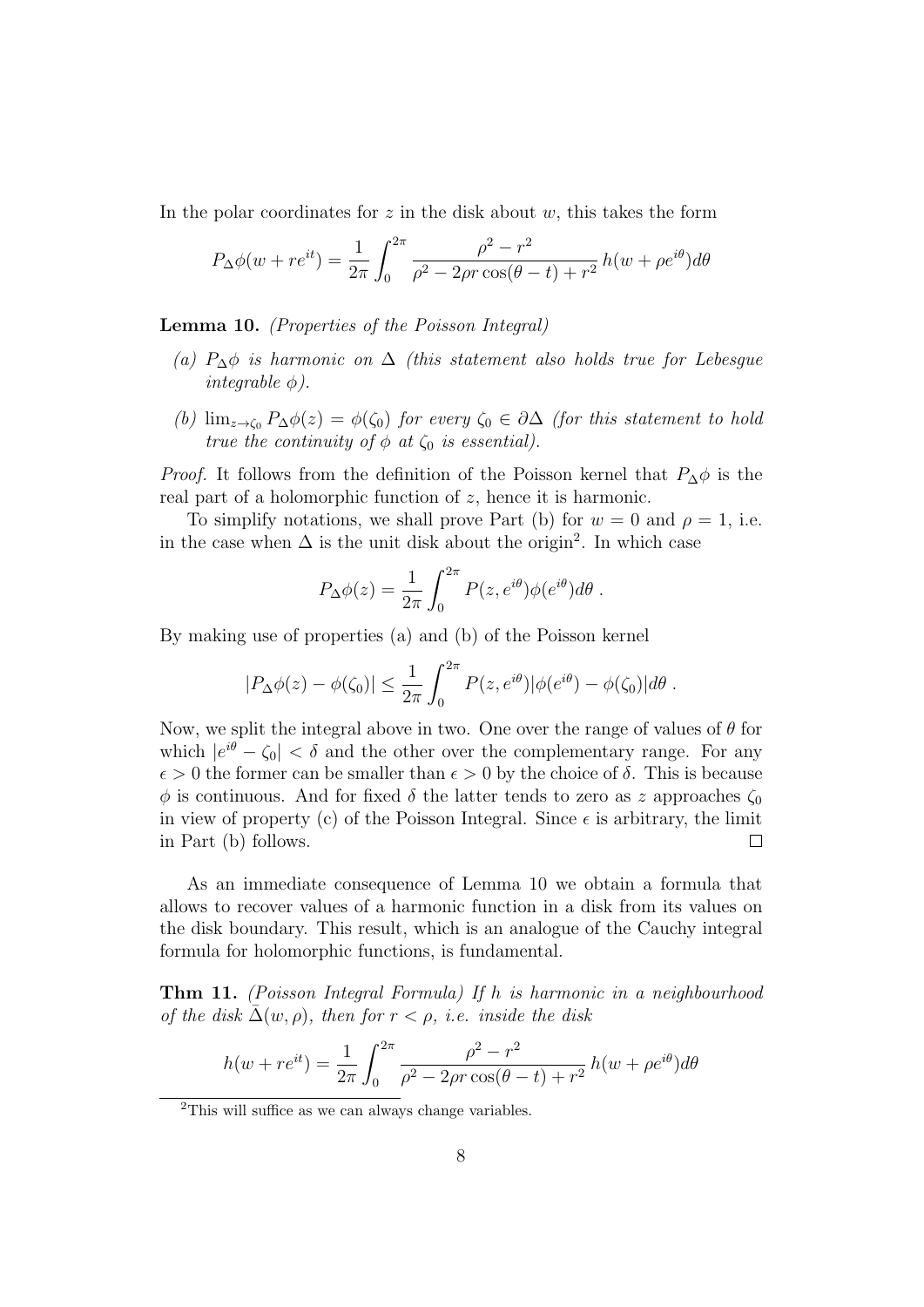In the polar coordinates for $z$ in the disk about $w$, this takes the form

$$P_\Delta \phi(w + re^{it}) = \frac{1}{2\pi} \int_0^{2\pi} \frac{\rho^2 - r^2}{\rho^2 - 2\rho r \cos(\theta - t) + r^2} \, h(w + \rho e^{i\theta}) d\theta$$

**Lemma 10.** *(Properties of the Poisson Integral)*

*(a) $P_\Delta \phi$ is harmonic on $\Delta$ (this statement also holds true for Lebesgue integrable $\phi$).*

*(b) $\lim_{z \to \zeta_0} P_\Delta \phi(z) = \phi(\zeta_0)$ for every $\zeta_0 \in \partial\Delta$ (for this statement to hold true the continuity of $\phi$ at $\zeta_0$ is essential).*

*Proof.* It follows from the definition of the Poisson kernel that $P_\Delta \phi$ is the real part of a holomorphic function of $z$, hence it is harmonic.

To simplify notations, we shall prove Part (b) for $w = 0$ and $\rho = 1$, i.e. in the case when $\Delta$ is the unit disk about the origin[2]. In which case

$$P_\Delta \phi(z) = \frac{1}{2\pi} \int_0^{2\pi} P(z, e^{i\theta}) \phi(e^{i\theta}) d\theta \, .$$

By making use of properties (a) and (b) of the Poisson kernel

$$|P_\Delta \phi(z) - \phi(\zeta_0)| \leq \frac{1}{2\pi} \int_0^{2\pi} P(z, e^{i\theta}) |\phi(e^{i\theta}) - \phi(\zeta_0)| d\theta \, .$$

Now, we split the integral above in two. One over the range of values of $\theta$ for which $|e^{i\theta} - \zeta_0| < \delta$ and the other over the complementary range. For any $\epsilon > 0$ the former can be smaller than $\epsilon > 0$ by the choice of $\delta$. This is because $\phi$ is continuous. And for fixed $\delta$ the latter tends to zero as $z$ approaches $\zeta_0$ in view of property (c) of the Poisson Integral. Since $\epsilon$ is arbitrary, the limit in Part (b) follows. ∎

As an immediate consequence of Lemma 10 we obtain a formula that allows to recover values of a harmonic function in a disk from its values on the disk boundary. This result, which is an analogue of the Cauchy integral formula for holomorphic functions, is fundamental.

**Thm 11.** *(Poisson Integral Formula) If $h$ is harmonic in a neighbourhood of the disk $\bar{\Delta}(w, \rho)$, then for $r < \rho$, i.e. inside the disk*

$$h(w + re^{it}) = \frac{1}{2\pi} \int_0^{2\pi} \frac{\rho^2 - r^2}{\rho^2 - 2\rho r \cos(\theta - t) + r^2} \, h(w + \rho e^{i\theta}) d\theta$$

[2] This will suffice as we can always change variables.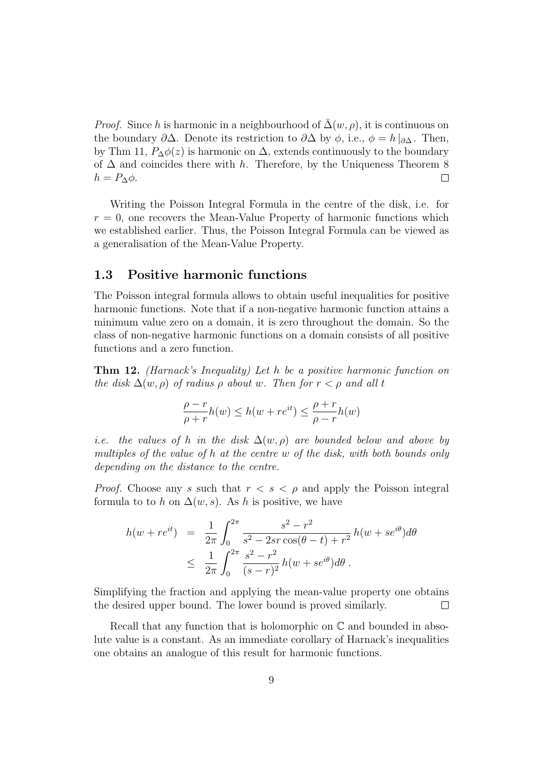*Proof.* Since $h$ is harmonic in a neighbourhood of $\bar{\Delta}(w, \rho)$, it is continuous on the boundary $\partial\Delta$. Denote its restriction to $\partial\Delta$ by $\phi$, i.e., $\phi = h\,|_{\partial\Delta}$. Then, by Thm 11, $P_\Delta\phi(z)$ is harmonic on $\Delta$, extends continuously to the boundary of $\Delta$ and coincides there with $h$. Therefore, by the Uniqueness Theorem 8 $h = P_\Delta\phi$. □

Writing the Poisson Integral Formula in the centre of the disk, i.e. for $r = 0$, one recovers the Mean-Value Property of harmonic functions which we established earlier. Thus, the Poisson Integral Formula can be viewed as a generalisation of the Mean-Value Property.

### 1.3 Positive harmonic functions

The Poisson integral formula allows to obtain useful inequalities for positive harmonic functions. Note that if a non-negative harmonic function attains a minimum value zero on a domain, it is zero throughout the domain. So the class of non-negative harmonic functions on a domain consists of all positive functions and a zero function.

**Thm 12.** *(Harnack's Inequality) Let $h$ be a positive harmonic function on the disk $\Delta(w, \rho)$ of radius $\rho$ about $w$. Then for $r < \rho$ and all $t$*

$$\frac{\rho - r}{\rho + r} h(w) \leq h(w + re^{it}) \leq \frac{\rho + r}{\rho - r} h(w)$$

*i.e. the values of $h$ in the disk $\Delta(w, \rho)$ are bounded below and above by multiples of the value of $h$ at the centre $w$ of the disk, with both bounds only depending on the distance to the centre.*

*Proof.* Choose any $s$ such that $r < s < \rho$ and apply the Poisson integral formula to to $h$ on $\Delta(w, s)$. As $h$ is positive, we have

$$\begin{aligned}
h(w + re^{it}) &= \frac{1}{2\pi} \int_0^{2\pi} \frac{s^2 - r^2}{s^2 - 2sr\cos(\theta - t) + r^2}\, h(w + se^{i\theta}) d\theta \\
&\leq \frac{1}{2\pi} \int_0^{2\pi} \frac{s^2 - r^2}{(s - r)^2}\, h(w + se^{i\theta}) d\theta\,.
\end{aligned}$$

Simplifying the fraction and applying the mean-value property one obtains the desired upper bound. The lower bound is proved similarly. □

Recall that any function that is holomorphic on $\mathbb{C}$ and bounded in absolute value is a constant. As an immediate corollary of Harnack's inequalities one obtains an analogue of this result for harmonic functions.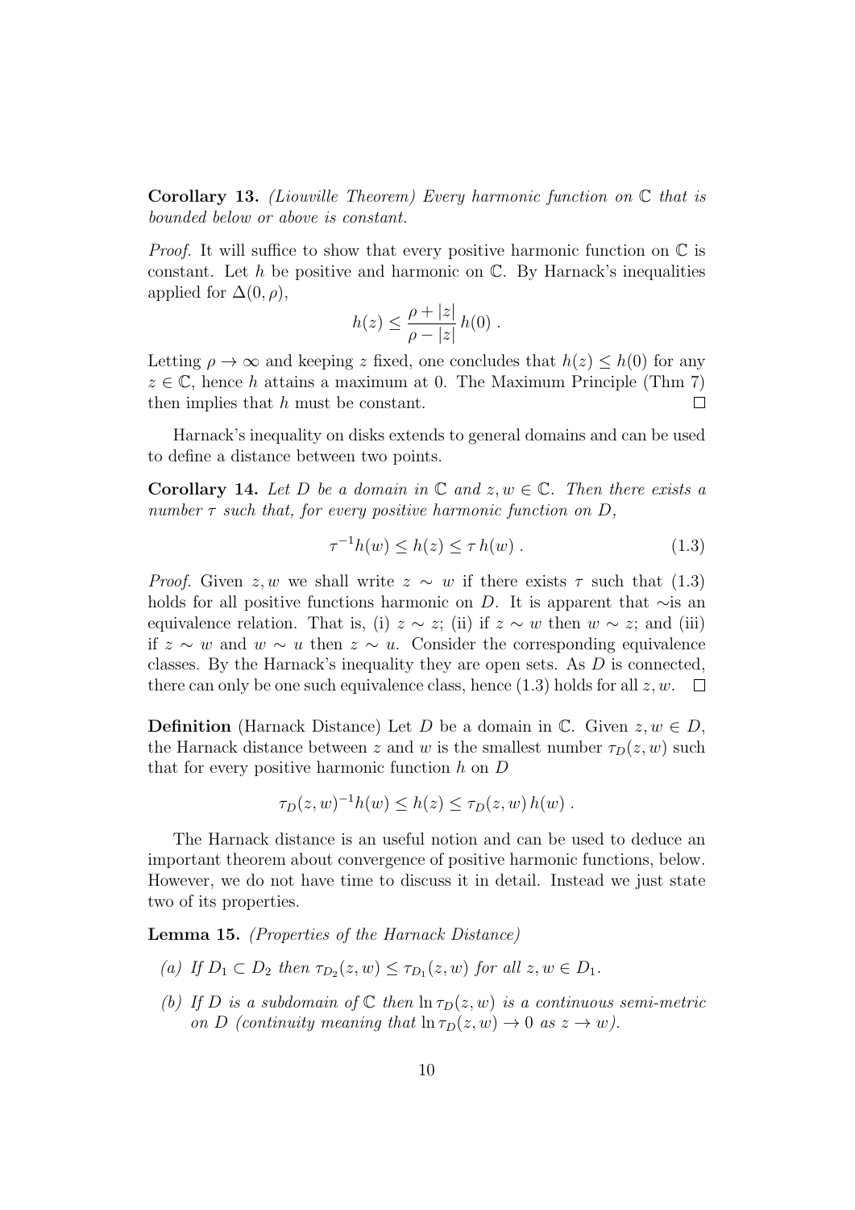**Corollary 13.** *(Liouville Theorem) Every harmonic function on $\mathbb{C}$ that is bounded below or above is constant.*

*Proof.* It will suffice to show that every positive harmonic function on $\mathbb{C}$ is constant. Let $h$ be positive and harmonic on $\mathbb{C}$. By Harnack's inequalities applied for $\Delta(0, \rho)$,

$$h(z) \leq \frac{\rho + |z|}{\rho - |z|}\, h(0)\ .$$

Letting $\rho \to \infty$ and keeping $z$ fixed, one concludes that $h(z) \leq h(0)$ for any $z \in \mathbb{C}$, hence $h$ attains a maximum at 0. The Maximum Principle (Thm 7) then implies that $h$ must be constant. $\square$

Harnack's inequality on disks extends to general domains and can be used to define a distance between two points.

**Corollary 14.** *Let $D$ be a domain in $\mathbb{C}$ and $z, w \in \mathbb{C}$. Then there exists a number $\tau$ such that, for every positive harmonic function on $D$,*

$$\tau^{-1} h(w) \leq h(z) \leq \tau\, h(w)\ . \tag{1.3}$$

*Proof.* Given $z, w$ we shall write $z \sim w$ if there exists $\tau$ such that (1.3) holds for all positive functions harmonic on $D$. It is apparent that $\sim$is an equivalence relation. That is, (i) $z \sim z$; (ii) if $z \sim w$ then $w \sim z$; and (iii) if $z \sim w$ and $w \sim u$ then $z \sim u$. Consider the corresponding equivalence classes. By the Harnack's inequality they are open sets. As $D$ is connected, there can only be one such equivalence class, hence (1.3) holds for all $z, w$. $\square$

**Definition** (Harnack Distance) Let $D$ be a domain in $\mathbb{C}$. Given $z, w \in D$, the Harnack distance between $z$ and $w$ is the smallest number $\tau_D(z, w)$ such that for every positive harmonic function $h$ on $D$

$$\tau_D(z, w)^{-1} h(w) \leq h(z) \leq \tau_D(z, w)\, h(w)\ .$$

The Harnack distance is an useful notion and can be used to deduce an important theorem about convergence of positive harmonic functions, below. However, we do not have time to discuss it in detail. Instead we just state two of its properties.

**Lemma 15.** *(Properties of the Harnack Distance)*

*(a) If $D_1 \subset D_2$ then $\tau_{D_2}(z, w) \leq \tau_{D_1}(z, w)$ for all $z, w \in D_1$.*

*(b) If $D$ is a subdomain of $\mathbb{C}$ then $\ln \tau_D(z, w)$ is a continuous semi-metric on $D$ (continuity meaning that $\ln \tau_D(z, w) \to 0$ as $z \to w$).*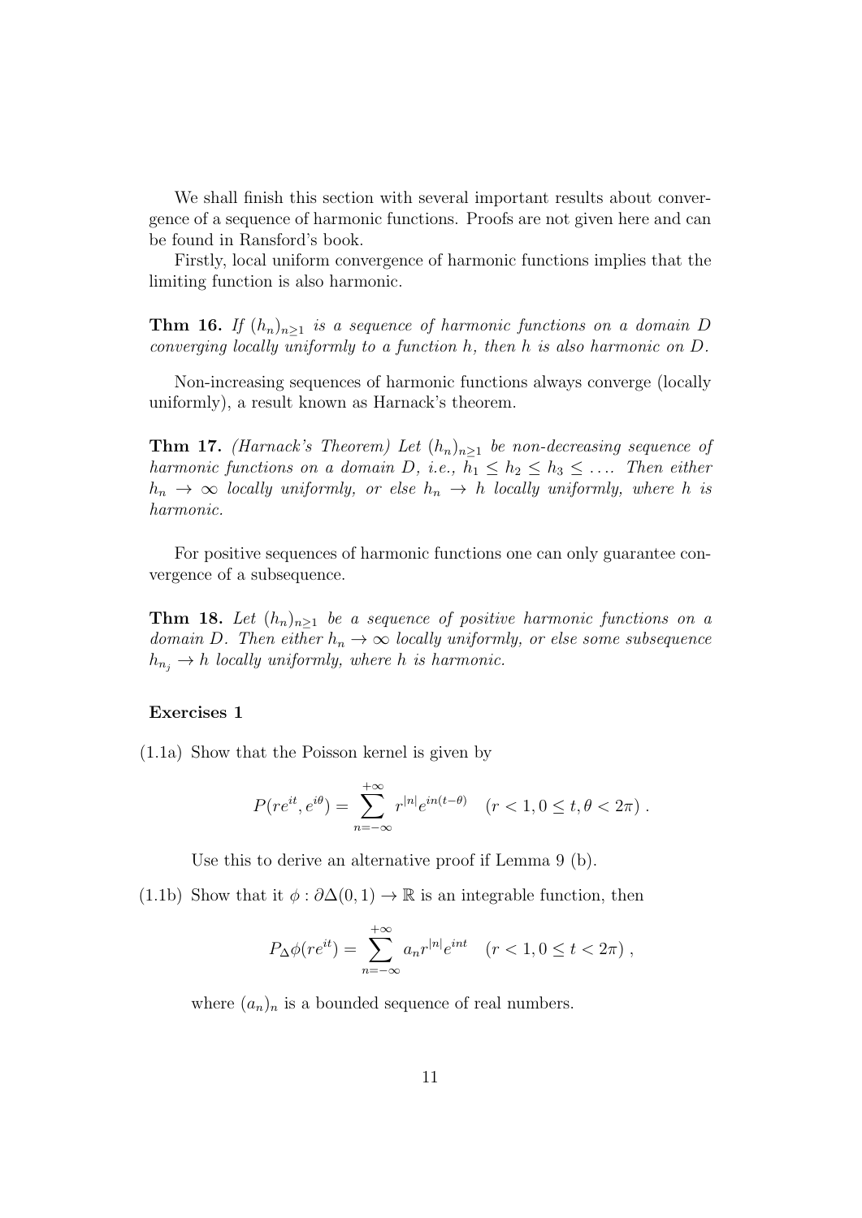We shall finish this section with several important results about convergence of a sequence of harmonic functions. Proofs are not given here and can be found in Ransford's book.

Firstly, local uniform convergence of harmonic functions implies that the limiting function is also harmonic.

**Thm 16.** *If $(h_n)_{n\geq 1}$ is a sequence of harmonic functions on a domain $D$ converging locally uniformly to a function $h$, then $h$ is also harmonic on $D$.*

Non-increasing sequences of harmonic functions always converge (locally uniformly), a result known as Harnack's theorem.

**Thm 17.** *(Harnack's Theorem) Let $(h_n)_{n\geq 1}$ be non-decreasing sequence of harmonic functions on a domain $D$, i.e., $h_1 \leq h_2 \leq h_3 \leq \ldots$. Then either $h_n \to \infty$ locally uniformly, or else $h_n \to h$ locally uniformly, where $h$ is harmonic.*

For positive sequences of harmonic functions one can only guarantee convergence of a subsequence.

**Thm 18.** *Let $(h_n)_{n\geq 1}$ be a sequence of positive harmonic functions on a domain $D$. Then either $h_n \to \infty$ locally uniformly, or else some subsequence $h_{n_j} \to h$ locally uniformly, where $h$ is harmonic.*

**Exercises 1**

(1.1a) Show that the Poisson kernel is given by

$$P(re^{it}, e^{i\theta}) = \sum_{n=-\infty}^{+\infty} r^{|n|} e^{in(t-\theta)} \quad (r < 1, 0 \leq t, \theta < 2\pi) .$$

Use this to derive an alternative proof if Lemma 9 (b).

(1.1b) Show that it $\phi : \partial\Delta(0,1) \to \mathbb{R}$ is an integrable function, then

$$P_\Delta \phi(re^{it}) = \sum_{n=-\infty}^{+\infty} a_n r^{|n|} e^{int} \quad (r < 1, 0 \leq t < 2\pi) ,$$

where $(a_n)_n$ is a bounded sequence of real numbers.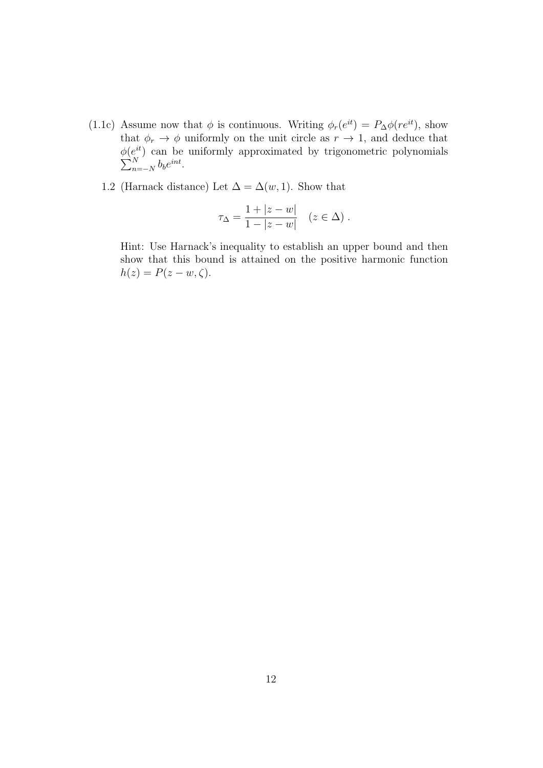(1.1c) Assume now that $\phi$ is continuous. Writing $\phi_r(e^{it}) = P_\Delta \phi(re^{it})$, show that $\phi_r \to \phi$ uniformly on the unit circle as $r \to 1$, and deduce that $\phi(e^{it})$ can be uniformly approximated by trigonometric polynomials $\sum_{n=-N}^{N} b_b e^{int}$.

1.2 (Harnack distance) Let $\Delta = \Delta(w, 1)$. Show that

$$\tau_\Delta = \frac{1 + |z - w|}{1 - |z - w|} \quad (z \in \Delta) \ .$$

Hint: Use Harnack's inequality to establish an upper bound and then show that this bound is attained on the positive harmonic function $h(z) = P(z - w, \zeta)$.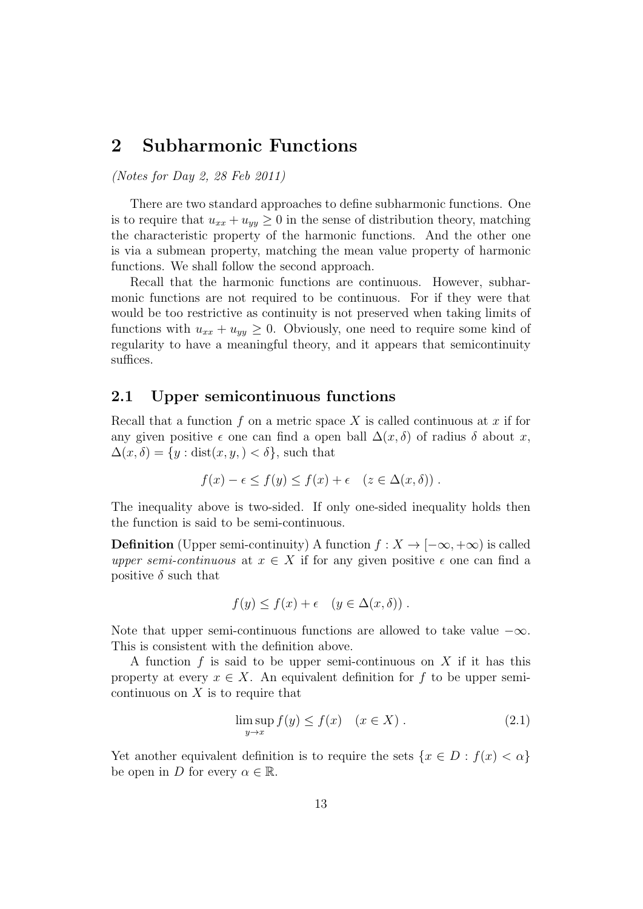# 2 Subharmonic Functions

*(Notes for Day 2, 28 Feb 2011)*

There are two standard approaches to define subharmonic functions. One is to require that $u_{xx} + u_{yy} \geq 0$ in the sense of distribution theory, matching the characteristic property of the harmonic functions. And the other one is via a submean property, matching the mean value property of harmonic functions. We shall follow the second approach.

Recall that the harmonic functions are continuous. However, subharmonic functions are not required to be continuous. For if they were that would be too restrictive as continuity is not preserved when taking limits of functions with $u_{xx} + u_{yy} \geq 0$. Obviously, one need to require some kind of regularity to have a meaningful theory, and it appears that semicontinuity suffices.

## 2.1 Upper semicontinuous functions

Recall that a function $f$ on a metric space $X$ is called continuous at $x$ if for any given positive $\epsilon$ one can find a open ball $\Delta(x, \delta)$ of radius $\delta$ about $x$, $\Delta(x, \delta) = \{y : \text{dist}(x, y, ) < \delta\}$, such that

$$f(x) - \epsilon \leq f(y) \leq f(x) + \epsilon \quad (z \in \Delta(x, \delta)) \, .$$

The inequality above is two-sided. If only one-sided inequality holds then the function is said to be semi-continuous.

**Definition** (Upper semi-continuity) A function $f : X \to [-\infty, +\infty)$ is called *upper semi-continuous* at $x \in X$ if for any given positive $\epsilon$ one can find a positive $\delta$ such that

$$f(y) \leq f(x) + \epsilon \quad (y \in \Delta(x, \delta)) \, .$$

Note that upper semi-continuous functions are allowed to take value $-\infty$. This is consistent with the definition above.

A function $f$ is said to be upper semi-continuous on $X$ if it has this property at every $x \in X$. An equivalent definition for $f$ to be upper semi-continuous on $X$ is to require that

$$\limsup_{y \to x} f(y) \leq f(x) \quad (x \in X) \, . \tag{2.1}$$

Yet another equivalent definition is to require the sets $\{x \in D : f(x) < \alpha\}$ be open in $D$ for every $\alpha \in \mathbb{R}$.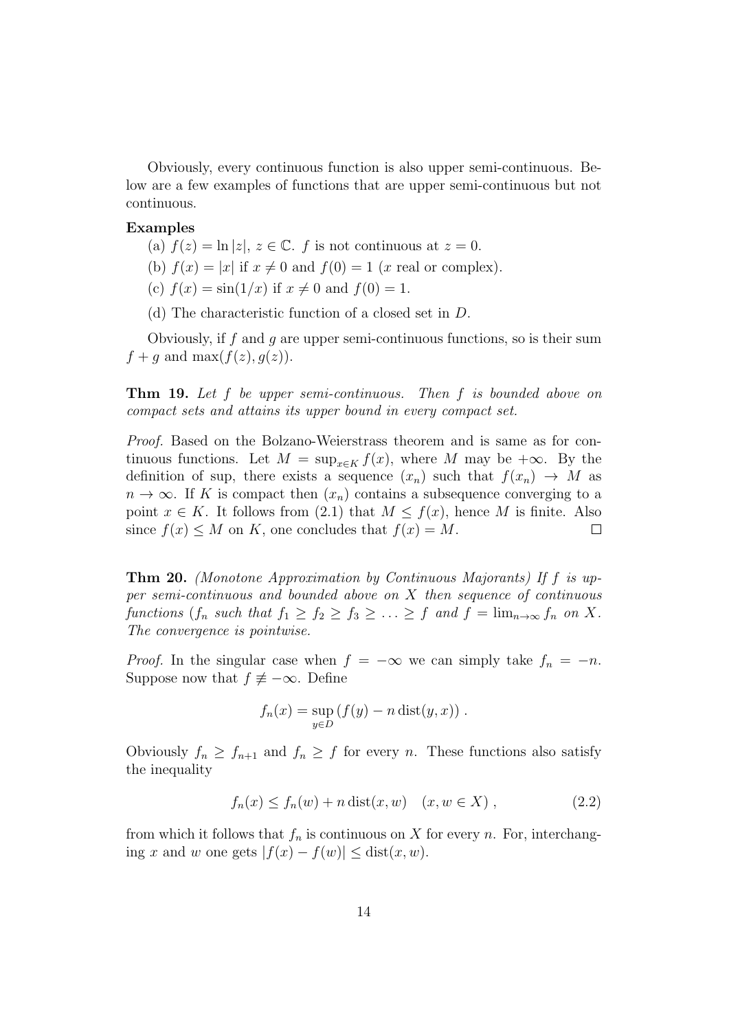Obviously, every continuous function is also upper semi-continuous. Below are a few examples of functions that are upper semi-continuous but not continuous.

**Examples**

(a) $f(z) = \ln|z|$, $z \in \mathbb{C}$. $f$ is not continuous at $z = 0$.

(b) $f(x) = |x|$ if $x \neq 0$ and $f(0) = 1$ ($x$ real or complex).

(c) $f(x) = \sin(1/x)$ if $x \neq 0$ and $f(0) = 1$.

(d) The characteristic function of a closed set in $D$.

Obviously, if $f$ and $g$ are upper semi-continuous functions, so is their sum $f + g$ and $\max(f(z), g(z))$.

**Thm 19.** *Let $f$ be upper semi-continuous. Then $f$ is bounded above on compact sets and attains its upper bound in every compact set.*

*Proof.* Based on the Bolzano-Weierstrass theorem and is same as for continuous functions. Let $M = \sup_{x \in K} f(x)$, where $M$ may be $+\infty$. By the definition of sup, there exists a sequence $(x_n)$ such that $f(x_n) \to M$ as $n \to \infty$. If $K$ is compact then $(x_n)$ contains a subsequence converging to a point $x \in K$. It follows from (2.1) that $M \leq f(x)$, hence $M$ is finite. Also since $f(x) \leq M$ on $K$, one concludes that $f(x) = M$. $\square$

**Thm 20.** *(Monotone Approximation by Continuous Majorants) If $f$ is upper semi-continuous and bounded above on $X$ then sequence of continuous functions ($f_n$ such that $f_1 \geq f_2 \geq f_3 \geq \ldots \geq f$ and $f = \lim_{n\to\infty} f_n$ on $X$. The convergence is pointwise.*

*Proof.* In the singular case when $f = -\infty$ we can simply take $f_n = -n$. Suppose now that $f \not\equiv -\infty$. Define

$$f_n(x) = \sup_{y \in D} \left( f(y) - n \operatorname{dist}(y, x) \right).$$

Obviously $f_n \geq f_{n+1}$ and $f_n \geq f$ for every $n$. These functions also satisfy the inequality

$$f_n(x) \leq f_n(w) + n \operatorname{dist}(x, w) \quad (x, w \in X), \tag{2.2}$$

from which it follows that $f_n$ is continuous on $X$ for every $n$. For, interchanging $x$ and $w$ one gets $|f(x) - f(w)| \leq \operatorname{dist}(x, w)$.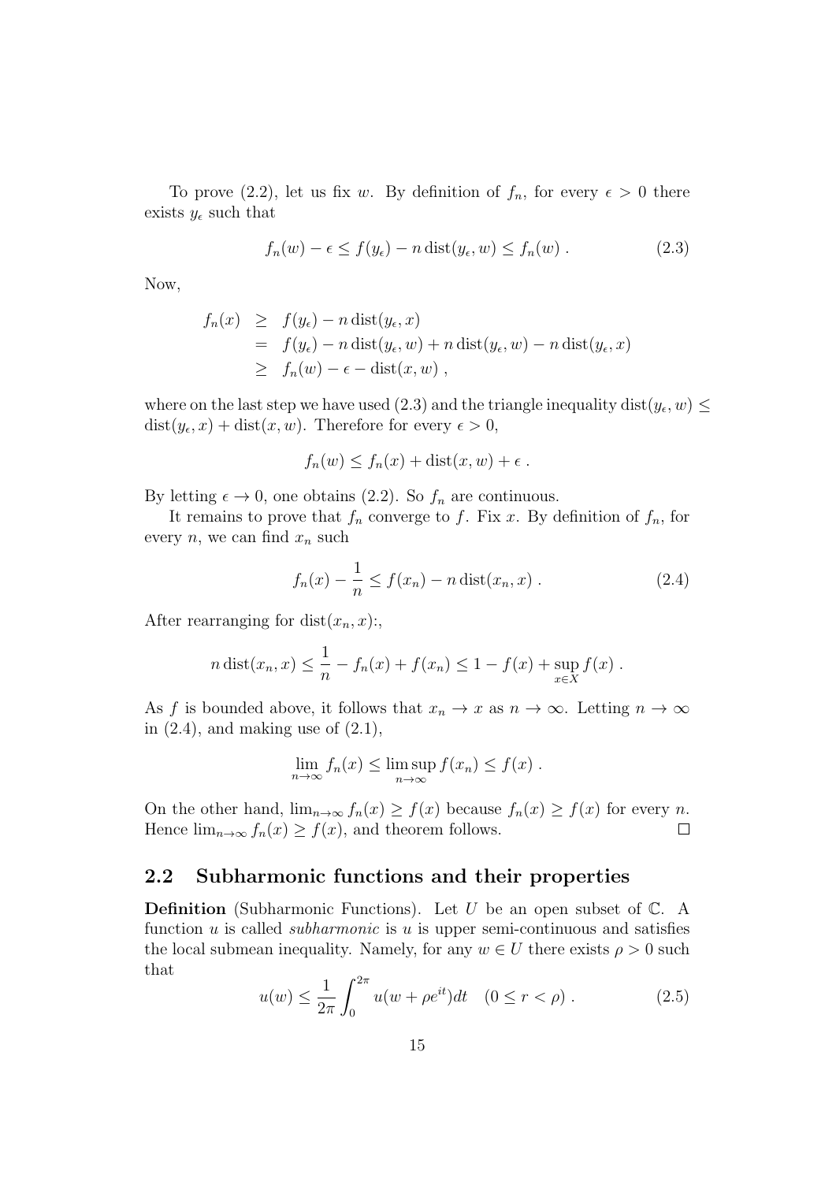To prove (2.2), let us fix $w$. By definition of $f_n$, for every $\epsilon > 0$ there exists $y_\epsilon$ such that

$$f_n(w) - \epsilon \leq f(y_\epsilon) - n \operatorname{dist}(y_\epsilon, w) \leq f_n(w) . \tag{2.3}$$

Now,

$$\begin{aligned} f_n(x) &\geq f(y_\epsilon) - n \operatorname{dist}(y_\epsilon, x) \\ &= f(y_\epsilon) - n \operatorname{dist}(y_\epsilon, w) + n \operatorname{dist}(y_\epsilon, w) - n \operatorname{dist}(y_\epsilon, x) \\ &\geq f_n(w) - \epsilon - \operatorname{dist}(x, w) , \end{aligned}$$

where on the last step we have used (2.3) and the triangle inequality $\operatorname{dist}(y_\epsilon, w) \leq \operatorname{dist}(y_\epsilon, x) + \operatorname{dist}(x, w)$. Therefore for every $\epsilon > 0$,

$$f_n(w) \leq f_n(x) + \operatorname{dist}(x, w) + \epsilon .$$

By letting $\epsilon \to 0$, one obtains (2.2). So $f_n$ are continuous.

It remains to prove that $f_n$ converge to $f$. Fix $x$. By definition of $f_n$, for every $n$, we can find $x_n$ such

$$f_n(x) - \frac{1}{n} \leq f(x_n) - n \operatorname{dist}(x_n, x) . \tag{2.4}$$

After rearranging for $\operatorname{dist}(x_n, x)$:,

$$n \operatorname{dist}(x_n, x) \leq \frac{1}{n} - f_n(x) + f(x_n) \leq 1 - f(x) + \sup_{x \in X} f(x) .$$

As $f$ is bounded above, it follows that $x_n \to x$ as $n \to \infty$. Letting $n \to \infty$ in (2.4), and making use of (2.1),

$$\lim_{n\to\infty} f_n(x) \leq \limsup_{n\to\infty} f(x_n) \leq f(x) .$$

On the other hand, $\lim_{n\to\infty} f_n(x) \geq f(x)$ because $f_n(x) \geq f(x)$ for every $n$. Hence $\lim_{n\to\infty} f_n(x) \geq f(x)$, and theorem follows. □

## 2.2 Subharmonic functions and their properties

**Definition** (Subharmonic Functions). Let $U$ be an open subset of $\mathbb{C}$. A function $u$ is called *subharmonic* is $u$ is upper semi-continuous and satisfies the local submean inequality. Namely, for any $w \in U$ there exists $\rho > 0$ such that

$$u(w) \leq \frac{1}{2\pi} \int_0^{2\pi} u(w + \rho e^{it}) dt \quad (0 \leq r < \rho) . \tag{2.5}$$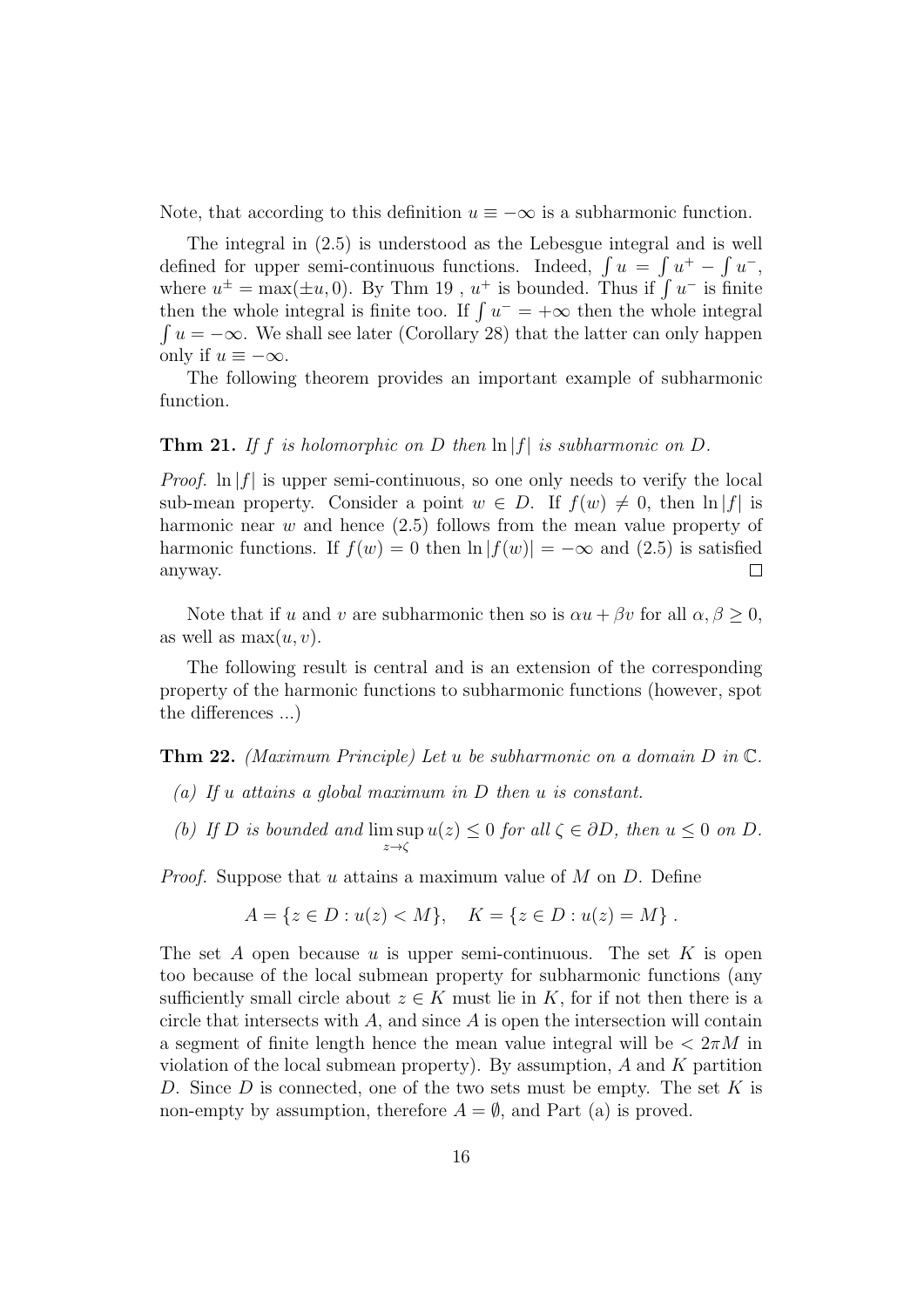Note, that according to this definition $u \equiv -\infty$ is a subharmonic function.

The integral in (2.5) is understood as the Lebesgue integral and is well defined for upper semi-continuous functions. Indeed, $\int u = \int u^+ - \int u^-$, where $u^\pm = \max(\pm u, 0)$. By Thm 19 , $u^+$ is bounded. Thus if $\int u^-$ is finite then the whole integral is finite too. If $\int u^- = +\infty$ then the whole integral $\int u = -\infty$. We shall see later (Corollary 28) that the latter can only happen only if $u \equiv -\infty$.

The following theorem provides an important example of subharmonic function.

**Thm 21.** *If $f$ is holomorphic on $D$ then $\ln |f|$ is subharmonic on $D$.*

*Proof.* $\ln |f|$ is upper semi-continuous, so one only needs to verify the local sub-mean property. Consider a point $w \in D$. If $f(w) \neq 0$, then $\ln |f|$ is harmonic near $w$ and hence (2.5) follows from the mean value property of harmonic functions. If $f(w) = 0$ then $\ln |f(w)| = -\infty$ and (2.5) is satisfied anyway. □

Note that if $u$ and $v$ are subharmonic then so is $\alpha u + \beta v$ for all $\alpha, \beta \geq 0$, as well as $\max(u, v)$.

The following result is central and is an extension of the corresponding property of the harmonic functions to subharmonic functions (however, spot the differences ...)

**Thm 22.** *(Maximum Principle) Let $u$ be subharmonic on a domain $D$ in $\mathbb{C}$.*

*(a) If $u$ attains a global maximum in $D$ then $u$ is constant.*

*(b) If $D$ is bounded and $\limsup_{z \to \zeta} u(z) \leq 0$ for all $\zeta \in \partial D$, then $u \leq 0$ on $D$.*

*Proof.* Suppose that $u$ attains a maximum value of $M$ on $D$. Define

$$A = \{z \in D : u(z) < M\}, \quad K = \{z \in D : u(z) = M\} .$$

The set $A$ open because $u$ is upper semi-continuous. The set $K$ is open too because of the local submean property for subharmonic functions (any sufficiently small circle about $z \in K$ must lie in $K$, for if not then there is a circle that intersects with $A$, and since $A$ is open the intersection will contain a segment of finite length hence the mean value integral will be $< 2\pi M$ in violation of the local submean property). By assumption, $A$ and $K$ partition $D$. Since $D$ is connected, one of the two sets must be empty. The set $K$ is non-empty by assumption, therefore $A = \emptyset$, and Part (a) is proved.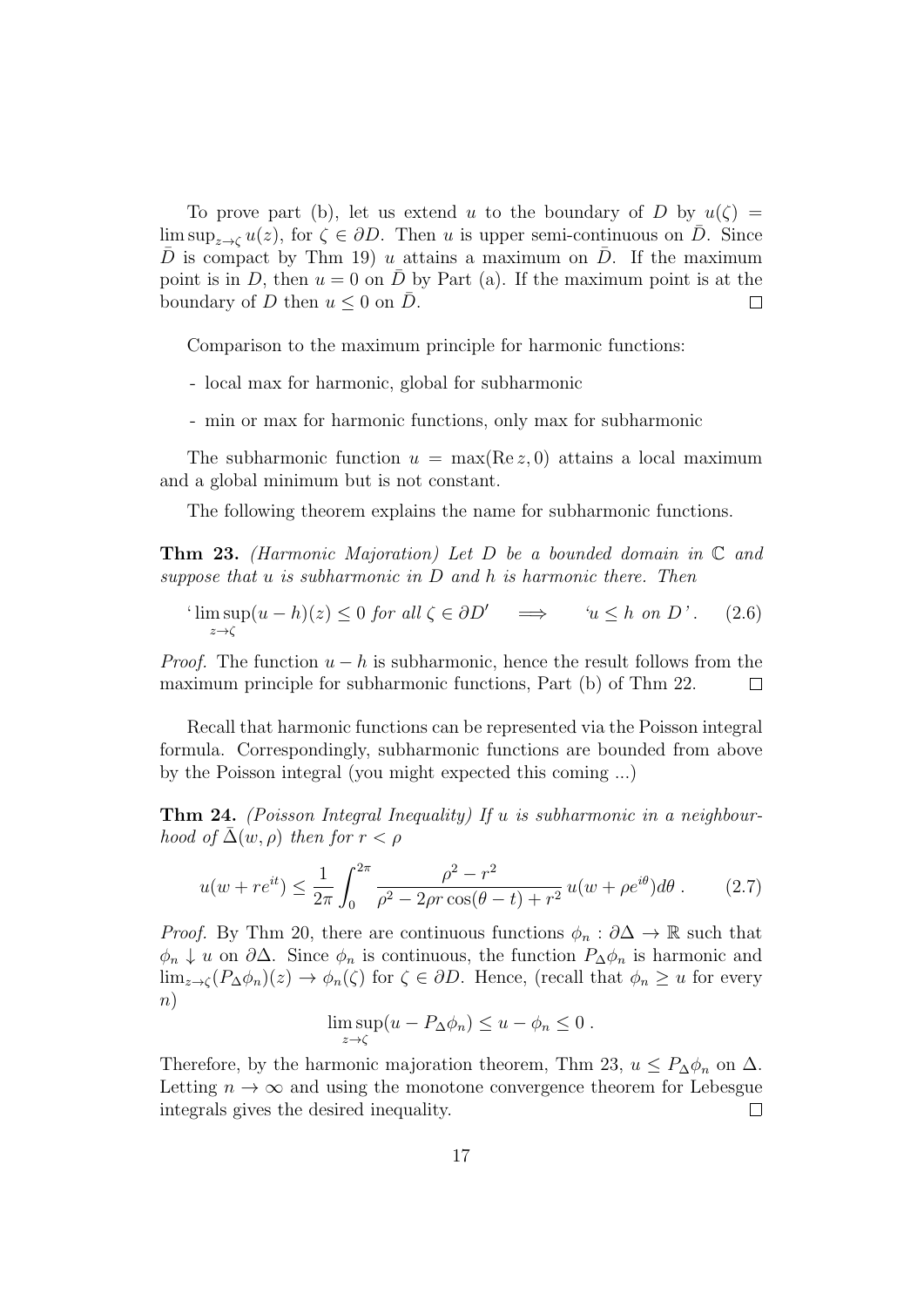To prove part (b), let us extend $u$ to the boundary of $D$ by $u(\zeta) = \limsup_{z\to\zeta} u(z)$, for $\zeta \in \partial D$. Then $u$ is upper semi-continuous on $\bar{D}$. Since $\bar{D}$ is compact by Thm 19) $u$ attains a maximum on $\bar{D}$. If the maximum point is in $D$, then $u = 0$ on $\bar{D}$ by Part (a). If the maximum point is at the boundary of $D$ then $u \leq 0$ on $\bar{D}$. $\square$

Comparison to the maximum principle for harmonic functions:

- local max for harmonic, global for subharmonic
- min or max for harmonic functions, only max for subharmonic

The subharmonic function $u = \max(\operatorname{Re} z, 0)$ attains a local maximum and a global minimum but is not constant.

The following theorem explains the name for subharmonic functions.

**Thm 23.** *(Harmonic Majoration) Let $D$ be a bounded domain in $\mathbb{C}$ and suppose that $u$ is subharmonic in $D$ and $h$ is harmonic there. Then*

$$\text{`}\limsup_{z\to\zeta}(u-h)(z) \leq 0 \text{ for all } \zeta \in \partial D\text{'} \quad \Longrightarrow \quad \text{`}u \leq h \text{ on } D\text{'}. \tag{2.6}$$

*Proof.* The function $u - h$ is subharmonic, hence the result follows from the maximum principle for subharmonic functions, Part (b) of Thm 22. $\square$

Recall that harmonic functions can be represented via the Poisson integral formula. Correspondingly, subharmonic functions are bounded from above by the Poisson integral (you might expected this coming ...)

**Thm 24.** *(Poisson Integral Inequality) If $u$ is subharmonic in a neighbourhood of $\bar{\Delta}(w, \rho)$ then for $r < \rho$*

$$u(w + re^{it}) \leq \frac{1}{2\pi}\int_0^{2\pi} \frac{\rho^2 - r^2}{\rho^2 - 2\rho r\cos(\theta - t) + r^2}\, u(w + \rho e^{i\theta})d\theta \,. \tag{2.7}$$

*Proof.* By Thm 20, there are continuous functions $\phi_n : \partial\Delta \to \mathbb{R}$ such that $\phi_n \downarrow u$ on $\partial\Delta$. Since $\phi_n$ is continuous, the function $P_\Delta\phi_n$ is harmonic and $\lim_{z\to\zeta}(P_\Delta\phi_n)(z) \to \phi_n(\zeta)$ for $\zeta \in \partial D$. Hence, (recall that $\phi_n \geq u$ for every $n$)

$$\limsup_{z\to\zeta}(u - P_\Delta\phi_n) \leq u - \phi_n \leq 0 \,.$$

Therefore, by the harmonic majoration theorem, Thm 23, $u \leq P_\Delta\phi_n$ on $\Delta$. Letting $n \to \infty$ and using the monotone convergence theorem for Lebesgue integrals gives the desired inequality. $\square$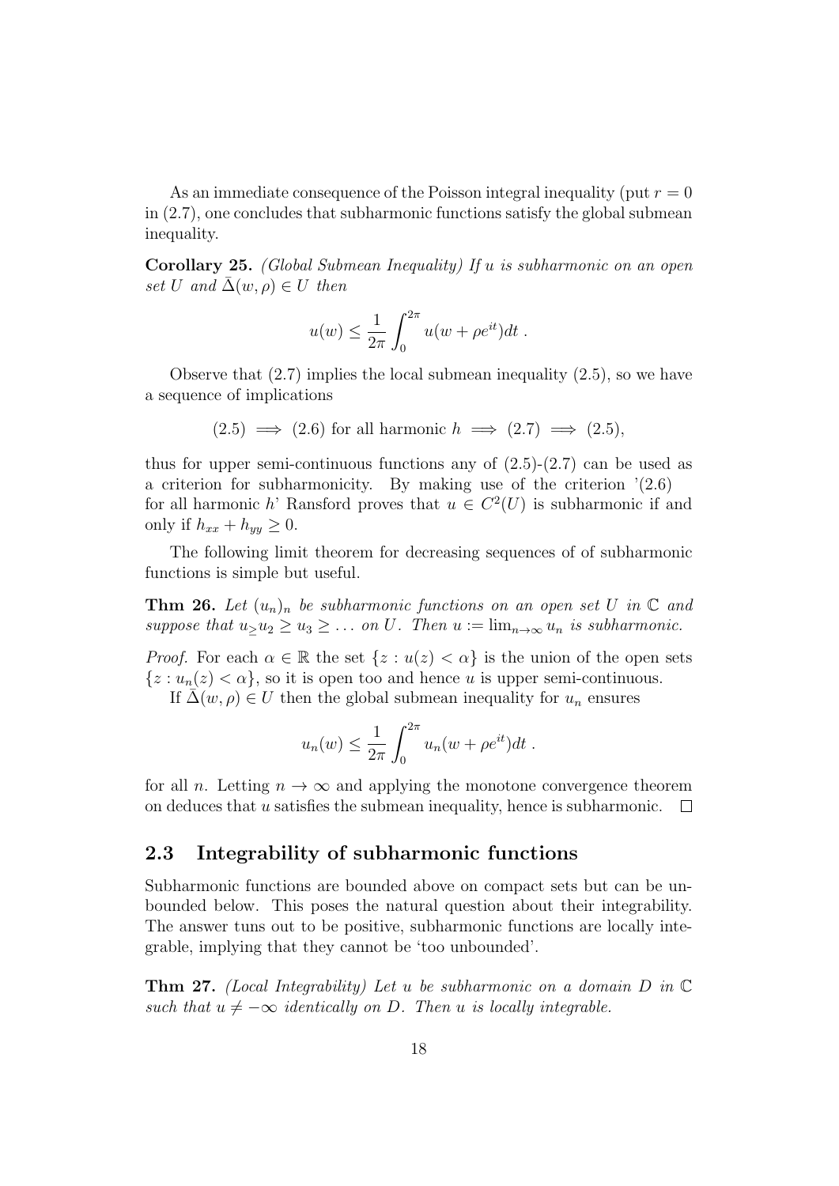As an immediate consequence of the Poisson integral inequality (put $r = 0$ in (2.7), one concludes that subharmonic functions satisfy the global submean inequality.

**Corollary 25.** *(Global Submean Inequality) If $u$ is subharmonic on an open set $U$ and $\bar{\Delta}(w, \rho) \in U$ then*

$$u(w) \leq \frac{1}{2\pi} \int_0^{2\pi} u(w + \rho e^{it}) dt \ .$$

Observe that (2.7) implies the local submean inequality (2.5), so we have a sequence of implications

$$(2.5) \implies (2.6) \text{ for all harmonic } h \implies (2.7) \implies (2.5),$$

thus for upper semi-continuous functions any of (2.5)-(2.7) can be used as a criterion for subharmonicity. By making use of the criterion '(2.6) for all harmonic $h$' Ransford proves that $u \in C^2(U)$ is subharmonic if and only if $h_{xx} + h_{yy} \geq 0$.

The following limit theorem for decreasing sequences of of subharmonic functions is simple but useful.

**Thm 26.** *Let $(u_n)_n$ be subharmonic functions on an open set $U$ in $\mathbb{C}$ and suppose that $u_{\geq} u_2 \geq u_3 \geq \ldots$ on $U$. Then $u := \lim_{n \to \infty} u_n$ is subharmonic.*

*Proof.* For each $\alpha \in \mathbb{R}$ the set $\{z : u(z) < \alpha\}$ is the union of the open sets $\{z : u_n(z) < \alpha\}$, so it is open too and hence $u$ is upper semi-continuous.

If $\bar{\Delta}(w, \rho) \in U$ then the global submean inequality for $u_n$ ensures

$$u_n(w) \leq \frac{1}{2\pi} \int_0^{2\pi} u_n(w + \rho e^{it}) dt \ .$$

for all $n$. Letting $n \to \infty$ and applying the monotone convergence theorem on deduces that $u$ satisfies the submean inequality, hence is subharmonic. □

## 2.3 Integrability of subharmonic functions

Subharmonic functions are bounded above on compact sets but can be unbounded below. This poses the natural question about their integrability. The answer tuns out to be positive, subharmonic functions are locally integrable, implying that they cannot be 'too unbounded'.

**Thm 27.** *(Local Integrability) Let $u$ be subharmonic on a domain $D$ in $\mathbb{C}$ such that $u \neq -\infty$ identically on $D$. Then $u$ is locally integrable.*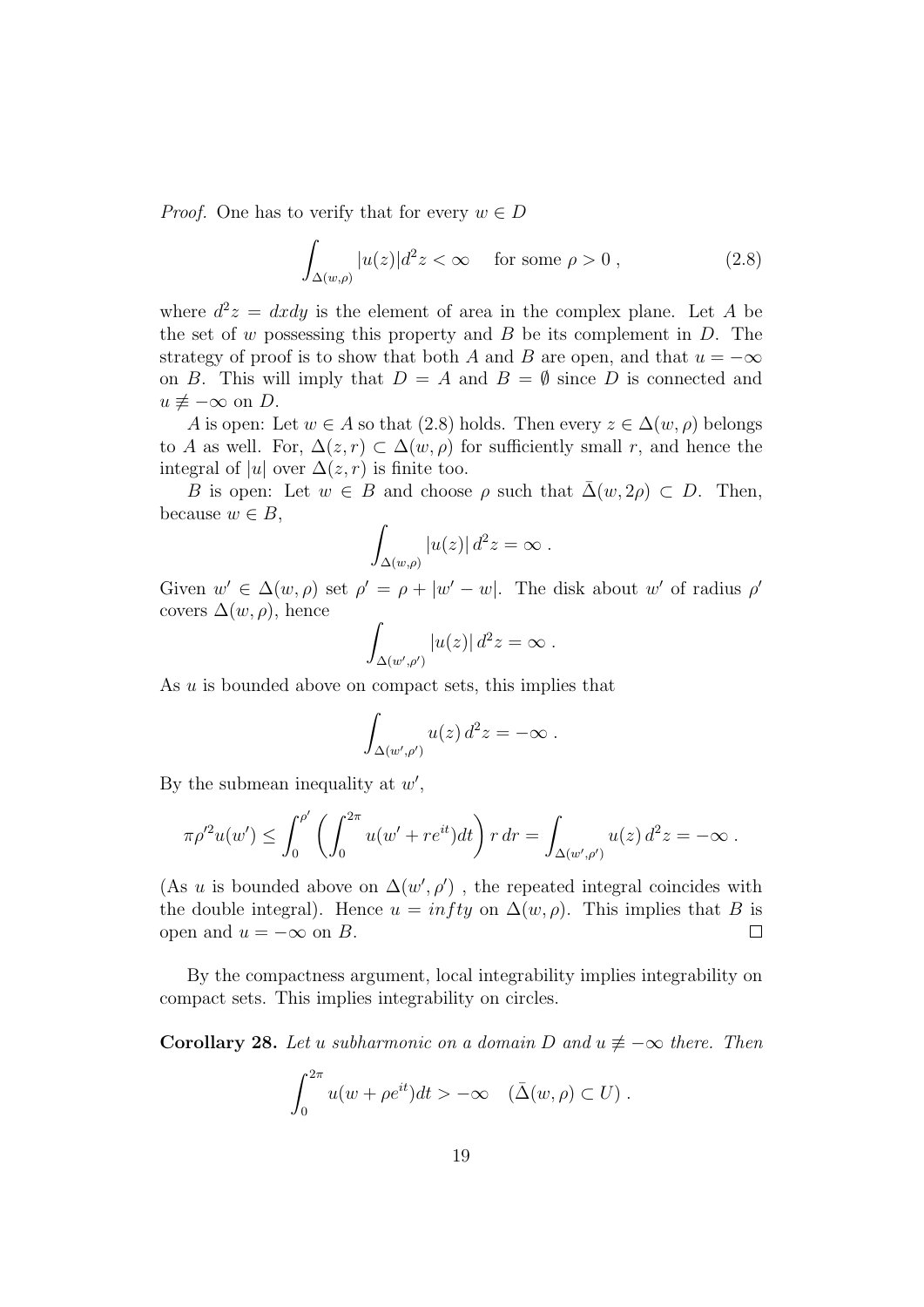*Proof.* One has to verify that for every $w \in D$

$$\int_{\Delta(w,\rho)} |u(z)| d^2z < \infty \quad \text{for some } \rho > 0 \,, \tag{2.8}$$

where $d^2z = dxdy$ is the element of area in the complex plane. Let $A$ be the set of $w$ possessing this property and $B$ be its complement in $D$. The strategy of proof is to show that both $A$ and $B$ are open, and that $u = -\infty$ on $B$. This will imply that $D = A$ and $B = \emptyset$ since $D$ is connected and $u \not\equiv -\infty$ on $D$.

$A$ is open: Let $w \in A$ so that (2.8) holds. Then every $z \in \Delta(w, \rho)$ belongs to $A$ as well. For, $\Delta(z, r) \subset \Delta(w, \rho)$ for sufficiently small $r$, and hence the integral of $|u|$ over $\Delta(z, r)$ is finite too.

$B$ is open: Let $w \in B$ and choose $\rho$ such that $\bar{\Delta}(w, 2\rho) \subset D$. Then, because $w \in B$,

$$\int_{\Delta(w,\rho)} |u(z)| \, d^2z = \infty \,.$$

Given $w' \in \Delta(w, \rho)$ set $\rho' = \rho + |w' - w|$. The disk about $w'$ of radius $\rho'$ covers $\Delta(w, \rho)$, hence

$$\int_{\Delta(w',\rho')} |u(z)| \, d^2z = \infty \,.$$

As $u$ is bounded above on compact sets, this implies that

$$\int_{\Delta(w',\rho')} u(z) \, d^2z = -\infty \,.$$

By the submean inequality at $w'$,

$$\pi \rho'^2 u(w') \leq \int_0^{\rho'} \left( \int_0^{2\pi} u(w' + re^{it}) dt \right) r \, dr = \int_{\Delta(w',\rho')} u(z) \, d^2z = -\infty \,.$$

(As $u$ is bounded above on $\Delta(w', \rho')$ , the repeated integral coincides with the double integral). Hence $u = infty$ on $\Delta(w, \rho)$. This implies that $B$ is open and $u = -\infty$ on $B$. $\square$

By the compactness argument, local integrability implies integrability on compact sets. This implies integrability on circles.

**Corollary 28.** *Let $u$ subharmonic on a domain $D$ and $u \not\equiv -\infty$ there. Then*

$$\int_0^{2\pi} u(w + \rho e^{it}) dt > -\infty \quad (\bar{\Delta}(w, \rho) \subset U) \,.$$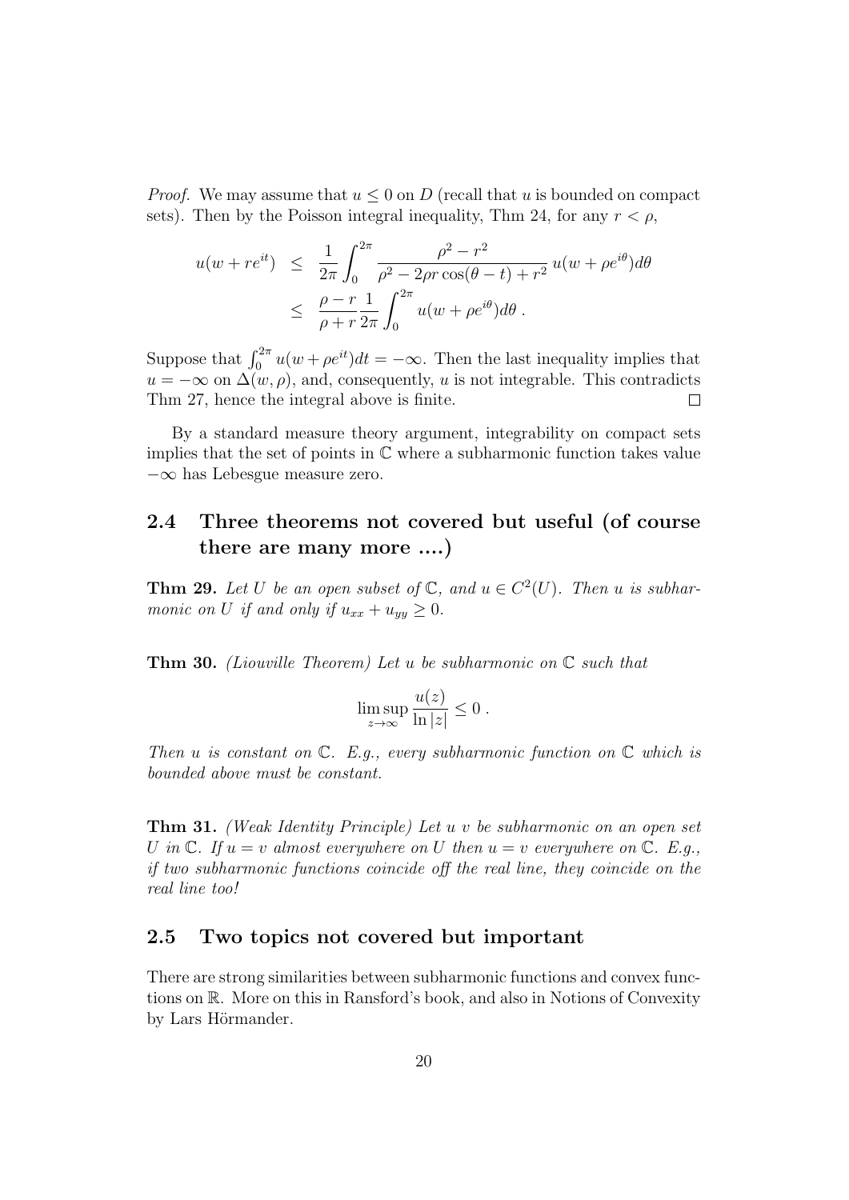*Proof.* We may assume that $u \leq 0$ on $D$ (recall that $u$ is bounded on compact sets). Then by the Poisson integral inequality, Thm 24, for any $r < \rho$,

$$
\begin{aligned}
u(w + re^{it}) &\leq \frac{1}{2\pi} \int_0^{2\pi} \frac{\rho^2 - r^2}{\rho^2 - 2\rho r \cos(\theta - t) + r^2} \, u(w + \rho e^{i\theta}) d\theta \\
&\leq \frac{\rho - r}{\rho + r} \frac{1}{2\pi} \int_0^{2\pi} u(w + \rho e^{i\theta}) d\theta \; .
\end{aligned}
$$

Suppose that $\int_0^{2\pi} u(w + \rho e^{it}) dt = -\infty$. Then the last inequality implies that $u = -\infty$ on $\Delta(w, \rho)$, and, consequently, $u$ is not integrable. This contradicts Thm 27, hence the integral above is finite. $\square$

By a standard measure theory argument, integrability on compact sets implies that the set of points in $\mathbb{C}$ where a subharmonic function takes value $-\infty$ has Lebesgue measure zero.

## 2.4 Three theorems not covered but useful (of course there are many more ....)

**Thm 29.** *Let $U$ be an open subset of $\mathbb{C}$, and $u \in C^2(U)$. Then $u$ is subharmonic on $U$ if and only if $u_{xx} + u_{yy} \geq 0$.*

**Thm 30.** *(Liouville Theorem) Let $u$ be subharmonic on $\mathbb{C}$ such that*

$$
\limsup_{z \to \infty} \frac{u(z)}{\ln |z|} \leq 0 \; .
$$

*Then $u$ is constant on $\mathbb{C}$. E.g., every subharmonic function on $\mathbb{C}$ which is bounded above must be constant.*

**Thm 31.** *(Weak Identity Principle) Let $u$ $v$ be subharmonic on an open set $U$ in $\mathbb{C}$. If $u = v$ almost everywhere on $U$ then $u = v$ everywhere on $\mathbb{C}$. E.g., if two subharmonic functions coincide off the real line, they coincide on the real line too!*

## 2.5 Two topics not covered but important

There are strong similarities between subharmonic functions and convex functions on $\mathbb{R}$. More on this in Ransford's book, and also in Notions of Convexity by Lars Hörmander.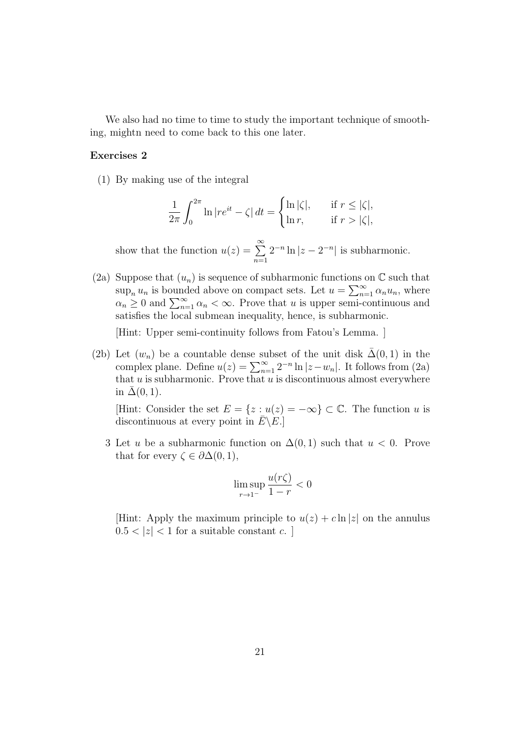We also had no time to time to study the important technique of smoothing, mightn need to come back to this one later.

**Exercises 2**

(1) By making use of the integral

$$\frac{1}{2\pi}\int_0^{2\pi} \ln |re^{it} - \zeta| \, dt = \begin{cases} \ln |\zeta|, & \text{if } r \leq |\zeta|, \\ \ln r, & \text{if } r > |\zeta|, \end{cases}$$

show that the function $u(z) = \sum_{n=1}^{\infty} 2^{-n} \ln |z - 2^{-n}|$ is subharmonic.

(2a) Suppose that $(u_n)$ is sequence of subharmonic functions on $\mathbb{C}$ such that $\sup_n u_n$ is bounded above on compact sets. Let $u = \sum_{n=1}^{\infty} \alpha_n u_n$, where $\alpha_n \geq 0$ and $\sum_{n=1}^{\infty} \alpha_n < \infty$. Prove that $u$ is upper semi-continuous and satisfies the local submean inequality, hence, is subharmonic.

[Hint: Upper semi-continuity follows from Fatou's Lemma. ]

(2b) Let $(w_n)$ be a countable dense subset of the unit disk $\bar{\Delta}(0, 1)$ in the complex plane. Define $u(z) = \sum_{n=1}^{\infty} 2^{-n} \ln |z - w_n|$. It follows from (2a) that $u$ is subharmonic. Prove that $u$ is discontinuous almost everywhere in $\bar{\Delta}(0, 1)$.

[Hint: Consider the set $E = \{z : u(z) = -\infty\} \subset \mathbb{C}$. The function $u$ is discontinuous at every point in $\bar{E} \backslash E$.]

3 Let $u$ be a subharmonic function on $\Delta(0, 1)$ such that $u < 0$. Prove that for every $\zeta \in \partial\Delta(0, 1)$,

$$\limsup_{r \to 1^-} \frac{u(r\zeta)}{1 - r} < 0$$

[Hint: Apply the maximum principle to $u(z) + c \ln |z|$ on the annulus $0.5 < |z| < 1$ for a suitable constant $c$. ]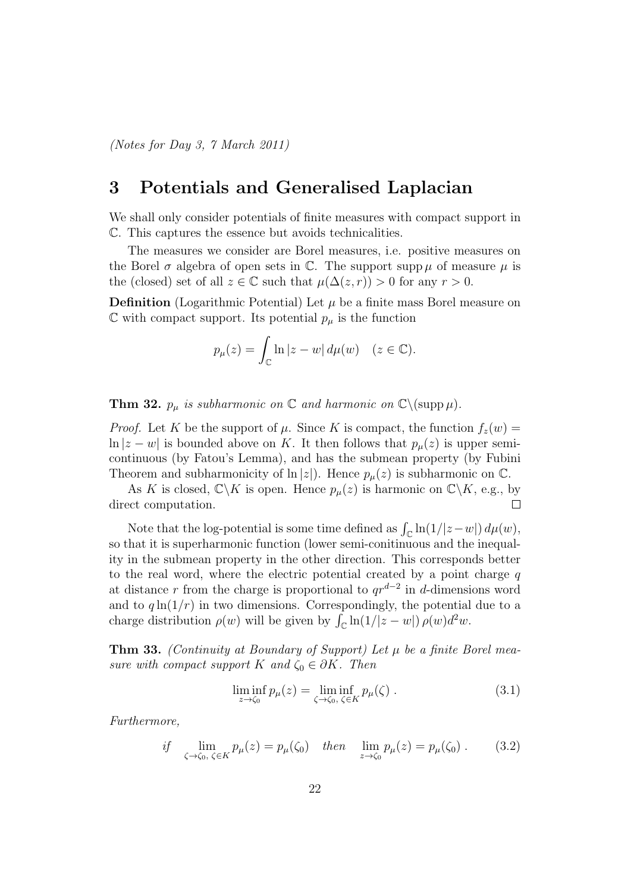*(Notes for Day 3, 7 March 2011)*

# 3 Potentials and Generalised Laplacian

We shall only consider potentials of finite measures with compact support in $\mathbb{C}$. This captures the essence but avoids technicalities.

The measures we consider are Borel measures, i.e. positive measures on the Borel $\sigma$ algebra of open sets in $\mathbb{C}$. The support $\operatorname{supp}\mu$ of measure $\mu$ is the (closed) set of all $z \in \mathbb{C}$ such that $\mu(\Delta(z,r)) > 0$ for any $r > 0$.

**Definition** (Logarithmic Potential) Let $\mu$ be a finite mass Borel measure on $\mathbb{C}$ with compact support. Its potential $p_\mu$ is the function

$$p_\mu(z) = \int_{\mathbb{C}} \ln|z-w|\, d\mu(w) \quad (z \in \mathbb{C}).$$

**Thm 32.** *$p_\mu$ is subharmonic on $\mathbb{C}$ and harmonic on $\mathbb{C}\backslash(\operatorname{supp}\mu)$.*

*Proof.* Let $K$ be the support of $\mu$. Since $K$ is compact, the function $f_z(w) = \ln|z-w|$ is bounded above on $K$. It then follows that $p_\mu(z)$ is upper semi-continuous (by Fatou's Lemma), and has the submean property (by Fubini Theorem and subharmonicity of $\ln|z|$). Hence $p_\mu(z)$ is subharmonic on $\mathbb{C}$.

As $K$ is closed, $\mathbb{C}\backslash K$ is open. Hence $p_\mu(z)$ is harmonic on $\mathbb{C}\backslash K$, e.g., by direct computation. $\square$

Note that the log-potential is some time defined as $\int_{\mathbb{C}} \ln(1/|z-w|)\, d\mu(w)$, so that it is superharmonic function (lower semi-conitinuous and the inequality in the submean property in the other direction. This corresponds better to the real word, where the electric potential created by a point charge $q$ at distance $r$ from the charge is proportional to $qr^{d-2}$ in $d$-dimensions word and to $q\ln(1/r)$ in two dimensions. Correspondingly, the potential due to a charge distribution $\rho(w)$ will be given by $\int_{\mathbb{C}} \ln(1/|z-w|)\, \rho(w) d^2 w$.

**Thm 33.** *(Continuity at Boundary of Support) Let $\mu$ be a finite Borel measure with compact support $K$ and $\zeta_0 \in \partial K$. Then*

$$\liminf_{z\to\zeta_0} p_\mu(z) = \liminf_{\zeta\to\zeta_0,\, \zeta\in K} p_\mu(\zeta)\,. \tag{3.1}$$

*Furthermore,*

$$\text{if} \quad \lim_{\zeta\to\zeta_0,\, \zeta\in K} p_\mu(z) = p_\mu(\zeta_0) \quad \text{then} \quad \lim_{z\to\zeta_0} p_\mu(z) = p_\mu(\zeta_0)\,. \tag{3.2}$$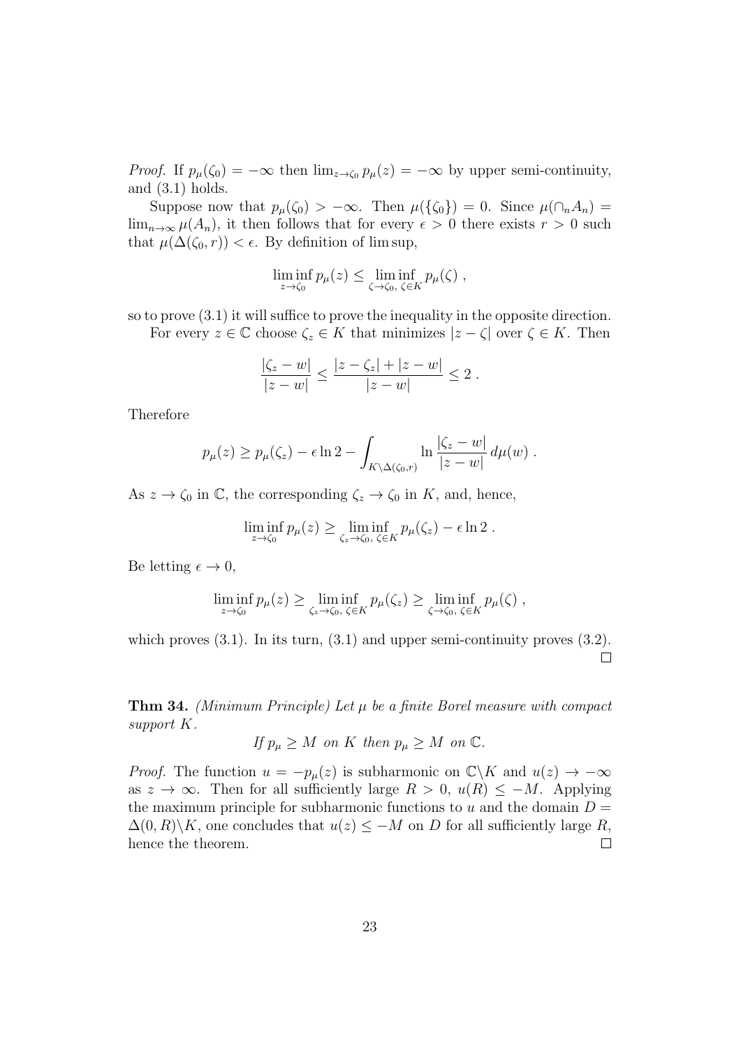*Proof.* If $p_\mu(\zeta_0) = -\infty$ then $\lim_{z\to\zeta_0} p_\mu(z) = -\infty$ by upper semi-continuity, and (3.1) holds.

Suppose now that $p_\mu(\zeta_0) > -\infty$. Then $\mu(\{\zeta_0\}) = 0$. Since $\mu(\cap_n A_n) = \lim_{n\to\infty} \mu(A_n)$, it then follows that for every $\epsilon > 0$ there exists $r > 0$ such that $\mu(\Delta(\zeta_0, r)) < \epsilon$. By definition of lim sup,

$$\liminf_{z\to\zeta_0} p_\mu(z) \le \liminf_{\zeta\to\zeta_0,\ \zeta\in K} p_\mu(\zeta) ,$$

so to prove (3.1) it will suffice to prove the inequality in the opposite direction.

For every $z \in \mathbb{C}$ choose $\zeta_z \in K$ that minimizes $|z - \zeta|$ over $\zeta \in K$. Then

$$\frac{|\zeta_z - w|}{|z - w|} \le \frac{|z - \zeta_z| + |z - w|}{|z - w|} \le 2 .$$

Therefore

$$p_\mu(z) \ge p_\mu(\zeta_z) - \epsilon \ln 2 - \int_{K\setminus\Delta(\zeta_0,r)} \ln \frac{|\zeta_z - w|}{|z - w|}\, d\mu(w) .$$

As $z \to \zeta_0$ in $\mathbb{C}$, the corresponding $\zeta_z \to \zeta_0$ in $K$, and, hence,

$$\liminf_{z\to\zeta_0} p_\mu(z) \ge \liminf_{\zeta_z\to\zeta_0,\ \zeta\in K} p_\mu(\zeta_z) - \epsilon \ln 2 .$$

Be letting $\epsilon \to 0$,

$$\liminf_{z\to\zeta_0} p_\mu(z) \ge \liminf_{\zeta_z\to\zeta_0,\ \zeta\in K} p_\mu(\zeta_z) \ge \liminf_{\zeta\to\zeta_0,\ \zeta\in K} p_\mu(\zeta) ,$$

which proves (3.1). In its turn, (3.1) and upper semi-continuity proves (3.2). ∎

**Thm 34.** *(Minimum Principle) Let $\mu$ be a finite Borel measure with compact support $K$.*

*If $p_\mu \ge M$ on $K$ then $p_\mu \ge M$ on $\mathbb{C}$.*

*Proof.* The function $u = -p_\mu(z)$ is subharmonic on $\mathbb{C}\setminus K$ and $u(z) \to -\infty$ as $z \to \infty$. Then for all sufficiently large $R > 0$, $u(R) \le -M$. Applying the maximum principle for subharmonic functions to $u$ and the domain $D = \Delta(0, R)\setminus K$, one concludes that $u(z) \le -M$ on $D$ for all sufficiently large $R$, hence the theorem. ∎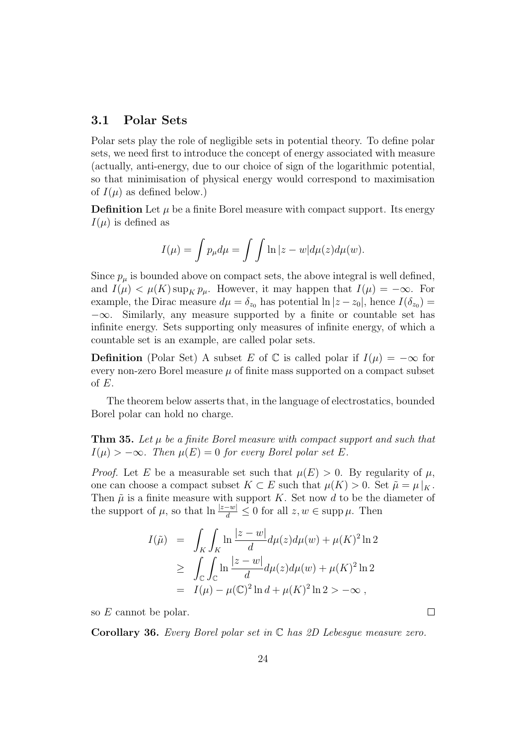### 3.1 Polar Sets

Polar sets play the role of negligible sets in potential theory. To define polar sets, we need first to introduce the concept of energy associated with measure (actually, anti-energy, due to our choice of sign of the logarithmic potential, so that minimisation of physical energy would correspond to maximisation of $I(\mu)$ as defined below.)

**Definition** Let $\mu$ be a finite Borel measure with compact support. Its energy $I(\mu)$ is defined as

$$I(\mu) = \int p_\mu d\mu = \int \int \ln |z - w| d\mu(z) d\mu(w).$$

Since $p_\mu$ is bounded above on compact sets, the above integral is well defined, and $I(\mu) < \mu(K) \sup_K p_\mu$. However, it may happen that $I(\mu) = -\infty$. For example, the Dirac measure $d\mu = \delta_{z_0}$ has potential $\ln |z - z_0|$, hence $I(\delta_{z_0}) = -\infty$. Similarly, any measure supported by a finite or countable set has infinite energy. Sets supporting only measures of infinite energy, of which a countable set is an example, are called polar sets.

**Definition** (Polar Set) A subset $E$ of $\mathbb{C}$ is called polar if $I(\mu) = -\infty$ for every non-zero Borel measure $\mu$ of finite mass supported on a compact subset of $E$.

The theorem below asserts that, in the language of electrostatics, bounded Borel polar can hold no charge.

**Thm 35.** *Let $\mu$ be a finite Borel measure with compact support and such that $I(\mu) > -\infty$. Then $\mu(E) = 0$ for every Borel polar set $E$.*

*Proof.* Let $E$ be a measurable set such that $\mu(E) > 0$. By regularity of $\mu$, one can choose a compact subset $K \subset E$ such that $\mu(K) > 0$. Set $\tilde{\mu} = \mu|_K$. Then $\tilde{\mu}$ is a finite measure with support $K$. Set now $d$ to be the diameter of the support of $\mu$, so that $\ln \frac{|z-w|}{d} \leq 0$ for all $z, w \in \operatorname{supp} \mu$. Then

$$\begin{aligned} I(\tilde{\mu}) &= \int_K \int_K \ln \frac{|z - w|}{d} d\mu(z) d\mu(w) + \mu(K)^2 \ln 2 \\ &\geq \int_{\mathbb{C}} \int_{\mathbb{C}} \ln \frac{|z - w|}{d} d\mu(z) d\mu(w) + \mu(K)^2 \ln 2 \\ &= I(\mu) - \mu(\mathbb{C})^2 \ln d + \mu(K)^2 \ln 2 > -\infty , \end{aligned}$$

so $E$ cannot be polar. $\square$

**Corollary 36.** *Every Borel polar set in $\mathbb{C}$ has 2D Lebesgue measure zero.*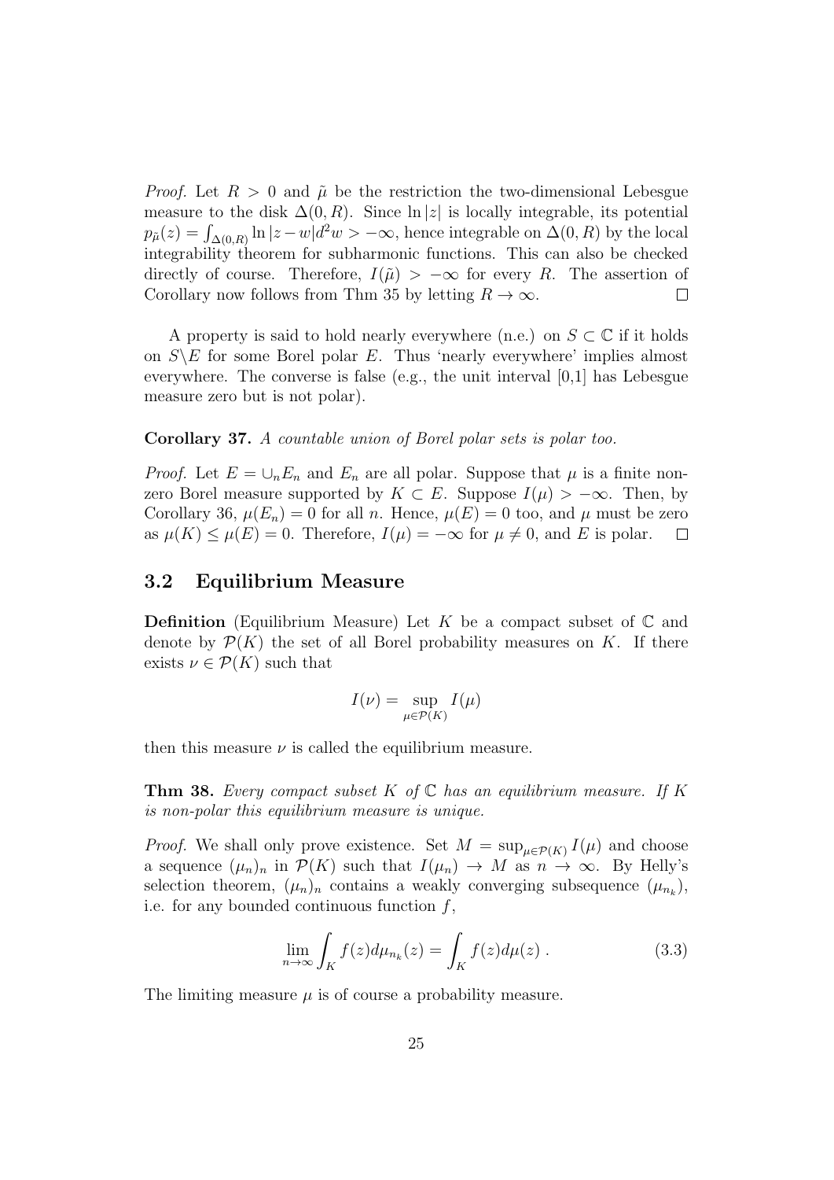*Proof.* Let $R > 0$ and $\tilde{\mu}$ be the restriction the two-dimensional Lebesgue measure to the disk $\Delta(0, R)$. Since $\ln|z|$ is locally integrable, its potential $p_{\tilde{\mu}}(z) = \int_{\Delta(0,R)} \ln|z - w| d^2 w > -\infty$, hence integrable on $\Delta(0, R)$ by the local integrability theorem for subharmonic functions. This can also be checked directly of course. Therefore, $I(\tilde{\mu}) > -\infty$ for every $R$. The assertion of Corollary now follows from Thm 35 by letting $R \to \infty$. □

A property is said to hold nearly everywhere (n.e.) on $S \subset \mathbb{C}$ if it holds on $S \backslash E$ for some Borel polar $E$. Thus 'nearly everywhere' implies almost everywhere. The converse is false (e.g., the unit interval [0,1] has Lebesgue measure zero but is not polar).

**Corollary 37.** *A countable union of Borel polar sets is polar too.*

*Proof.* Let $E = \cup_n E_n$ and $E_n$ are all polar. Suppose that $\mu$ is a finite non-zero Borel measure supported by $K \subset E$. Suppose $I(\mu) > -\infty$. Then, by Corollary 36, $\mu(E_n) = 0$ for all $n$. Hence, $\mu(E) = 0$ too, and $\mu$ must be zero as $\mu(K) \leq \mu(E) = 0$. Therefore, $I(\mu) = -\infty$ for $\mu \neq 0$, and $E$ is polar. □

## 3.2 Equilibrium Measure

**Definition** (Equilibrium Measure) Let $K$ be a compact subset of $\mathbb{C}$ and denote by $\mathcal{P}(K)$ the set of all Borel probability measures on $K$. If there exists $\nu \in \mathcal{P}(K)$ such that

$$I(\nu) = \sup_{\mu \in \mathcal{P}(K)} I(\mu)$$

then this measure $\nu$ is called the equilibrium measure.

**Thm 38.** *Every compact subset $K$ of $\mathbb{C}$ has an equilibrium measure. If $K$ is non-polar this equilibrium measure is unique.*

*Proof.* We shall only prove existence. Set $M = \sup_{\mu \in \mathcal{P}(K)} I(\mu)$ and choose a sequence $(\mu_n)_n$ in $\mathcal{P}(K)$ such that $I(\mu_n) \to M$ as $n \to \infty$. By Helly's selection theorem, $(\mu_n)_n$ contains a weakly converging subsequence $(\mu_{n_k})$, i.e. for any bounded continuous function $f$,

$$\lim_{n \to \infty} \int_K f(z) d\mu_{n_k}(z) = \int_K f(z) d\mu(z) \; . \tag{3.3}$$

The limiting measure $\mu$ is of course a probability measure.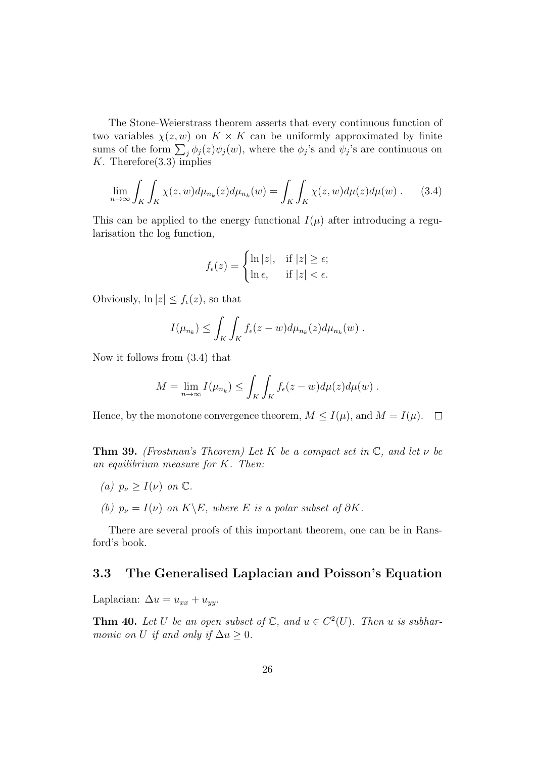The Stone-Weierstrass theorem asserts that every continuous function of two variables $\chi(z, w)$ on $K \times K$ can be uniformly approximated by finite sums of the form $\sum_j \phi_j(z)\psi_j(w)$, where the $\phi_j$'s and $\psi_j$'s are continuous on $K$. Therefore(3.3) implies

$$\lim_{n\to\infty} \int_K \int_K \chi(z, w) d\mu_{n_k}(z) d\mu_{n_k}(w) = \int_K \int_K \chi(z, w) d\mu(z) d\mu(w) \; . \tag{3.4}$$

This can be applied to the energy functional $I(\mu)$ after introducing a regularisation the log function,

$$f_\epsilon(z) = \begin{cases} \ln |z|, & \text{if } |z| \geq \epsilon; \\ \ln \epsilon, & \text{if } |z| < \epsilon. \end{cases}$$

Obviously, $\ln |z| \leq f_\epsilon(z)$, so that

$$I(\mu_{n_k}) \leq \int_K \int_K f_\epsilon(z - w) d\mu_{n_k}(z) d\mu_{n_k}(w) \; .$$

Now it follows from (3.4) that

$$M = \lim_{n\to\infty} I(\mu_{n_k}) \leq \int_K \int_K f_\epsilon(z - w) d\mu(z) d\mu(w) \; .$$

Hence, by the monotone convergence theorem, $M \leq I(\mu)$, and $M = I(\mu)$. $\square$

**Thm 39.** *(Frostman's Theorem) Let $K$ be a compact set in $\mathbb{C}$, and let $\nu$ be an equilibrium measure for $K$. Then:*

- *(a) $p_\nu \geq I(\nu)$ on $\mathbb{C}$.*
- *(b) $p_\nu = I(\nu)$ on $K \backslash E$, where $E$ is a polar subset of $\partial K$.*

There are several proofs of this important theorem, one can be in Ransford's book.

## 3.3 The Generalised Laplacian and Poisson's Equation

Laplacian: $\Delta u = u_{xx} + u_{yy}$.

**Thm 40.** *Let $U$ be an open subset of $\mathbb{C}$, and $u \in C^2(U)$. Then $u$ is subharmonic on $U$ if and only if $\Delta u \geq 0$.*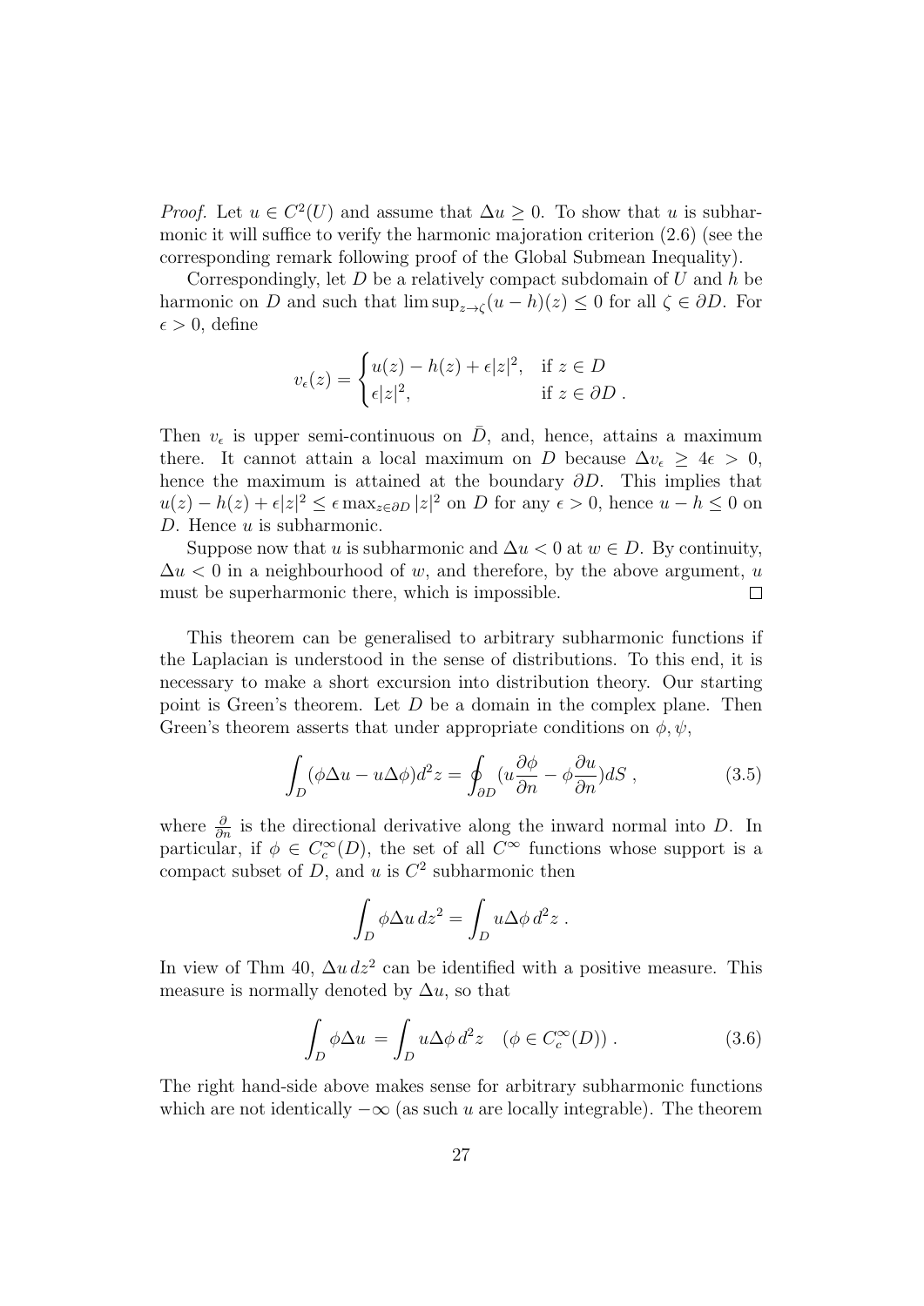*Proof.* Let $u \in C^2(U)$ and assume that $\Delta u \geq 0$. To show that $u$ is subharmonic it will suffice to verify the harmonic majoration criterion (2.6) (see the corresponding remark following proof of the Global Submean Inequality).

Correspondingly, let $D$ be a relatively compact subdomain of $U$ and $h$ be harmonic on $D$ and such that $\limsup_{z \to \zeta}(u - h)(z) \leq 0$ for all $\zeta \in \partial D$. For $\epsilon > 0$, define

$$v_\epsilon(z) = \begin{cases} u(z) - h(z) + \epsilon |z|^2, & \text{if } z \in D \\ \epsilon |z|^2, & \text{if } z \in \partial D \ . \end{cases}$$

Then $v_\epsilon$ is upper semi-continuous on $\bar{D}$, and, hence, attains a maximum there. It cannot attain a local maximum on $D$ because $\Delta v_\epsilon \geq 4\epsilon > 0$, hence the maximum is attained at the boundary $\partial D$. This implies that $u(z) - h(z) + \epsilon |z|^2 \leq \epsilon \max_{z \in \partial D} |z|^2$ on $D$ for any $\epsilon > 0$, hence $u - h \leq 0$ on $D$. Hence $u$ is subharmonic.

Suppose now that $u$ is subharmonic and $\Delta u < 0$ at $w \in D$. By continuity, $\Delta u < 0$ in a neighbourhood of $w$, and therefore, by the above argument, $u$ must be superharmonic there, which is impossible. $\square$

This theorem can be generalised to arbitrary subharmonic functions if the Laplacian is understood in the sense of distributions. To this end, it is necessary to make a short excursion into distribution theory. Our starting point is Green's theorem. Let $D$ be a domain in the complex plane. Then Green's theorem asserts that under appropriate conditions on $\phi, \psi$,

$$\int_D (\phi \Delta u - u \Delta \phi) d^2 z = \oint_{\partial D} (u \frac{\partial \phi}{\partial n} - \phi \frac{\partial u}{\partial n}) dS \ , \tag{3.5}$$

where $\frac{\partial}{\partial n}$ is the directional derivative along the inward normal into $D$. In particular, if $\phi \in C_c^\infty(D)$, the set of all $C^\infty$ functions whose support is a compact subset of $D$, and $u$ is $C^2$ subharmonic then

$$\int_D \phi \Delta u \, dz^2 = \int_D u \Delta \phi \, d^2 z \ .$$

In view of Thm 40, $\Delta u \, dz^2$ can be identified with a positive measure. This measure is normally denoted by $\Delta u$, so that

$$\int_D \phi \Delta u = \int_D u \Delta \phi \, d^2 z \quad (\phi \in C_c^\infty(D)) \ . \tag{3.6}$$

The right hand-side above makes sense for arbitrary subharmonic functions which are not identically $-\infty$ (as such $u$ are locally integrable). The theorem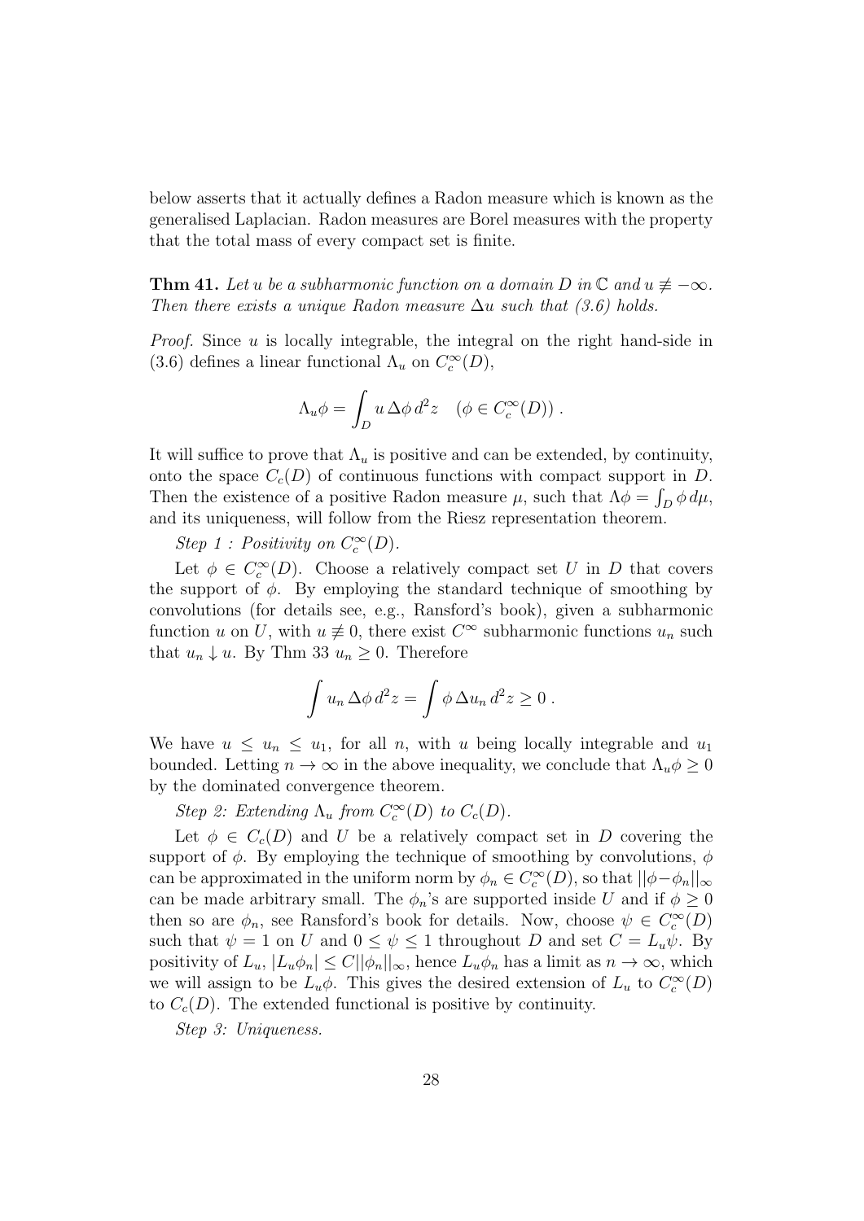below asserts that it actually defines a Radon measure which is known as the generalised Laplacian. Radon measures are Borel measures with the property that the total mass of every compact set is finite.

**Thm 41.** *Let $u$ be a subharmonic function on a domain $D$ in $\mathbb{C}$ and $u \not\equiv -\infty$. Then there exists a unique Radon measure $\Delta u$ such that (3.6) holds.*

*Proof.* Since $u$ is locally integrable, the integral on the right hand-side in (3.6) defines a linear functional $\Lambda_u$ on $C_c^\infty(D)$,

$$\Lambda_u \phi = \int_D u \, \Delta \phi \, d^2 z \quad (\phi \in C_c^\infty(D)) \, .$$

It will suffice to prove that $\Lambda_u$ is positive and can be extended, by continuity, onto the space $C_c(D)$ of continuous functions with compact support in $D$. Then the existence of a positive Radon measure $\mu$, such that $\Lambda \phi = \int_D \phi \, d\mu$, and its uniqueness, will follow from the Riesz representation theorem.

*Step 1 : Positivity on $C_c^\infty(D)$.*

Let $\phi \in C_c^\infty(D)$. Choose a relatively compact set $U$ in $D$ that covers the support of $\phi$. By employing the standard technique of smoothing by convolutions (for details see, e.g., Ransford's book), given a subharmonic function $u$ on $U$, with $u \not\equiv 0$, there exist $C^\infty$ subharmonic functions $u_n$ such that $u_n \downarrow u$. By Thm 33 $u_n \geq 0$. Therefore

$$\int u_n \, \Delta \phi \, d^2 z = \int \phi \, \Delta u_n \, d^2 z \geq 0 \, .$$

We have $u \leq u_n \leq u_1$, for all $n$, with $u$ being locally integrable and $u_1$ bounded. Letting $n \to \infty$ in the above inequality, we conclude that $\Lambda_u \phi \geq 0$ by the dominated convergence theorem.

*Step 2: Extending $\Lambda_u$ from $C_c^\infty(D)$ to $C_c(D)$.*

Let $\phi \in C_c(D)$ and $U$ be a relatively compact set in $D$ covering the support of $\phi$. By employing the technique of smoothing by convolutions, $\phi$ can be approximated in the uniform norm by $\phi_n \in C_c^\infty(D)$, so that $||\phi - \phi_n||_\infty$ can be made arbitrary small. The $\phi_n$'s are supported inside $U$ and if $\phi \geq 0$ then so are $\phi_n$, see Ransford's book for details. Now, choose $\psi \in C_c^\infty(D)$ such that $\psi = 1$ on $U$ and $0 \leq \psi \leq 1$ throughout $D$ and set $C = L_u \psi$. By positivity of $L_u$, $|L_u \phi_n| \leq C ||\phi_n||_\infty$, hence $L_u \phi_n$ has a limit as $n \to \infty$, which we will assign to be $L_u \phi$. This gives the desired extension of $L_u$ to $C_c^\infty(D)$ to $C_c(D)$. The extended functional is positive by continuity.

*Step 3: Uniqueness.*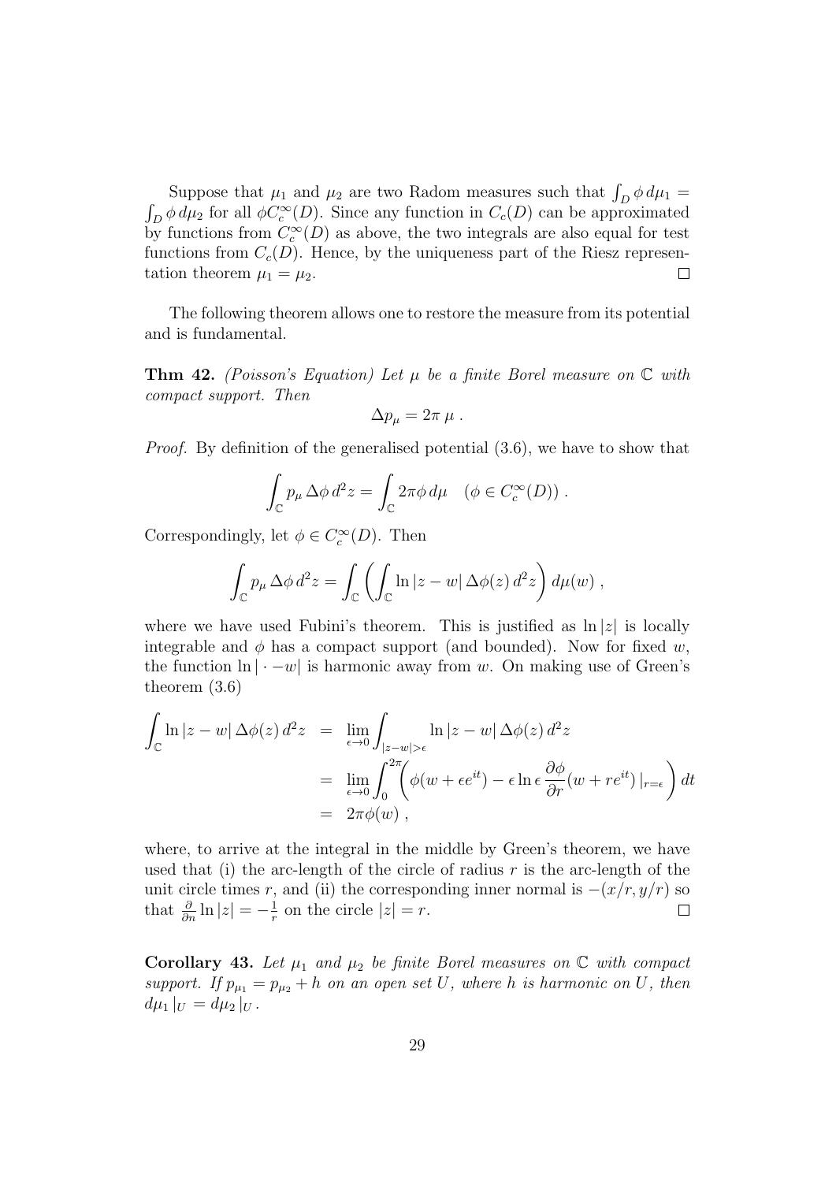Suppose that $\mu_1$ and $\mu_2$ are two Radom measures such that $\int_D \phi \, d\mu_1 = \int_D \phi \, d\mu_2$ for all $\phi C_c^\infty(D)$. Since any function in $C_c(D)$ can be approximated by functions from $C_c^\infty(D)$ as above, the two integrals are also equal for test functions from $C_c(D)$. Hence, by the uniqueness part of the Riesz representation theorem $\mu_1 = \mu_2$. $\square$

The following theorem allows one to restore the measure from its potential and is fundamental.

**Thm 42.** *(Poisson's Equation) Let $\mu$ be a finite Borel measure on $\mathbb{C}$ with compact support. Then*

$$\Delta p_\mu = 2\pi \, \mu \, .$$

*Proof.* By definition of the generalised potential (3.6), we have to show that

$$\int_{\mathbb{C}} p_\mu \, \Delta \phi \, d^2 z = \int_{\mathbb{C}} 2\pi \phi \, d\mu \quad (\phi \in C_c^\infty(D)) \, .$$

Correspondingly, let $\phi \in C_c^\infty(D)$. Then

$$\int_{\mathbb{C}} p_\mu \, \Delta \phi \, d^2 z = \int_{\mathbb{C}} \left( \int_{\mathbb{C}} \ln |z - w| \, \Delta \phi(z) \, d^2 z \right) d\mu(w) \, ,$$

where we have used Fubini's theorem. This is justified as $\ln |z|$ is locally integrable and $\phi$ has a compact support (and bounded). Now for fixed $w$, the function $\ln |\cdot - w|$ is harmonic away from $w$. On making use of Green's theorem (3.6)

$$\begin{aligned}
\int_{\mathbb{C}} \ln |z - w| \, \Delta \phi(z) \, d^2 z &= \lim_{\epsilon \to 0} \int_{|z-w|>\epsilon} \ln |z - w| \, \Delta \phi(z) \, d^2 z \\
&= \lim_{\epsilon \to 0} \int_0^{2\pi} \left( \phi(w + \epsilon e^{it}) - \epsilon \ln \epsilon \, \frac{\partial \phi}{\partial r}(w + r e^{it}) \, |_{r=\epsilon} \right) dt \\
&= 2\pi \phi(w) \, ,
\end{aligned}$$

where, to arrive at the integral in the middle by Green's theorem, we have used that (i) the arc-length of the circle of radius $r$ is the arc-length of the unit circle times $r$, and (ii) the corresponding inner normal is $-(x/r, y/r)$ so that $\frac{\partial}{\partial n} \ln |z| = -\frac{1}{r}$ on the circle $|z| = r$. $\square$

**Corollary 43.** *Let $\mu_1$ and $\mu_2$ be finite Borel measures on $\mathbb{C}$ with compact support. If $p_{\mu_1} = p_{\mu_2} + h$ on an open set $U$, where $h$ is harmonic on $U$, then $d\mu_1 \, |_U = d\mu_2 \, |_U$.*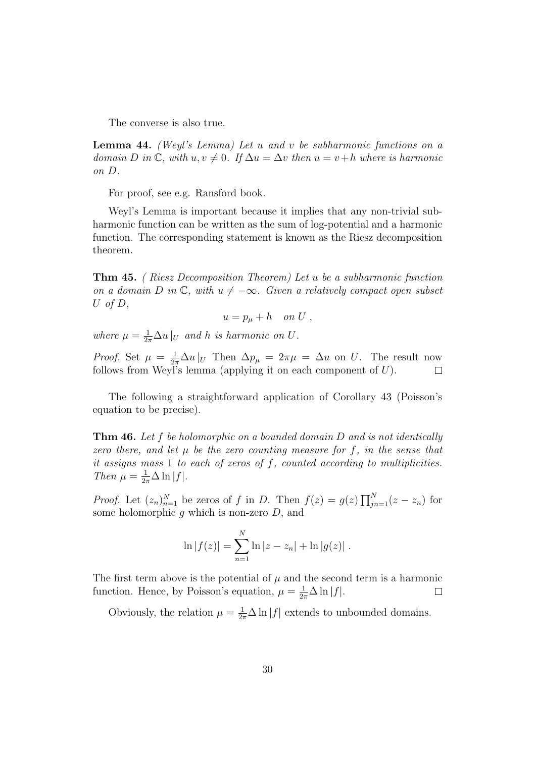The converse is also true.

**Lemma 44.** *(Weyl's Lemma) Let $u$ and $v$ be subharmonic functions on a domain $D$ in $\mathbb{C}$, with $u, v \neq 0$. If $\Delta u = \Delta v$ then $u = v + h$ where is harmonic on $D$.*

For proof, see e.g. Ransford book.

Weyl's Lemma is important because it implies that any non-trivial subharmonic function can be written as the sum of log-potential and a harmonic function. The corresponding statement is known as the Riesz decomposition theorem.

**Thm 45.** *( Riesz Decomposition Theorem) Let $u$ be a subharmonic function on a domain $D$ in $\mathbb{C}$, with $u \neq -\infty$. Given a relatively compact open subset $U$ of $D$,*

$$u = p_\mu + h \quad on\ U\ ,$$

*where $\mu = \frac{1}{2\pi}\Delta u\,|_U$ and $h$ is harmonic on $U$.*

*Proof.* Set $\mu = \frac{1}{2\pi}\Delta u\,|_U$ Then $\Delta p_\mu = 2\pi\mu = \Delta u$ on $U$. The result now follows from Weyl's lemma (applying it on each component of $U$). $\square$

The following a straightforward application of Corollary 43 (Poisson's equation to be precise).

**Thm 46.** *Let $f$ be holomorphic on a bounded domain $D$ and is not identically zero there, and let $\mu$ be the zero counting measure for $f$, in the sense that it assigns mass 1 to each of zeros of $f$, counted according to multiplicities. Then $\mu = \frac{1}{2\pi}\Delta \ln|f|$.*

*Proof.* Let $(z_n)_{n=1}^N$ be zeros of $f$ in $D$. Then $f(z) = g(z)\prod_{jn=1}^N (z - z_n)$ for some holomorphic $g$ which is non-zero $D$, and

$$\ln|f(z)| = \sum_{n=1}^N \ln|z - z_n| + \ln|g(z)|\ .$$

The first term above is the potential of $\mu$ and the second term is a harmonic function. Hence, by Poisson's equation, $\mu = \frac{1}{2\pi}\Delta \ln|f|$. $\square$

Obviously, the relation $\mu = \frac{1}{2\pi}\Delta \ln|f|$ extends to unbounded domains.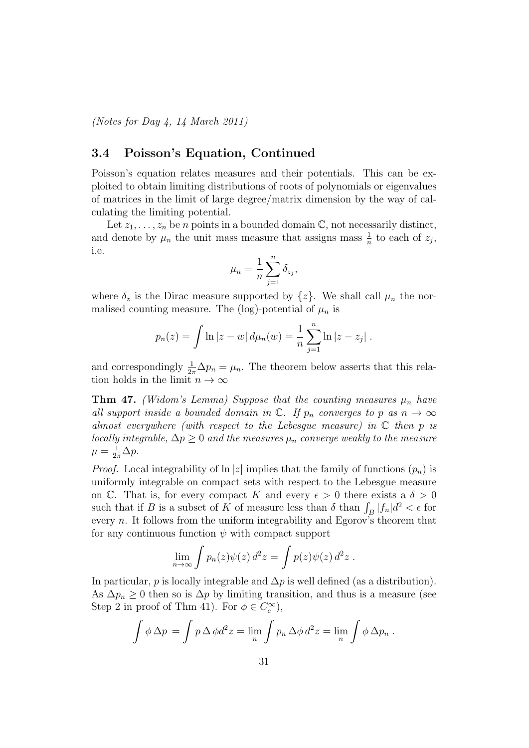*(Notes for Day 4, 14 March 2011)*

## 3.4 Poisson's Equation, Continued

Poisson's equation relates measures and their potentials. This can be exploited to obtain limiting distributions of roots of polynomials or eigenvalues of matrices in the limit of large degree/matrix dimension by the way of calculating the limiting potential.

Let $z_1, \ldots, z_n$ be $n$ points in a bounded domain $\mathbb{C}$, not necessarily distinct, and denote by $\mu_n$ the unit mass measure that assigns mass $\frac{1}{n}$ to each of $z_j$, i.e.

$$\mu_n = \frac{1}{n} \sum_{j=1}^{n} \delta_{z_j},$$

where $\delta_z$ is the Dirac measure supported by $\{z\}$. We shall call $\mu_n$ the normalised counting measure. The (log)-potential of $\mu_n$ is

$$p_n(z) = \int \ln |z - w| \, d\mu_n(w) = \frac{1}{n} \sum_{j=1}^{n} \ln |z - z_j| \, .$$

and correspondingly $\frac{1}{2\pi} \Delta p_n = \mu_n$. The theorem below asserts that this relation holds in the limit $n \to \infty$

**Thm 47.** *(Widom's Lemma) Suppose that the counting measures $\mu_n$ have all support inside a bounded domain in $\mathbb{C}$. If $p_n$ converges to $p$ as $n \to \infty$ almost everywhere (with respect to the Lebesgue measure) in $\mathbb{C}$ then $p$ is locally integrable, $\Delta p \geq 0$ and the measures $\mu_n$ converge weakly to the measure $\mu = \frac{1}{2\pi} \Delta p$.*

*Proof.* Local integrability of $\ln |z|$ implies that the family of functions $(p_n)$ is uniformly integrable on compact sets with respect to the Lebesgue measure on $\mathbb{C}$. That is, for every compact $K$ and every $\epsilon > 0$ there exists a $\delta > 0$ such that if $B$ is a subset of $K$ of measure less than $\delta$ than $\int_B |f_n| d^2 < \epsilon$ for every $n$. It follows from the uniform integrability and Egorov's theorem that for any continuous function $\psi$ with compact support

$$\lim_{n \to \infty} \int p_n(z) \psi(z) \, d^2 z = \int p(z) \psi(z) \, d^2 z \, .$$

In particular, $p$ is locally integrable and $\Delta p$ is well defined (as a distribution). As $\Delta p_n \geq 0$ then so is $\Delta p$ by limiting transition, and thus is a measure (see Step 2 in proof of Thm 41). For $\phi \in C_c^\infty$),

$$\int \phi \, \Delta p \, = \int p \, \Delta \, \phi d^2 z = \lim_n \int p_n \, \Delta \phi \, d^2 z = \lim_n \int \phi \, \Delta p_n \, .$$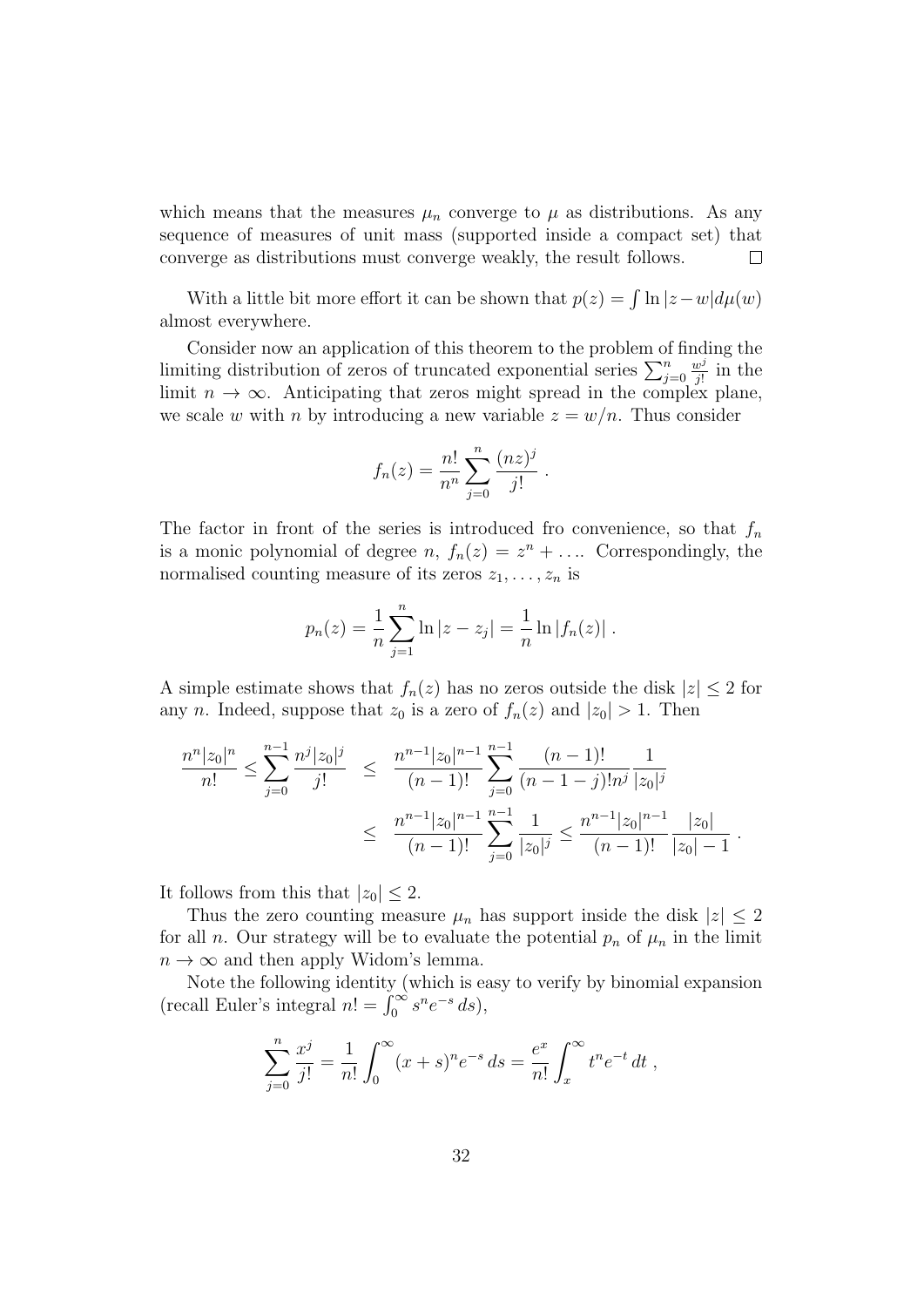which means that the measures $\mu_n$ converge to $\mu$ as distributions. As any sequence of measures of unit mass (supported inside a compact set) that converge as distributions must converge weakly, the result follows. $\square$

With a little bit more effort it can be shown that $p(z) = \int \ln |z - w| d\mu(w)$ almost everywhere.

Consider now an application of this theorem to the problem of finding the limiting distribution of zeros of truncated exponential series $\sum_{j=0}^{n} \frac{w^j}{j!}$ in the limit $n \to \infty$. Anticipating that zeros might spread in the complex plane, we scale $w$ with $n$ by introducing a new variable $z = w/n$. Thus consider

$$f_n(z) = \frac{n!}{n^n} \sum_{j=0}^{n} \frac{(nz)^j}{j!} .$$

The factor in front of the series is introduced fro convenience, so that $f_n$ is a monic polynomial of degree $n$, $f_n(z) = z^n + \ldots$. Correspondingly, the normalised counting measure of its zeros $z_1, \ldots, z_n$ is

$$p_n(z) = \frac{1}{n} \sum_{j=1}^{n} \ln |z - z_j| = \frac{1}{n} \ln |f_n(z)| .$$

A simple estimate shows that $f_n(z)$ has no zeros outside the disk $|z| \le 2$ for any $n$. Indeed, suppose that $z_0$ is a zero of $f_n(z)$ and $|z_0| > 1$. Then

$$\begin{aligned} \frac{n^n |z_0|^n}{n!} \le \sum_{j=0}^{n-1} \frac{n^j |z_0|^j}{j!} &\le \frac{n^{n-1} |z_0|^{n-1}}{(n-1)!} \sum_{j=0}^{n-1} \frac{(n-1)!}{(n-1-j)! n^j} \frac{1}{|z_0|^j} \\ &\le \frac{n^{n-1} |z_0|^{n-1}}{(n-1)!} \sum_{j=0}^{n-1} \frac{1}{|z_0|^j} \le \frac{n^{n-1} |z_0|^{n-1}}{(n-1)!} \frac{|z_0|}{|z_0| - 1} . \end{aligned}$$

It follows from this that $|z_0| \le 2$.

Thus the zero counting measure $\mu_n$ has support inside the disk $|z| \le 2$ for all $n$. Our strategy will be to evaluate the potential $p_n$ of $\mu_n$ in the limit $n \to \infty$ and then apply Widom's lemma.

Note the following identity (which is easy to verify by binomial expansion (recall Euler's integral $n! = \int_0^\infty s^n e^{-s} \, ds$),

$$\sum_{j=0}^{n} \frac{x^j}{j!} = \frac{1}{n!} \int_0^\infty (x+s)^n e^{-s} \, ds = \frac{e^x}{n!} \int_x^\infty t^n e^{-t} \, dt ,$$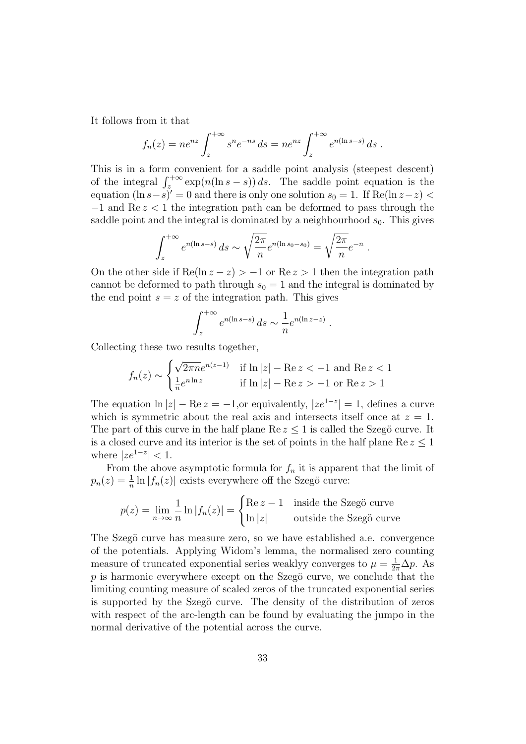It follows from it that

$$f_n(z) = ne^{nz} \int_z^{+\infty} s^n e^{-ns} \, ds = ne^{nz} \int_z^{+\infty} e^{n(\ln s - s)} \, ds \; .$$

This is in a form convenient for a saddle point analysis (steepest descent) of the integral $\int_z^{+\infty} \exp(n(\ln s - s)) \, ds$. The saddle point equation is the equation $(\ln s - s)' = 0$ and there is only one solution $s_0 = 1$. If $\mathrm{Re}(\ln z - z) < -1$ and $\mathrm{Re}\, z < 1$ the integration path can be deformed to pass through the saddle point and the integral is dominated by a neighbourhood $s_0$. This gives

$$\int_z^{+\infty} e^{n(\ln s - s)} \, ds \sim \sqrt{\frac{2\pi}{n}} e^{n(\ln s_0 - s_0)} = \sqrt{\frac{2\pi}{n}} e^{-n} \; .$$

On the other side if $\mathrm{Re}(\ln z - z) > -1$ or $\mathrm{Re}\, z > 1$ then the integration path cannot be deformed to path through $s_0 = 1$ and the integral is dominated by the end point $s = z$ of the integration path. This gives

$$\int_z^{+\infty} e^{n(\ln s - s)} \, ds \sim \frac{1}{n} e^{n(\ln z - z)} \; .$$

Collecting these two results together,

$$f_n(z) \sim \begin{cases} \sqrt{2\pi n} e^{n(z-1)} & \text{if } \ln|z| - \mathrm{Re}\, z < -1 \text{ and } \mathrm{Re}\, z < 1 \\ \frac{1}{n} e^{n \ln z} & \text{if } \ln|z| - \mathrm{Re}\, z > -1 \text{ or } \mathrm{Re}\, z > 1 \end{cases}$$

The equation $\ln|z| - \mathrm{Re}\, z = -1$,or equivalently, $|ze^{1-z}| = 1$, defines a curve which is symmetric about the real axis and intersects itself once at $z = 1$. The part of this curve in the half plane $\mathrm{Re}\, z \leq 1$ is called the Szegö curve. It is a closed curve and its interior is the set of points in the half plane $\mathrm{Re}\, z \leq 1$ where $|ze^{1-z}| < 1$.

From the above asymptotic formula for $f_n$ it is apparent that the limit of $p_n(z) = \frac{1}{n} \ln|f_n(z)|$ exists everywhere off the Szegö curve:

$$p(z) = \lim_{n\to\infty} \frac{1}{n} \ln|f_n(z)| = \begin{cases} \mathrm{Re}\, z - 1 & \text{inside the Szegö curve} \\ \ln|z| & \text{outside the Szegö curve} \end{cases}$$

The Szegö curve has measure zero, so we have established a.e. convergence of the potentials. Applying Widom's lemma, the normalised zero counting measure of truncated exponential series weaklyy converges to $\mu = \frac{1}{2\pi}\Delta p$. As $p$ is harmonic everywhere except on the Szegö curve, we conclude that the limiting counting measure of scaled zeros of the truncated exponential series is supported by the Szegö curve. The density of the distribution of zeros with respect of the arc-length can be found by evaluating the jumpo in the normal derivative of the potential across the curve.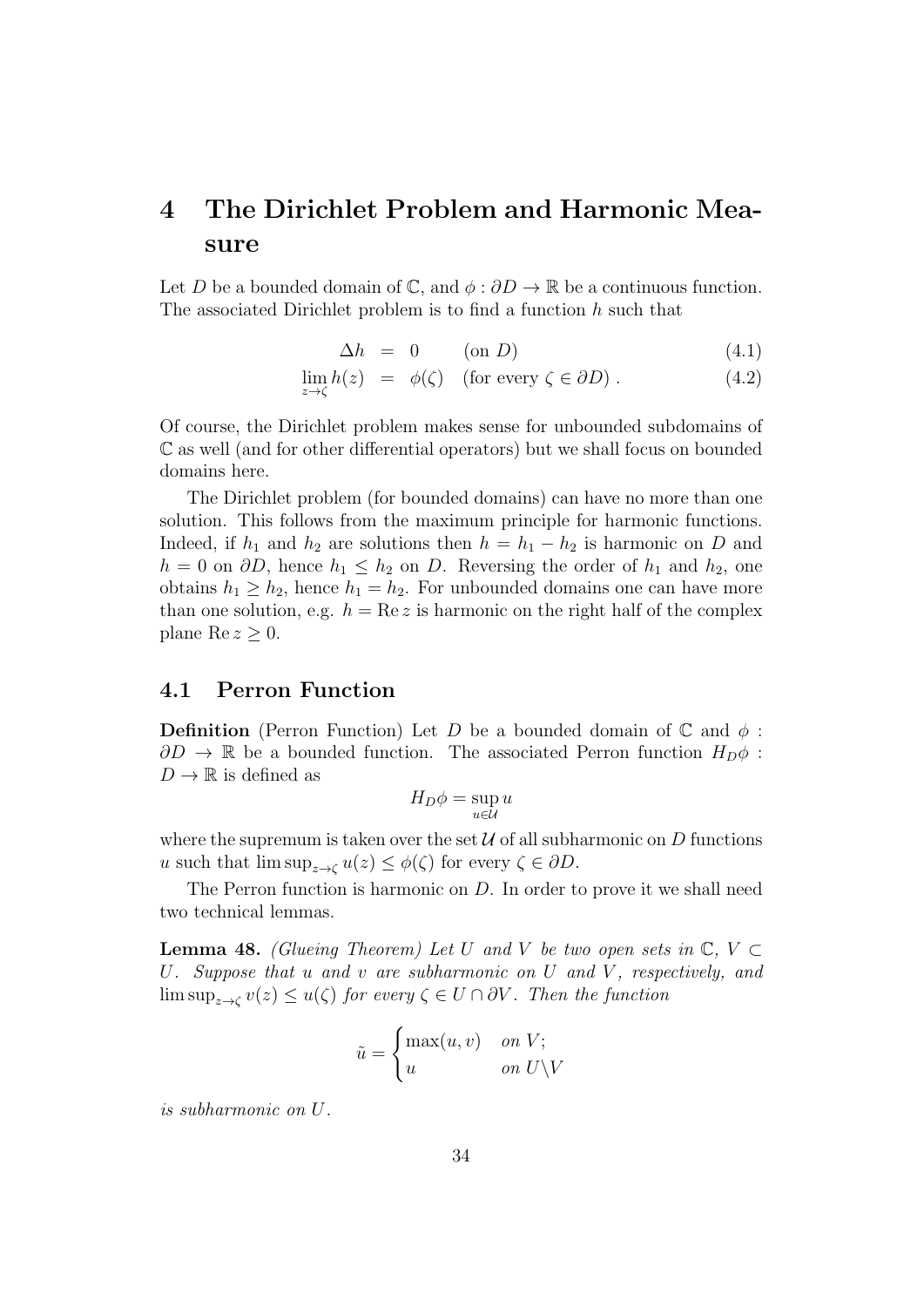# 4 The Dirichlet Problem and Harmonic Measure

Let $D$ be a bounded domain of $\mathbb{C}$, and $\phi : \partial D \to \mathbb{R}$ be a continuous function. The associated Dirichlet problem is to find a function $h$ such that

$$\Delta h = 0 \qquad \text{(on } D\text{)} \tag{4.1}$$

$$\lim_{z \to \zeta} h(z) = \phi(\zeta) \quad \text{(for every } \zeta \in \partial D\text{)} . \tag{4.2}$$

Of course, the Dirichlet problem makes sense for unbounded subdomains of $\mathbb{C}$ as well (and for other differential operators) but we shall focus on bounded domains here.

The Dirichlet problem (for bounded domains) can have no more than one solution. This follows from the maximum principle for harmonic functions. Indeed, if $h_1$ and $h_2$ are solutions then $h = h_1 - h_2$ is harmonic on $D$ and $h = 0$ on $\partial D$, hence $h_1 \leq h_2$ on $D$. Reversing the order of $h_1$ and $h_2$, one obtains $h_1 \geq h_2$, hence $h_1 = h_2$. For unbounded domains one can have more than one solution, e.g. $h = \operatorname{Re} z$ is harmonic on the right half of the complex plane $\operatorname{Re} z \geq 0$.

## 4.1 Perron Function

**Definition** (Perron Function) Let $D$ be a bounded domain of $\mathbb{C}$ and $\phi : \partial D \to \mathbb{R}$ be a bounded function. The associated Perron function $H_D\phi : D \to \mathbb{R}$ is defined as

$$H_D\phi = \sup_{u \in \mathcal{U}} u$$

where the supremum is taken over the set $\mathcal{U}$ of all subharmonic on $D$ functions $u$ such that $\limsup_{z \to \zeta} u(z) \leq \phi(\zeta)$ for every $\zeta \in \partial D$.

The Perron function is harmonic on $D$. In order to prove it we shall need two technical lemmas.

**Lemma 48.** *(Glueing Theorem) Let $U$ and $V$ be two open sets in $\mathbb{C}$, $V \subset U$. Suppose that $u$ and $v$ are subharmonic on $U$ and $V$, respectively, and $\limsup_{z \to \zeta} v(z) \leq u(\zeta)$ for every $\zeta \in U \cap \partial V$. Then the function*

$$\tilde{u} = \begin{cases} \max(u, v) & \text{on } V; \\ u & \text{on } U \backslash V \end{cases}$$

*is subharmonic on $U$.*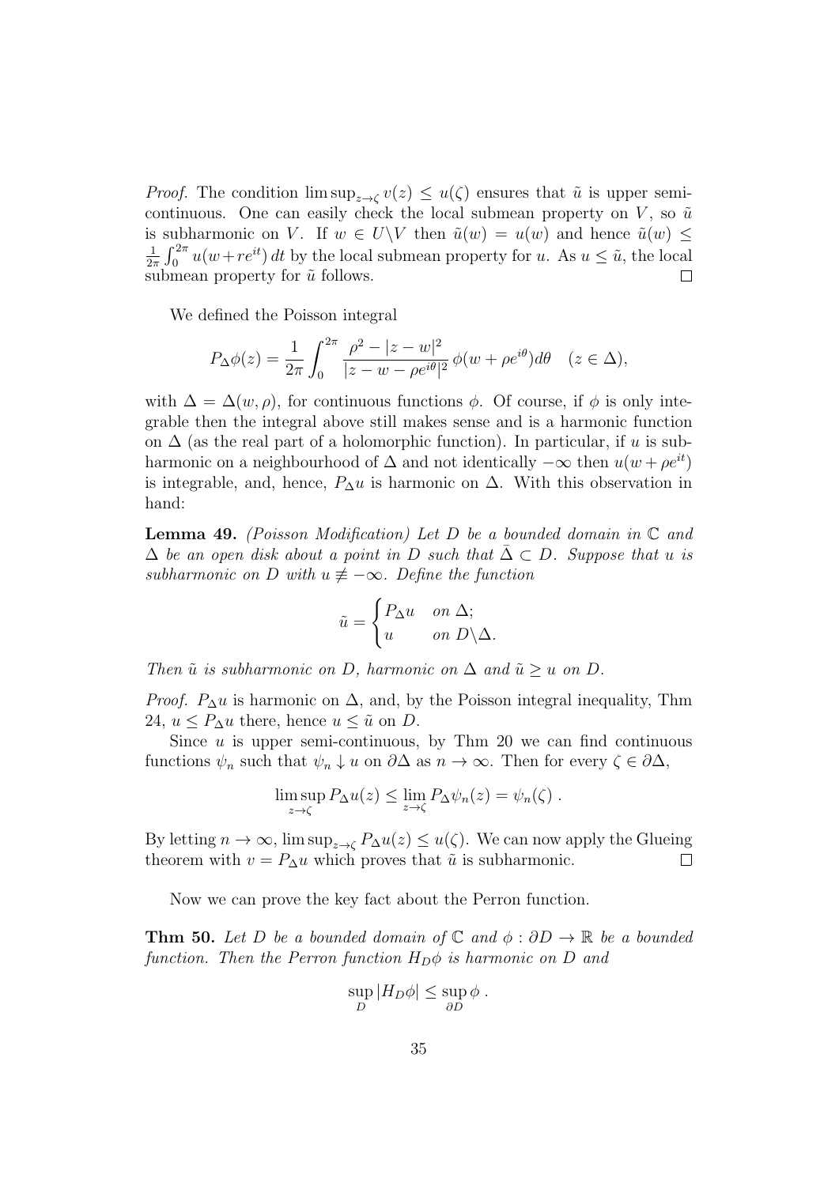*Proof.* The condition $\limsup_{z\to\zeta} v(z) \le u(\zeta)$ ensures that $\tilde{u}$ is upper semi-continuous. One can easily check the local submean property on $V$, so $\tilde{u}$ is subharmonic on $V$. If $w \in U\backslash V$ then $\tilde{u}(w) = u(w)$ and hence $\tilde{u}(w) \le \frac{1}{2\pi}\int_0^{2\pi} u(w+re^{it})\,dt$ by the local submean property for $u$. As $u \le \tilde{u}$, the local submean property for $\tilde{u}$ follows. $\square$

We defined the Poisson integral

$$P_\Delta\phi(z) = \frac{1}{2\pi}\int_0^{2\pi} \frac{\rho^2 - |z-w|^2}{|z-w-\rho e^{i\theta}|^2}\,\phi(w+\rho e^{i\theta})d\theta \quad (z \in \Delta),$$

with $\Delta = \Delta(w,\rho)$, for continuous functions $\phi$. Of course, if $\phi$ is only integrable then the integral above still makes sense and is a harmonic function on $\Delta$ (as the real part of a holomorphic function). In particular, if $u$ is subharmonic on a neighbourhood of $\Delta$ and not identically $-\infty$ then $u(w+\rho e^{it})$ is integrable, and, hence, $P_\Delta u$ is harmonic on $\Delta$. With this observation in hand:

**Lemma 49.** *(Poisson Modification) Let $D$ be a bounded domain in $\mathbb{C}$ and $\Delta$ be an open disk about a point in $D$ such that $\bar{\Delta} \subset D$. Suppose that $u$ is subharmonic on $D$ with $u \not\equiv -\infty$. Define the function*

$$\tilde{u} = \begin{cases} P_\Delta u & \text{on } \Delta; \\ u & \text{on } D\backslash\Delta. \end{cases}$$

*Then $\tilde{u}$ is subharmonic on $D$, harmonic on $\Delta$ and $\tilde{u} \ge u$ on $D$.*

*Proof.* $P_\Delta u$ is harmonic on $\Delta$, and, by the Poisson integral inequality, Thm 24, $u \le P_\Delta u$ there, hence $u \le \tilde{u}$ on $D$.

Since $u$ is upper semi-continuous, by Thm 20 we can find continuous functions $\psi_n$ such that $\psi_n \downarrow u$ on $\partial\Delta$ as $n \to \infty$. Then for every $\zeta \in \partial\Delta$,

$$\limsup_{z\to\zeta} P_\Delta u(z) \le \lim_{z\to\zeta} P_\Delta \psi_n(z) = \psi_n(\zeta)\ .$$

By letting $n \to \infty$, $\limsup_{z\to\zeta} P_\Delta u(z) \le u(\zeta)$. We can now apply the Glueing theorem with $v = P_\Delta u$ which proves that $\tilde{u}$ is subharmonic. $\square$

Now we can prove the key fact about the Perron function.

**Thm 50.** *Let $D$ be a bounded domain of $\mathbb{C}$ and $\phi : \partial D \to \mathbb{R}$ be a bounded function. Then the Perron function $H_D\phi$ is harmonic on $D$ and*

$$\sup_D |H_D\phi| \le \sup_{\partial D} \phi\ .$$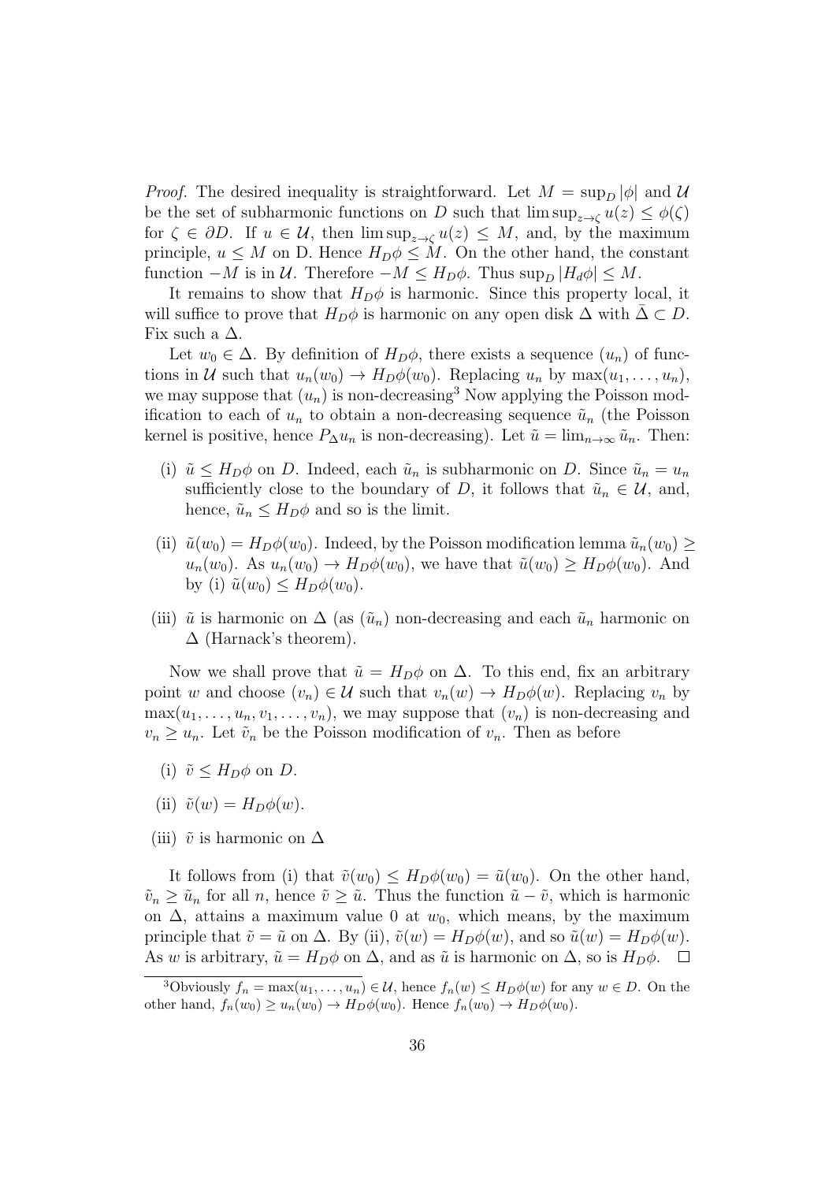*Proof.* The desired inequality is straightforward. Let $M = \sup_D |\phi|$ and $\mathcal{U}$ be the set of subharmonic functions on $D$ such that $\limsup_{z\to\zeta} u(z) \le \phi(\zeta)$ for $\zeta \in \partial D$. If $u \in \mathcal{U}$, then $\limsup_{z\to\zeta} u(z) \le M$, and, by the maximum principle, $u \le M$ on D. Hence $H_D\phi \le M$. On the other hand, the constant function $-M$ is in $\mathcal{U}$. Therefore $-M \le H_D\phi$. Thus $\sup_D |H_d\phi| \le M$.

It remains to show that $H_D\phi$ is harmonic. Since this property local, it will suffice to prove that $H_D\phi$ is harmonic on any open disk $\Delta$ with $\bar{\Delta} \subset D$. Fix such a $\Delta$.

Let $w_0 \in \Delta$. By definition of $H_D\phi$, there exists a sequence $(u_n)$ of functions in $\mathcal{U}$ such that $u_n(w_0) \to H_D\phi(w_0)$. Replacing $u_n$ by $\max(u_1, \ldots, u_n)$, we may suppose that $(u_n)$ is non-decreasing[3] Now applying the Poisson modification to each of $u_n$ to obtain a non-decreasing sequence $\tilde{u}_n$ (the Poisson kernel is positive, hence $P_\Delta u_n$ is non-decreasing). Let $\tilde{u} = \lim_{n\to\infty} \tilde{u}_n$. Then:

(i) $\tilde{u} \le H_D\phi$ on $D$. Indeed, each $\tilde{u}_n$ is subharmonic on $D$. Since $\tilde{u}_n = u_n$ sufficiently close to the boundary of $D$, it follows that $\tilde{u}_n \in \mathcal{U}$, and, hence, $\tilde{u}_n \le H_D\phi$ and so is the limit.

(ii) $\tilde{u}(w_0) = H_D\phi(w_0)$. Indeed, by the Poisson modification lemma $\tilde{u}_n(w_0) \ge u_n(w_0)$. As $u_n(w_0) \to H_D\phi(w_0)$, we have that $\tilde{u}(w_0) \ge H_D\phi(w_0)$. And by (i) $\tilde{u}(w_0) \le H_D\phi(w_0)$.

(iii) $\tilde{u}$ is harmonic on $\Delta$ (as $(\tilde{u}_n)$ non-decreasing and each $\tilde{u}_n$ harmonic on $\Delta$ (Harnack's theorem).

Now we shall prove that $\tilde{u} = H_D\phi$ on $\Delta$. To this end, fix an arbitrary point $w$ and choose $(v_n) \in \mathcal{U}$ such that $v_n(w) \to H_D\phi(w)$. Replacing $v_n$ by $\max(u_1, \ldots, u_n, v_1, \ldots, v_n)$, we may suppose that $(v_n)$ is non-decreasing and $v_n \ge u_n$. Let $\tilde{v}_n$ be the Poisson modification of $v_n$. Then as before

(i) $\tilde{v} \le H_D\phi$ on $D$.

(ii) $\tilde{v}(w) = H_D\phi(w)$.

(iii) $\tilde{v}$ is harmonic on $\Delta$

It follows from (i) that $\tilde{v}(w_0) \le H_D\phi(w_0) = \tilde{u}(w_0)$. On the other hand, $\tilde{v}_n \ge \tilde{u}_n$ for all $n$, hence $\tilde{v} \ge \tilde{u}$. Thus the function $\tilde{u} - \tilde{v}$, which is harmonic on $\Delta$, attains a maximum value 0 at $w_0$, which means, by the maximum principle that $\tilde{v} = \tilde{u}$ on $\Delta$. By (ii), $\tilde{v}(w) = H_D\phi(w)$, and so $\tilde{u}(w) = H_D\phi(w)$. As $w$ is arbitrary, $\tilde{u} = H_D\phi$ on $\Delta$, and as $\tilde{u}$ is harmonic on $\Delta$, so is $H_D\phi$. $\square$

---

[3] Obviously $f_n = \max(u_1, \ldots, u_n) \in \mathcal{U}$, hence $f_n(w) \le H_D\phi(w)$ for any $w \in D$. On the other hand, $f_n(w_0) \ge u_n(w_0) \to H_D\phi(w_0)$. Hence $f_n(w_0) \to H_D\phi(w_0)$.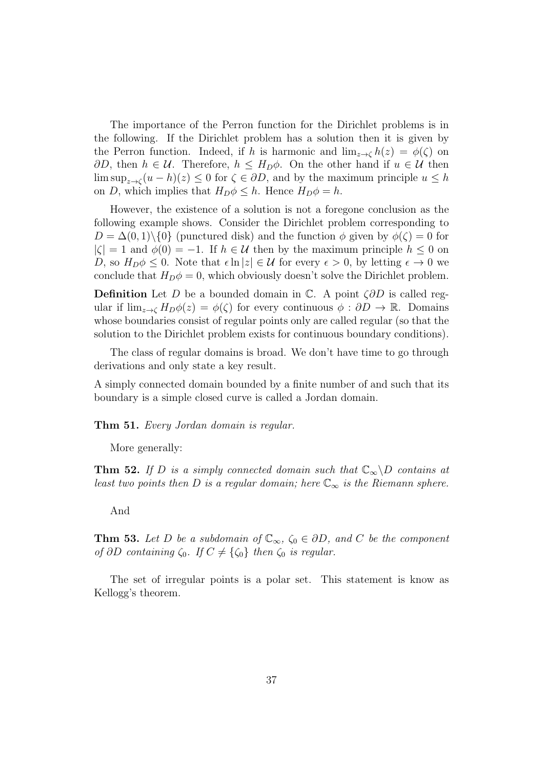The importance of the Perron function for the Dirichlet problems is in the following. If the Dirichlet problem has a solution then it is given by the Perron function. Indeed, if $h$ is harmonic and $\lim_{z\to\zeta} h(z) = \phi(\zeta)$ on $\partial D$, then $h \in \mathcal{U}$. Therefore, $h \leq H_D\phi$. On the other hand if $u \in \mathcal{U}$ then $\limsup_{z\to\zeta}(u-h)(z) \leq 0$ for $\zeta \in \partial D$, and by the maximum principle $u \leq h$ on $D$, which implies that $H_D\phi \leq h$. Hence $H_D\phi = h$.

However, the existence of a solution is not a foregone conclusion as the following example shows. Consider the Dirichlet problem corresponding to $D = \Delta(0,1)\backslash\{0\}$ (punctured disk) and the function $\phi$ given by $\phi(\zeta) = 0$ for $|\zeta| = 1$ and $\phi(0) = -1$. If $h \in \mathcal{U}$ then by the maximum principle $h \leq 0$ on $D$, so $H_D\phi \leq 0$. Note that $\epsilon \ln|z| \in \mathcal{U}$ for every $\epsilon > 0$, by letting $\epsilon \to 0$ we conclude that $H_D\phi = 0$, which obviously doesn't solve the Dirichlet problem.

**Definition** Let $D$ be a bounded domain in $\mathbb{C}$. A point $\zeta\partial D$ is called regular if $\lim_{z\to\zeta} H_D\phi(z) = \phi(\zeta)$ for every continuous $\phi : \partial D \to \mathbb{R}$. Domains whose boundaries consist of regular points only are called regular (so that the solution to the Dirichlet problem exists for continuous boundary conditions).

The class of regular domains is broad. We don't have time to go through derivations and only state a key result.

A simply connected domain bounded by a finite number of and such that its boundary is a simple closed curve is called a Jordan domain.

**Thm 51.** *Every Jordan domain is regular.*

More generally:

**Thm 52.** *If $D$ is a simply connected domain such that $\mathbb{C}_\infty\backslash D$ contains at least two points then $D$ is a regular domain; here $\mathbb{C}_\infty$ is the Riemann sphere.*

And

**Thm 53.** *Let $D$ be a subdomain of $\mathbb{C}_\infty$, $\zeta_0 \in \partial D$, and $C$ be the component of $\partial D$ containing $\zeta_0$. If $C \neq \{\zeta_0\}$ then $\zeta_0$ is regular.*

The set of irregular points is a polar set. This statement is know as Kellogg's theorem.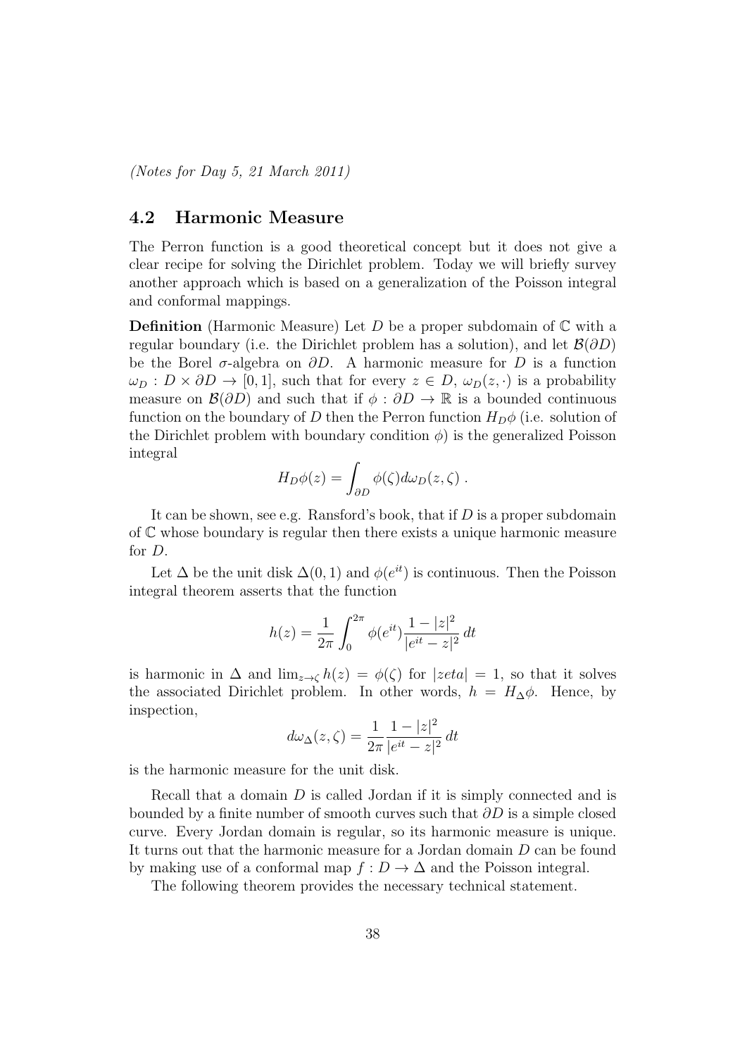*(Notes for Day 5, 21 March 2011)*

## 4.2 Harmonic Measure

The Perron function is a good theoretical concept but it does not give a clear recipe for solving the Dirichlet problem. Today we will briefly survey another approach which is based on a generalization of the Poisson integral and conformal mappings.

**Definition** (Harmonic Measure) Let $D$ be a proper subdomain of $\mathbb{C}$ with a regular boundary (i.e. the Dirichlet problem has a solution), and let $\mathcal{B}(\partial D)$ be the Borel $\sigma$-algebra on $\partial D$. A harmonic measure for $D$ is a function $\omega_D : D \times \partial D \to [0, 1]$, such that for every $z \in D$, $\omega_D(z, \cdot)$ is a probability measure on $\mathcal{B}(\partial D)$ and such that if $\phi : \partial D \to \mathbb{R}$ is a bounded continuous function on the boundary of $D$ then the Perron function $H_D\phi$ (i.e. solution of the Dirichlet problem with boundary condition $\phi$) is the generalized Poisson integral

$$H_D\phi(z) = \int_{\partial D} \phi(\zeta) d\omega_D(z, \zeta) \; .$$

It can be shown, see e.g. Ransford's book, that if $D$ is a proper subdomain of $\mathbb{C}$ whose boundary is regular then there exists a unique harmonic measure for $D$.

Let $\Delta$ be the unit disk $\Delta(0, 1)$ and $\phi(e^{it})$ is continuous. Then the Poisson integral theorem asserts that the function

$$h(z) = \frac{1}{2\pi} \int_0^{2\pi} \phi(e^{it}) \frac{1 - |z|^2}{|e^{it} - z|^2} \, dt$$

is harmonic in $\Delta$ and $\lim_{z \to \zeta} h(z) = \phi(\zeta)$ for $|zeta| = 1$, so that it solves the associated Dirichlet problem. In other words, $h = H_\Delta \phi$. Hence, by inspection,

$$d\omega_\Delta(z, \zeta) = \frac{1}{2\pi} \frac{1 - |z|^2}{|e^{it} - z|^2} \, dt$$

is the harmonic measure for the unit disk.

Recall that a domain $D$ is called Jordan if it is simply connected and is bounded by a finite number of smooth curves such that $\partial D$ is a simple closed curve. Every Jordan domain is regular, so its harmonic measure is unique. It turns out that the harmonic measure for a Jordan domain $D$ can be found by making use of a conformal map $f : D \to \Delta$ and the Poisson integral.

The following theorem provides the necessary technical statement.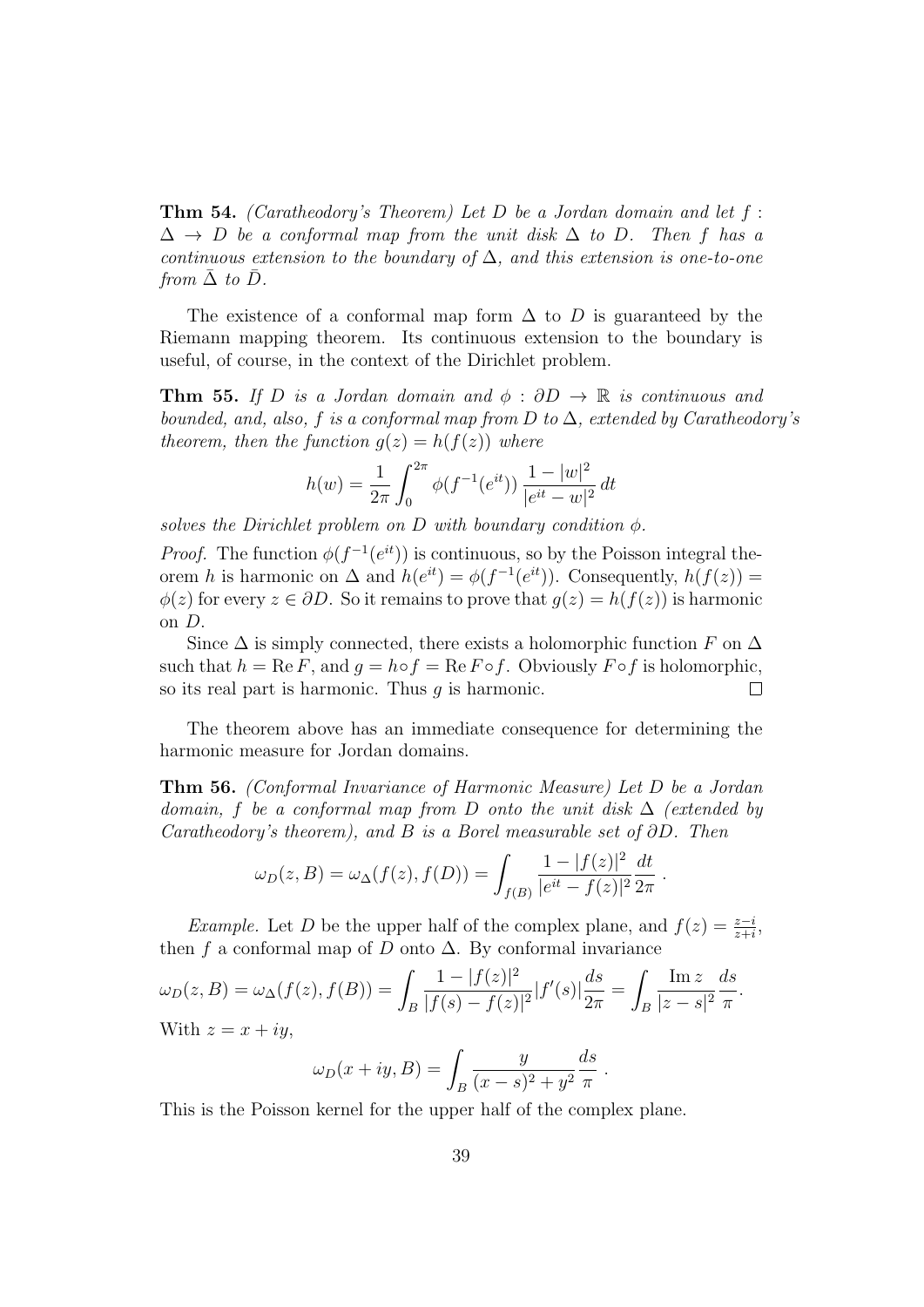**Thm 54.** *(Caratheodory's Theorem) Let $D$ be a Jordan domain and let $f : \Delta \to D$ be a conformal map from the unit disk $\Delta$ to $D$. Then $f$ has a continuous extension to the boundary of $\Delta$, and this extension is one-to-one from $\bar{\Delta}$ to $\bar{D}$.*

The existence of a conformal map form $\Delta$ to $D$ is guaranteed by the Riemann mapping theorem. Its continuous extension to the boundary is useful, of course, in the context of the Dirichlet problem.

**Thm 55.** *If $D$ is a Jordan domain and $\phi : \partial D \to \mathbb{R}$ is continuous and bounded, and, also, $f$ is a conformal map from $D$ to $\Delta$, extended by Caratheodory's theorem, then the function $g(z) = h(f(z))$ where*

$$h(w) = \frac{1}{2\pi} \int_0^{2\pi} \phi(f^{-1}(e^{it})) \, \frac{1 - |w|^2}{|e^{it} - w|^2} \, dt$$

*solves the Dirichlet problem on $D$ with boundary condition $\phi$.*

*Proof.* The function $\phi(f^{-1}(e^{it}))$ is continuous, so by the Poisson integral theorem $h$ is harmonic on $\Delta$ and $h(e^{it}) = \phi(f^{-1}(e^{it}))$. Consequently, $h(f(z)) = \phi(z)$ for every $z \in \partial D$. So it remains to prove that $g(z) = h(f(z))$ is harmonic on $D$.

Since $\Delta$ is simply connected, there exists a holomorphic function $F$ on $\Delta$ such that $h = \operatorname{Re} F$, and $g = h \circ f = \operatorname{Re} F \circ f$. Obviously $F \circ f$ is holomorphic, so its real part is harmonic. Thus $g$ is harmonic. $\square$

The theorem above has an immediate consequence for determining the harmonic measure for Jordan domains.

**Thm 56.** *(Conformal Invariance of Harmonic Measure) Let $D$ be a Jordan domain, $f$ be a conformal map from $D$ onto the unit disk $\Delta$ (extended by Caratheodory's theorem), and $B$ is a Borel measurable set of $\partial D$. Then*

$$\omega_D(z, B) = \omega_\Delta(f(z), f(D)) = \int_{f(B)} \frac{1 - |f(z)|^2}{|e^{it} - f(z)|^2} \frac{dt}{2\pi} \, .$$

*Example.* Let $D$ be the upper half of the complex plane, and $f(z) = \frac{z-i}{z+i}$, then $f$ a conformal map of $D$ onto $\Delta$. By conformal invariance

$$\omega_D(z, B) = \omega_\Delta(f(z), f(B)) = \int_B \frac{1 - |f(z)|^2}{|f(s) - f(z)|^2} |f'(s)| \frac{ds}{2\pi} = \int_B \frac{\operatorname{Im} z}{|z - s|^2} \frac{ds}{\pi}.$$

With $z = x + iy$,

$$\omega_D(x + iy, B) = \int_B \frac{y}{(x - s)^2 + y^2} \frac{ds}{\pi} \, .$$

This is the Poisson kernel for the upper half of the complex plane.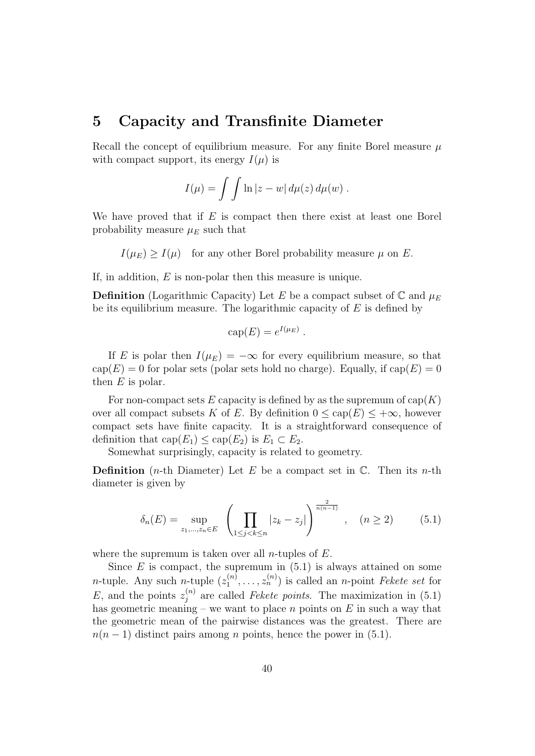# 5 Capacity and Transfinite Diameter

Recall the concept of equilibrium measure. For any finite Borel measure $\mu$ with compact support, its energy $I(\mu)$ is

$$I(\mu) = \int\int \ln|z - w| \, d\mu(z) \, d\mu(w) \, .$$

We have proved that if $E$ is compact then there exist at least one Borel probability measure $\mu_E$ such that

$$I(\mu_E) \geq I(\mu) \quad \text{for any other Borel probability measure } \mu \text{ on } E.$$

If, in addition, $E$ is non-polar then this measure is unique.

**Definition** (Logarithmic Capacity) Let $E$ be a compact subset of $\mathbb{C}$ and $\mu_E$ be its equilibrium measure. The logarithmic capacity of $E$ is defined by

$$\mathrm{cap}(E) = e^{I(\mu_E)} \, .$$

If $E$ is polar then $I(\mu_E) = -\infty$ for every equilibrium measure, so that $\mathrm{cap}(E) = 0$ for polar sets (polar sets hold no charge). Equally, if $\mathrm{cap}(E) = 0$ then $E$ is polar.

For non-compact sets $E$ capacity is defined by as the supremum of $\mathrm{cap}(K)$ over all compact subsets $K$ of $E$. By definition $0 \leq \mathrm{cap}(E) \leq +\infty$, however compact sets have finite capacity. It is a straightforward consequence of definition that $\mathrm{cap}(E_1) \leq \mathrm{cap}(E_2)$ is $E_1 \subset E_2$.

Somewhat surprisingly, capacity is related to geometry.

**Definition** ($n$-th Diameter) Let $E$ be a compact set in $\mathbb{C}$. Then its $n$-th diameter is given by

$$\delta_n(E) = \sup_{z_1,\ldots,z_n \in E} \left( \prod_{1 \leq j < k \leq n} |z_k - z_j| \right)^{\frac{2}{n(n-1)}} , \quad (n \geq 2) \tag{5.1}$$

where the supremum is taken over all $n$-tuples of $E$.

Since $E$ is compact, the supremum in (5.1) is always attained on some $n$-tuple. Any such $n$-tuple $(z_1^{(n)}, \ldots, z_n^{(n)})$ is called an $n$-point *Fekete set* for $E$, and the points $z_j^{(n)}$ are called *Fekete points*. The maximization in (5.1) has geometric meaning – we want to place $n$ points on $E$ in such a way that the geometric mean of the pairwise distances was the greatest. There are $n(n-1)$ distinct pairs among $n$ points, hence the power in (5.1).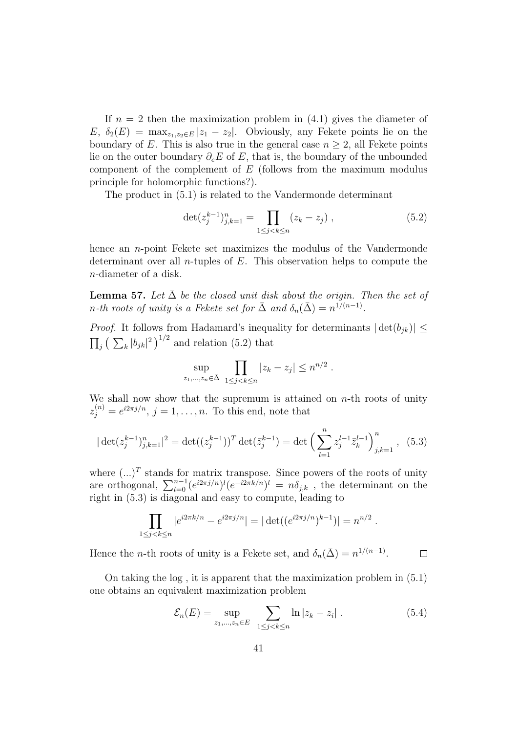If $n = 2$ then the maximization problem in (4.1) gives the diameter of $E$, $\delta_2(E) = \max_{z_1,z_2 \in E} |z_1 - z_2|$. Obviously, any Fekete points lie on the boundary of $E$. This is also true in the general case $n \geq 2$, all Fekete points lie on the outer boundary $\partial_e E$ of $E$, that is, the boundary of the unbounded component of the complement of $E$ (follows from the maximum modulus principle for holomorphic functions?).

The product in (5.1) is related to the Vandermonde determinant

$$
\det(z_j^{k-1})_{j,k=1}^n = \prod_{1 \leq j < k \leq n} (z_k - z_j) \ , \tag{5.2}
$$

hence an $n$-point Fekete set maximizes the modulus of the Vandermonde determinant over all $n$-tuples of $E$. This observation helps to compute the $n$-diameter of a disk.

**Lemma 57.** *Let $\bar{\Delta}$ be the closed unit disk about the origin. Then the set of $n$-th roots of unity is a Fekete set for $\bar{\Delta}$ and $\delta_n(\bar{\Delta}) = n^{1/(n-1)}$.*

*Proof.* It follows from Hadamard's inequality for determinants $|\det(b_{jk})| \leq \prod_j \big( \sum_k |b_{jk}|^2 \big)^{1/2}$ and relation (5.2) that

$$
\sup_{z_1,\ldots,z_n \in \bar{\Delta}} \prod_{1 \leq j < k \leq n} |z_k - z_j| \leq n^{n/2} \ .
$$

We shall now show that the supremum is attained on $n$-th roots of unity $z_j^{(n)} = e^{i2\pi j/n}$, $j = 1, \ldots, n$. To this end, note that

$$
|\det(z_j^{k-1})_{j,k=1}^n|^2 = \det((z_j^{k-1}))^T \det(\bar{z}_j^{k-1}) = \det\Big( \sum_{l=1}^n z_j^{l-1} \bar{z}_k^{l-1} \Big)_{j,k=1}^n \ , \tag{5.3}
$$

where $(\ldots)^T$ stands for matrix transpose. Since powers of the roots of unity are orthogonal, $\sum_{l=0}^{n-1} (e^{i2\pi j/n})^l (e^{-i2\pi k/n})^l = n\delta_{j,k}$ , the determinant on the right in (5.3) is diagonal and easy to compute, leading to

$$
\prod_{1 \leq j < k \leq n} |e^{i2\pi k/n} - e^{i2\pi j/n}| = |\det((e^{i2\pi j/n})^{k-1})| = n^{n/2} \ .
$$

Hence the $n$-th roots of unity is a Fekete set, and $\delta_n(\bar{\Delta}) = n^{1/(n-1)}$. $\square$

On taking the log , it is apparent that the maximization problem in (5.1) one obtains an equivalent maximization problem

$$
\mathcal{E}_n(E) = \sup_{z_1,\ldots,z_n \in E} \sum_{1 \leq j < k \leq n} \ln |z_k - z_i| \ . \tag{5.4}
$$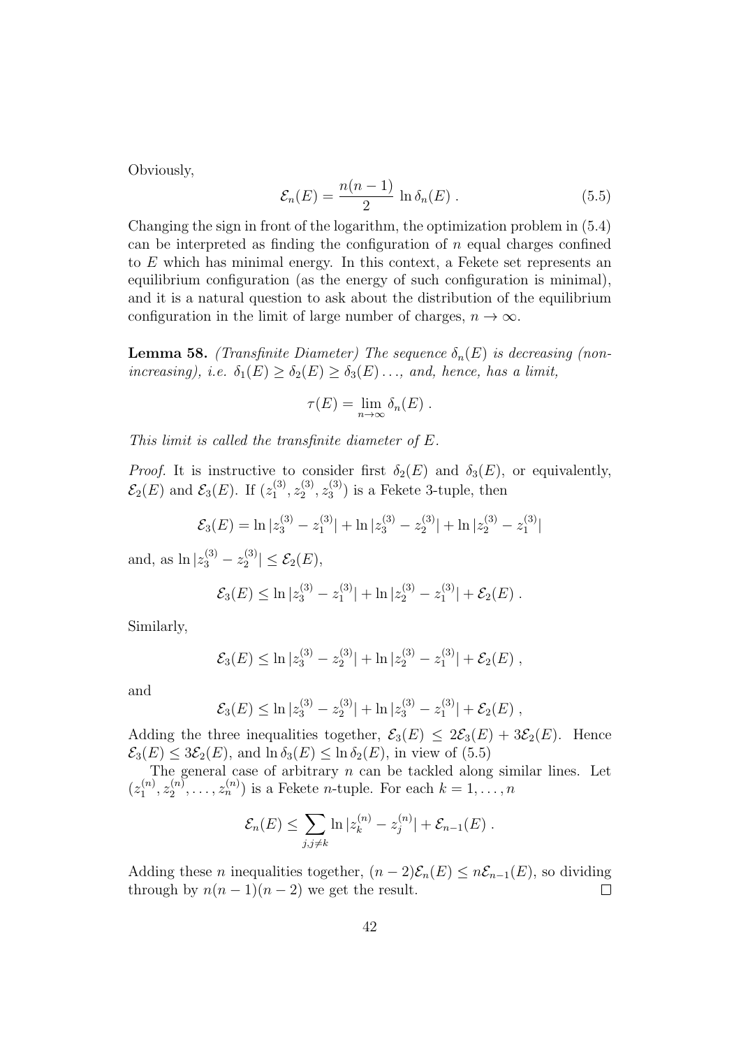Obviously,

$$\mathcal{E}_n(E) = \frac{n(n-1)}{2} \ln \delta_n(E) . \tag{5.5}$$

Changing the sign in front of the logarithm, the optimization problem in (5.4) can be interpreted as finding the configuration of $n$ equal charges confined to $E$ which has minimal energy. In this context, a Fekete set represents an equilibrium configuration (as the energy of such configuration is minimal), and it is a natural question to ask about the distribution of the equilibrium configuration in the limit of large number of charges, $n \to \infty$.

**Lemma 58.** *(Transfinite Diameter) The sequence $\delta_n(E)$ is decreasing (non-increasing), i.e. $\delta_1(E) \geq \delta_2(E) \geq \delta_3(E) \ldots$, and, hence, has a limit,*

$$\tau(E) = \lim_{n\to\infty} \delta_n(E) .$$

*This limit is called the transfinite diameter of $E$.*

*Proof.* It is instructive to consider first $\delta_2(E)$ and $\delta_3(E)$, or equivalently, $\mathcal{E}_2(E)$ and $\mathcal{E}_3(E)$. If $(z_1^{(3)}, z_2^{(3)}, z_3^{(3)})$ is a Fekete 3-tuple, then

$$\mathcal{E}_3(E) = \ln |z_3^{(3)} - z_1^{(3)}| + \ln |z_3^{(3)} - z_2^{(3)}| + \ln |z_2^{(3)} - z_1^{(3)}|$$

and, as $\ln |z_3^{(3)} - z_2^{(3)}| \leq \mathcal{E}_2(E)$,

$$\mathcal{E}_3(E) \leq \ln |z_3^{(3)} - z_1^{(3)}| + \ln |z_2^{(3)} - z_1^{(3)}| + \mathcal{E}_2(E) .$$

Similarly,

$$\mathcal{E}_3(E) \leq \ln |z_3^{(3)} - z_2^{(3)}| + \ln |z_2^{(3)} - z_1^{(3)}| + \mathcal{E}_2(E) ,$$

and

$$\mathcal{E}_3(E) \leq \ln |z_3^{(3)} - z_2^{(3)}| + \ln |z_3^{(3)} - z_1^{(3)}| + \mathcal{E}_2(E) ,$$

Adding the three inequalities together, $\mathcal{E}_3(E) \leq 2\mathcal{E}_3(E) + 3\mathcal{E}_2(E)$. Hence $\mathcal{E}_3(E) \leq 3\mathcal{E}_2(E)$, and $\ln \delta_3(E) \leq \ln \delta_2(E)$, in view of (5.5)

The general case of arbitrary $n$ can be tackled along similar lines. Let $(z_1^{(n)}, z_2^{(n)}, \ldots, z_n^{(n)})$ is a Fekete $n$-tuple. For each $k = 1, \ldots, n$

$$\mathcal{E}_n(E) \leq \sum_{j, j\neq k} \ln |z_k^{(n)} - z_j^{(n)}| + \mathcal{E}_{n-1}(E) .$$

Adding these $n$ inequalities together, $(n-2)\mathcal{E}_n(E) \leq n\mathcal{E}_{n-1}(E)$, so dividing through by $n(n-1)(n-2)$ we get the result. $\square$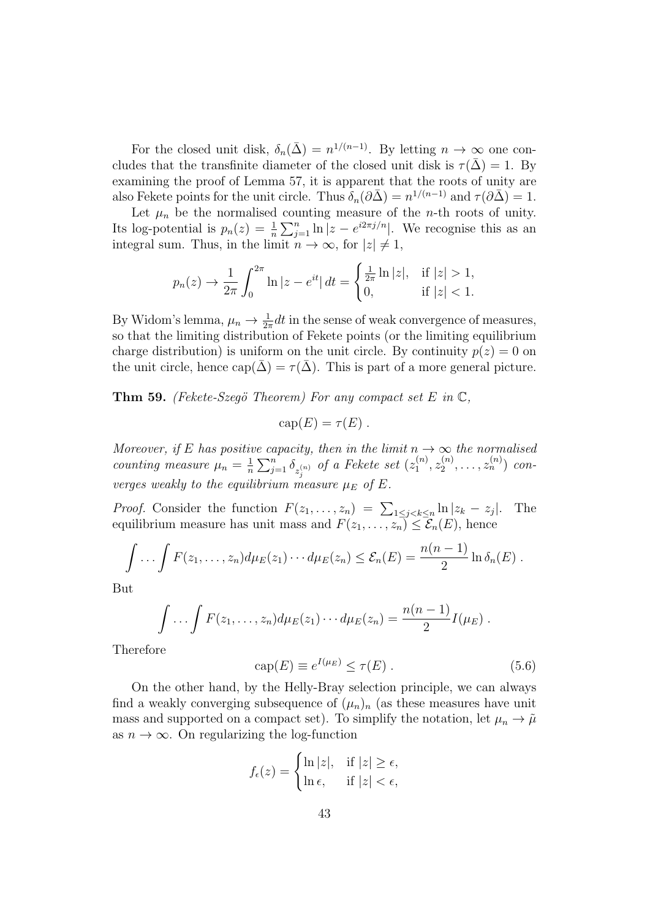For the closed unit disk, $\delta_n(\bar{\Delta}) = n^{1/(n-1)}$. By letting $n \to \infty$ one concludes that the transfinite diameter of the closed unit disk is $\tau(\bar{\Delta}) = 1$. By examining the proof of Lemma 57, it is apparent that the roots of unity are also Fekete points for the unit circle. Thus $\delta_n(\partial\bar{\Delta}) = n^{1/(n-1)}$ and $\tau(\partial\bar{\Delta}) = 1$.

Let $\mu_n$ be the normalised counting measure of the $n$-th roots of unity. Its log-potential is $p_n(z) = \frac{1}{n}\sum_{j=1}^{n} \ln|z - e^{i2\pi j/n}|$. We recognise this as an integral sum. Thus, in the limit $n \to \infty$, for $|z| \neq 1$,

$$p_n(z) \to \frac{1}{2\pi}\int_0^{2\pi} \ln|z - e^{it}|\, dt = \begin{cases} \frac{1}{2\pi}\ln|z|, & \text{if } |z| > 1, \\ 0, & \text{if } |z| < 1. \end{cases}$$

By Widom's lemma, $\mu_n \to \frac{1}{2\pi}dt$ in the sense of weak convergence of measures, so that the limiting distribution of Fekete points (or the limiting equilibrium charge distribution) is uniform on the unit circle. By continuity $p(z) = 0$ on the unit circle, hence $\text{cap}(\bar{\Delta}) = \tau(\bar{\Delta})$. This is part of a more general picture.

**Thm 59.** *(Fekete-Szegö Theorem) For any compact set $E$ in $\mathbb{C}$,*

$$\text{cap}(E) = \tau(E)\ .$$

*Moreover, if $E$ has positive capacity, then in the limit $n \to \infty$ the normalised counting measure $\mu_n = \frac{1}{n}\sum_{j=1}^{n} \delta_{z_j^{(n)}}$ of a Fekete set $(z_1^{(n)}, z_2^{(n)}, \ldots, z_n^{(n)})$ converges weakly to the equilibrium measure $\mu_E$ of $E$.*

*Proof.* Consider the function $F(z_1, \ldots, z_n) = \sum_{1 \le j < k \le n} \ln|z_k - z_j|$. The equilibrium measure has unit mass and $F(z_1, \ldots, z_n) \le \mathcal{E}_n(E)$, hence

$$\int \cdots \int F(z_1, \ldots, z_n) d\mu_E(z_1) \cdots d\mu_E(z_n) \le \mathcal{E}_n(E) = \frac{n(n-1)}{2}\ln\delta_n(E)\ .$$

But

$$\int \cdots \int F(z_1, \ldots, z_n) d\mu_E(z_1) \cdots d\mu_E(z_n) = \frac{n(n-1)}{2} I(\mu_E)\ .$$

Therefore

$$\text{cap}(E) \equiv e^{I(\mu_E)} \le \tau(E)\ . \tag{5.6}$$

On the other hand, by the Helly-Bray selection principle, we can always find a weakly converging subsequence of $(\mu_n)_n$ (as these measures have unit mass and supported on a compact set). To simplify the notation, let $\mu_n \to \tilde{\mu}$ as $n \to \infty$. On regularizing the log-function

$$f_\epsilon(z) = \begin{cases} \ln|z|, & \text{if } |z| \ge \epsilon, \\ \ln\epsilon, & \text{if } |z| < \epsilon, \end{cases}$$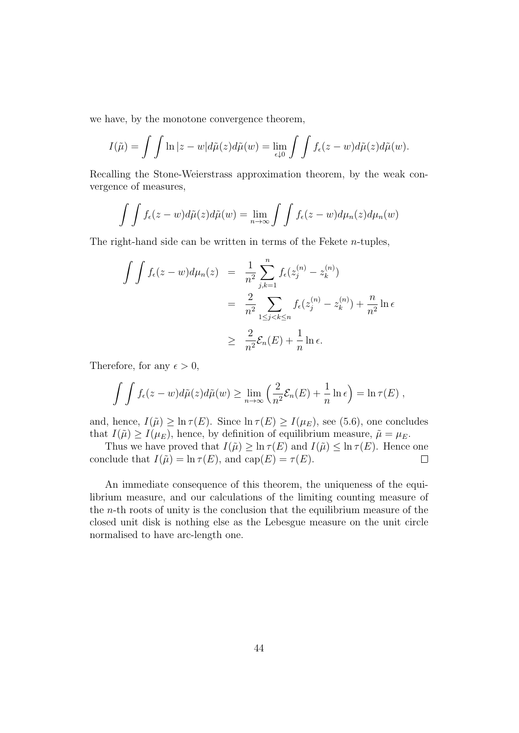we have, by the monotone convergence theorem,

$$I(\tilde{\mu}) = \int\int \ln|z-w| d\tilde{\mu}(z) d\tilde{\mu}(w) = \lim_{\epsilon\downarrow 0} \int\int f_\epsilon(z-w) d\tilde{\mu}(z) d\tilde{\mu}(w).$$

Recalling the Stone-Weierstrass approximation theorem, by the weak convergence of measures,

$$\int\int f_\epsilon(z-w) d\tilde{\mu}(z) d\tilde{\mu}(w) = \lim_{n\to\infty} \int\int f_\epsilon(z-w) d\mu_n(z) d\mu_n(w)$$

The right-hand side can be written in terms of the Fekete $n$-tuples,

$$\begin{aligned}
\int\int f_\epsilon(z-w) d\mu_n(z) &= \frac{1}{n^2} \sum_{j,k=1}^{n} f_\epsilon(z_j^{(n)} - z_k^{(n)}) \\
&= \frac{2}{n^2} \sum_{1\le j<k\le n} f_\epsilon(z_j^{(n)} - z_k^{(n)}) + \frac{n}{n^2} \ln \epsilon \\
&\ge \frac{2}{n^2} \mathcal{E}_n(E) + \frac{1}{n} \ln \epsilon.
\end{aligned}$$

Therefore, for any $\epsilon > 0$,

$$\int\int f_\epsilon(z-w) d\tilde{\mu}(z) d\tilde{\mu}(w) \ge \lim_{n\to\infty} \Big( \frac{2}{n^2} \mathcal{E}_n(E) + \frac{1}{n} \ln \epsilon \Big) = \ln \tau(E) \ ,$$

and, hence, $I(\tilde{\mu}) \ge \ln \tau(E)$. Since $\ln \tau(E) \ge I(\mu_E)$, see (5.6), one concludes that $I(\tilde{\mu}) \ge I(\mu_E)$, hence, by definition of equilibrium measure, $\tilde{\mu} = \mu_E$.

Thus we have proved that $I(\tilde{\mu}) \ge \ln \tau(E)$ and $I(\tilde{\mu}) \le \ln \tau(E)$. Hence one conclude that $I(\tilde{\mu}) = \ln \tau(E)$, and $\mathrm{cap}(E) = \tau(E)$. □

An immediate consequence of this theorem, the uniqueness of the equilibrium measure, and our calculations of the limiting counting measure of the $n$-th roots of unity is the conclusion that the equilibrium measure of the closed unit disk is nothing else as the Lebesgue measure on the unit circle normalised to have arc-length one.